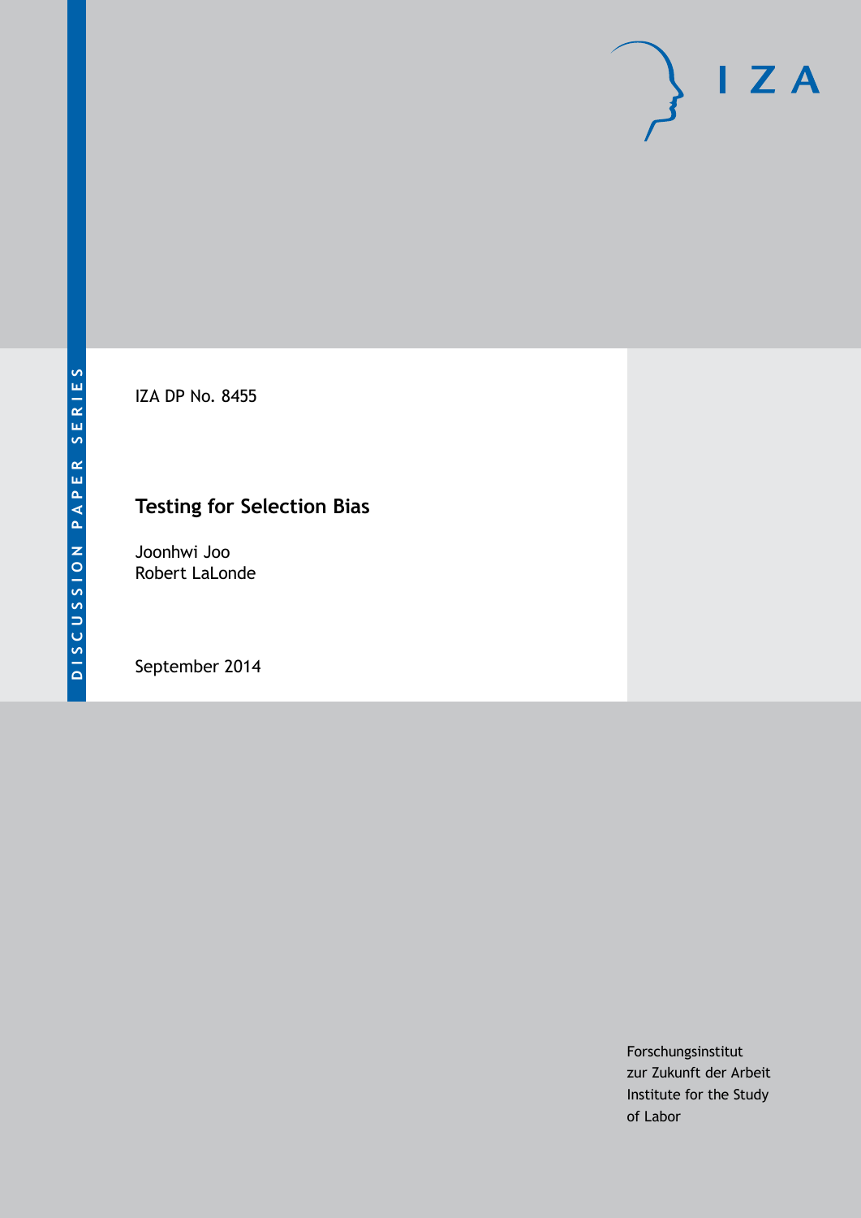DISCUSSION PAPER SERIES

IZA DP No. 8455

# Testing for Selection Bias

Joonhwi Joo
Robert LaLonde

September 2014

Forschungsinstitut
zur Zukunft der Arbeit
Institute for the Study
of Labor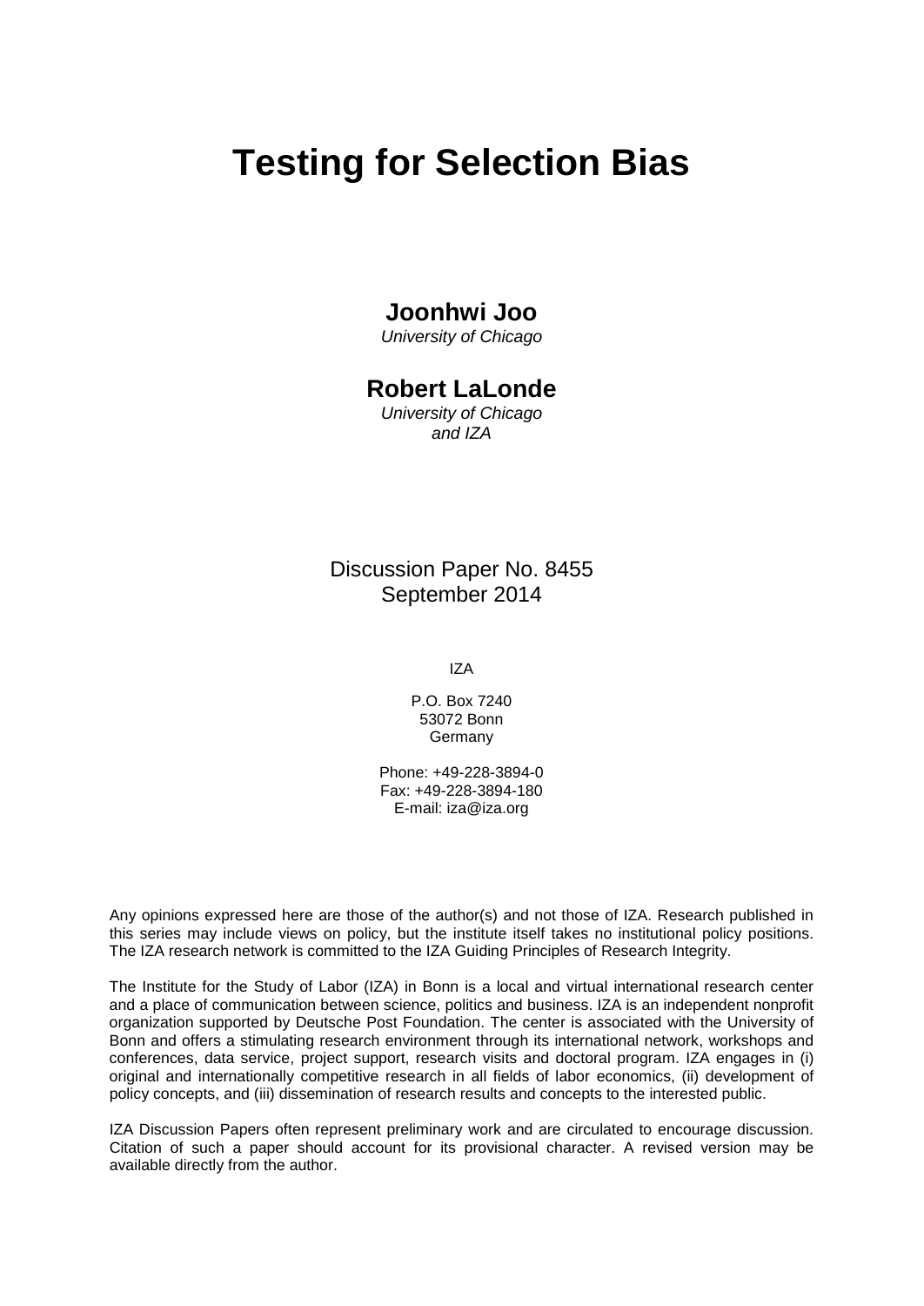# Testing for Selection Bias

**Joonhwi Joo**
*University of Chicago*

**Robert LaLonde**
*University of Chicago and IZA*

Discussion Paper No. 8455
September 2014

IZA

P.O. Box 7240
53072 Bonn
Germany

Phone: +49-228-3894-0
Fax: +49-228-3894-180
E-mail: iza@iza.org

Any opinions expressed here are those of the author(s) and not those of IZA. Research published in this series may include views on policy, but the institute itself takes no institutional policy positions. The IZA research network is committed to the IZA Guiding Principles of Research Integrity.

The Institute for the Study of Labor (IZA) in Bonn is a local and virtual international research center and a place of communication between science, politics and business. IZA is an independent nonprofit organization supported by Deutsche Post Foundation. The center is associated with the University of Bonn and offers a stimulating research environment through its international network, workshops and conferences, data service, project support, research visits and doctoral program. IZA engages in (i) original and internationally competitive research in all fields of labor economics, (ii) development of policy concepts, and (iii) dissemination of research results and concepts to the interested public.

IZA Discussion Papers often represent preliminary work and are circulated to encourage discussion. Citation of such a paper should account for its provisional character. A revised version may be available directly from the author.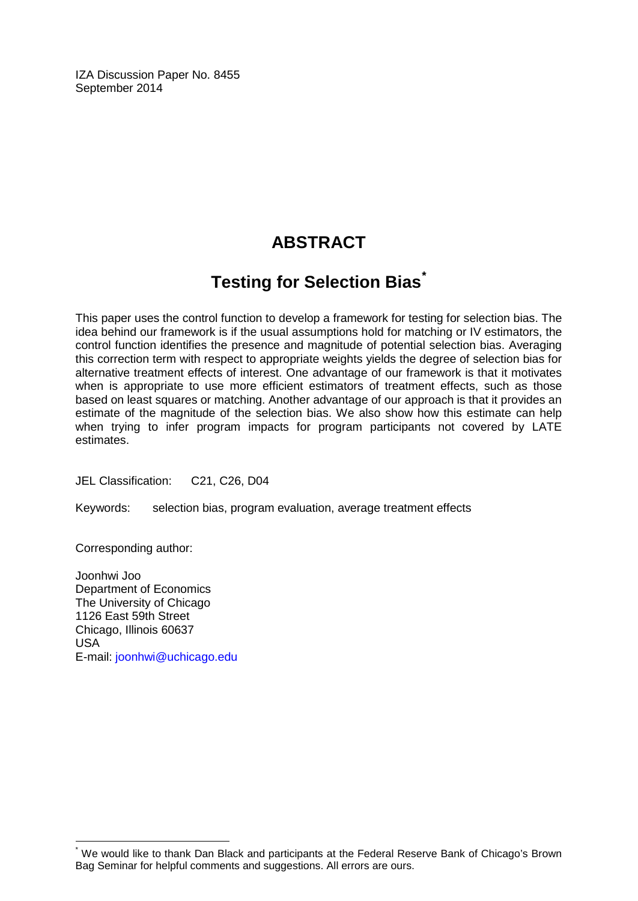IZA Discussion Paper No. 8455
September 2014

# ABSTRACT

## Testing for Selection Bias[*]

This paper uses the control function to develop a framework for testing for selection bias. The idea behind our framework is if the usual assumptions hold for matching or IV estimators, the control function identifies the presence and magnitude of potential selection bias. Averaging this correction term with respect to appropriate weights yields the degree of selection bias for alternative treatment effects of interest. One advantage of our framework is that it motivates when is appropriate to use more efficient estimators of treatment effects, such as those based on least squares or matching. Another advantage of our approach is that it provides an estimate of the magnitude of the selection bias. We also show how this estimate can help when trying to infer program impacts for program participants not covered by LATE estimates.

JEL Classification: C21, C26, D04

Keywords: selection bias, program evaluation, average treatment effects

Corresponding author:

Joonhwi Joo
Department of Economics
The University of Chicago
1126 East 59th Street
Chicago, Illinois 60637
USA
E-mail: joonhwi@uchicago.edu

[*] We would like to thank Dan Black and participants at the Federal Reserve Bank of Chicago's Brown Bag Seminar for helpful comments and suggestions. All errors are ours.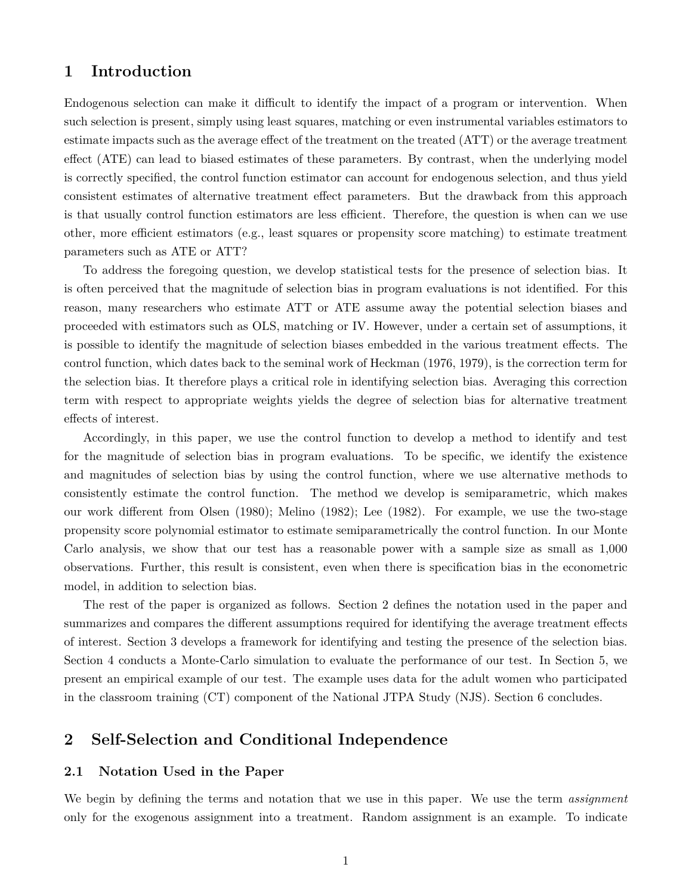# 1 Introduction

Endogenous selection can make it difficult to identify the impact of a program or intervention. When such selection is present, simply using least squares, matching or even instrumental variables estimators to estimate impacts such as the average effect of the treatment on the treated (ATT) or the average treatment effect (ATE) can lead to biased estimates of these parameters. By contrast, when the underlying model is correctly specified, the control function estimator can account for endogenous selection, and thus yield consistent estimates of alternative treatment effect parameters. But the drawback from this approach is that usually control function estimators are less efficient. Therefore, the question is when can we use other, more efficient estimators (e.g., least squares or propensity score matching) to estimate treatment parameters such as ATE or ATT?

To address the foregoing question, we develop statistical tests for the presence of selection bias. It is often perceived that the magnitude of selection bias in program evaluations is not identified. For this reason, many researchers who estimate ATT or ATE assume away the potential selection biases and proceeded with estimators such as OLS, matching or IV. However, under a certain set of assumptions, it is possible to identify the magnitude of selection biases embedded in the various treatment effects. The control function, which dates back to the seminal work of Heckman (1976, 1979), is the correction term for the selection bias. It therefore plays a critical role in identifying selection bias. Averaging this correction term with respect to appropriate weights yields the degree of selection bias for alternative treatment effects of interest.

Accordingly, in this paper, we use the control function to develop a method to identify and test for the magnitude of selection bias in program evaluations. To be specific, we identify the existence and magnitudes of selection bias by using the control function, where we use alternative methods to consistently estimate the control function. The method we develop is semiparametric, which makes our work different from Olsen (1980); Melino (1982); Lee (1982). For example, we use the two-stage propensity score polynomial estimator to estimate semiparametrically the control function. In our Monte Carlo analysis, we show that our test has a reasonable power with a sample size as small as 1,000 observations. Further, this result is consistent, even when there is specification bias in the econometric model, in addition to selection bias.

The rest of the paper is organized as follows. Section 2 defines the notation used in the paper and summarizes and compares the different assumptions required for identifying the average treatment effects of interest. Section 3 develops a framework for identifying and testing the presence of the selection bias. Section 4 conducts a Monte-Carlo simulation to evaluate the performance of our test. In Section 5, we present an empirical example of our test. The example uses data for the adult women who participated in the classroom training (CT) component of the National JTPA Study (NJS). Section 6 concludes.

# 2 Self-Selection and Conditional Independence

## 2.1 Notation Used in the Paper

We begin by defining the terms and notation that we use in this paper. We use the term *assignment* only for the exogenous assignment into a treatment. Random assignment is an example. To indicate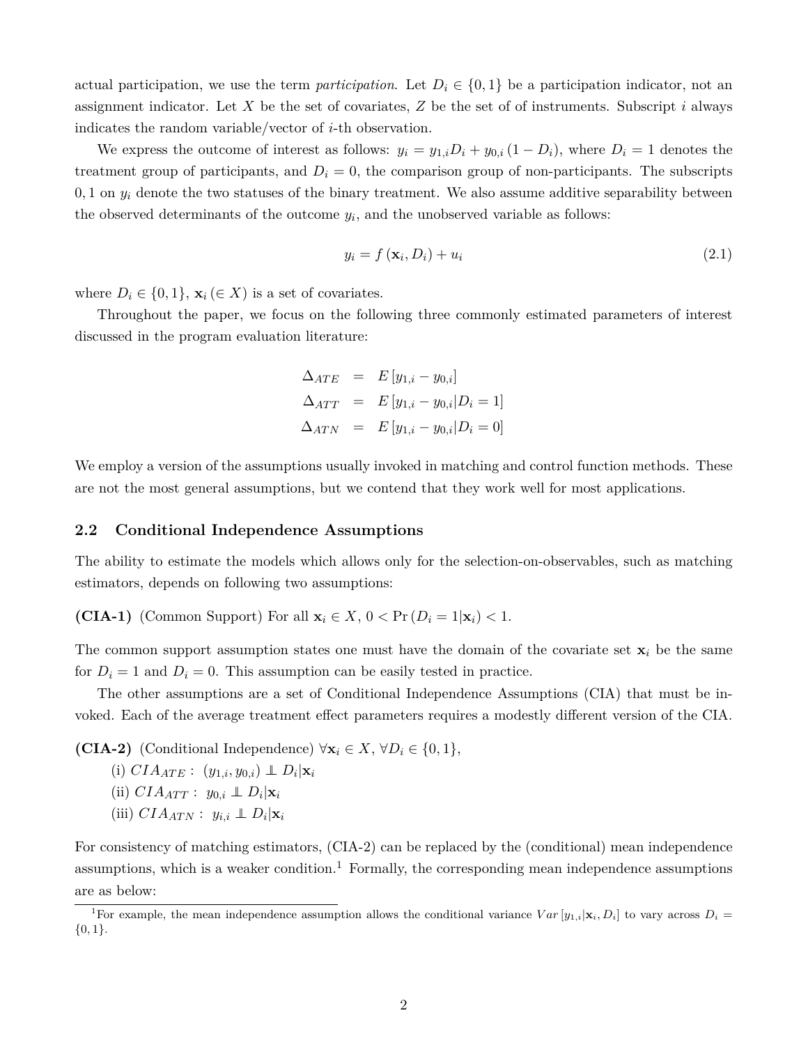actual participation, we use the term *participation*. Let $D_i \in \{0,1\}$ be a participation indicator, not an assignment indicator. Let $X$ be the set of covariates, $Z$ be the set of of instruments. Subscript $i$ always indicates the random variable/vector of $i$-th observation.

We express the outcome of interest as follows: $y_i = y_{1,i}D_i + y_{0,i}(1 - D_i)$, where $D_i = 1$ denotes the treatment group of participants, and $D_i = 0$, the comparison group of non-participants. The subscripts $0, 1$ on $y_i$ denote the two statuses of the binary treatment. We also assume additive separability between the observed determinants of the outcome $y_i$, and the unobserved variable as follows:

$$y_i = f(\mathbf{x}_i, D_i) + u_i \tag{2.1}$$

where $D_i \in \{0,1\}$, $\mathbf{x}_i \ (\in X)$ is a set of covariates.

Throughout the paper, we focus on the following three commonly estimated parameters of interest discussed in the program evaluation literature:

$$\begin{aligned}
\Delta_{ATE} &= E[y_{1,i} - y_{0,i}] \\
\Delta_{ATT} &= E[y_{1,i} - y_{0,i} | D_i = 1] \\
\Delta_{ATN} &= E[y_{1,i} - y_{0,i} | D_i = 0]
\end{aligned}$$

We employ a version of the assumptions usually invoked in matching and control function methods. These are not the most general assumptions, but we contend that they work well for most applications.

## 2.2 Conditional Independence Assumptions

The ability to estimate the models which allows only for the selection-on-observables, such as matching estimators, depends on following two assumptions:

**(CIA-1)** (Common Support) For all $\mathbf{x}_i \in X$, $0 < \Pr(D_i = 1|\mathbf{x}_i) < 1$.

The common support assumption states one must have the domain of the covariate set $\mathbf{x}_i$ be the same for $D_i = 1$ and $D_i = 0$. This assumption can be easily tested in practice.

The other assumptions are a set of Conditional Independence Assumptions (CIA) that must be invoked. Each of the average treatment effect parameters requires a modestly different version of the CIA.

**(CIA-2)** (Conditional Independence) $\forall \mathbf{x}_i \in X$, $\forall D_i \in \{0,1\}$,

(i) $CIA_{ATE}: \ (y_{1,i}, y_{0,i}) \perp\!\!\!\perp D_i | \mathbf{x}_i$

(ii) $CIA_{ATT}: \ y_{0,i} \perp\!\!\!\perp D_i | \mathbf{x}_i$

(iii) $CIA_{ATN}: \ y_{i,i} \perp\!\!\!\perp D_i | \mathbf{x}_i$

For consistency of matching estimators, (CIA-2) can be replaced by the (conditional) mean independence assumptions, which is a weaker condition.[1] Formally, the corresponding mean independence assumptions are as below:

[1]For example, the mean independence assumption allows the conditional variance $Var[y_{1,i}|\mathbf{x}_i, D_i]$ to vary across $D_i = \{0,1\}$.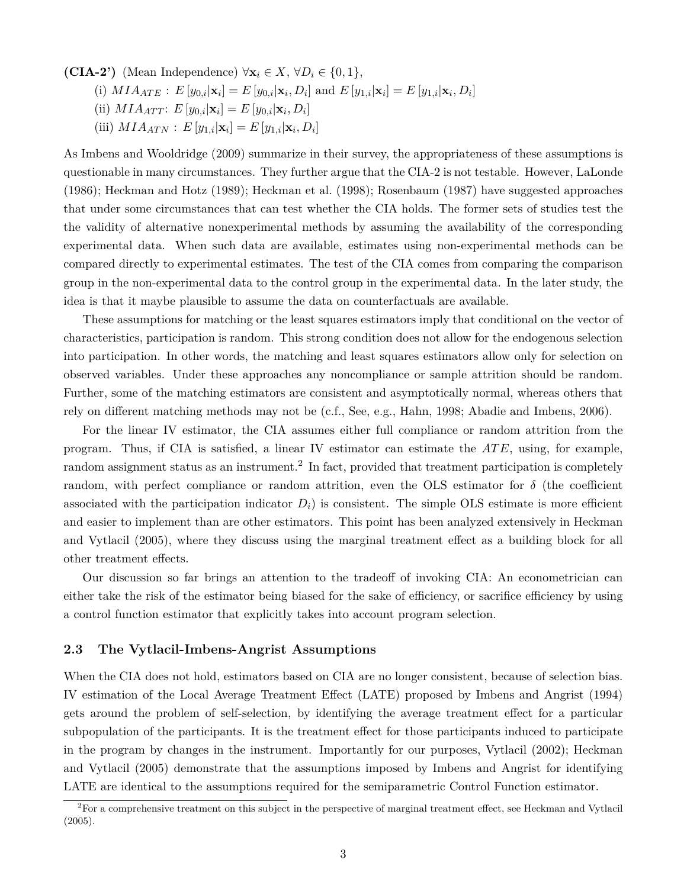**(CIA-2')** (Mean Independence) $\forall \mathbf{x}_i \in X$, $\forall D_i \in \{0, 1\}$,

(i) $MIA_{ATE}$ : $E[y_{0,i}|\mathbf{x}_i] = E[y_{0,i}|\mathbf{x}_i, D_i]$ and $E[y_{1,i}|\mathbf{x}_i] = E[y_{1,i}|\mathbf{x}_i, D_i]$

(ii) $MIA_{ATT}$: $E[y_{0,i}|\mathbf{x}_i] = E[y_{0,i}|\mathbf{x}_i, D_i]$

(iii) $MIA_{ATN}$ : $E[y_{1,i}|\mathbf{x}_i] = E[y_{1,i}|\mathbf{x}_i, D_i]$

As Imbens and Wooldridge (2009) summarize in their survey, the appropriateness of these assumptions is questionable in many circumstances. They further argue that the CIA-2 is not testable. However, LaLonde (1986); Heckman and Hotz (1989); Heckman et al. (1998); Rosenbaum (1987) have suggested approaches that under some circumstances that can test whether the CIA holds. The former sets of studies test the the validity of alternative nonexperimental methods by assuming the availability of the corresponding experimental data. When such data are available, estimates using non-experimental methods can be compared directly to experimental estimates. The test of the CIA comes from comparing the comparison group in the non-experimental data to the control group in the experimental data. In the later study, the idea is that it maybe plausible to assume the data on counterfactuals are available.

These assumptions for matching or the least squares estimators imply that conditional on the vector of characteristics, participation is random. This strong condition does not allow for the endogenous selection into participation. In other words, the matching and least squares estimators allow only for selection on observed variables. Under these approaches any noncompliance or sample attrition should be random. Further, some of the matching estimators are consistent and asymptotically normal, whereas others that rely on different matching methods may not be (c.f., See, e.g., Hahn, 1998; Abadie and Imbens, 2006).

For the linear IV estimator, the CIA assumes either full compliance or random attrition from the program. Thus, if CIA is satisfied, a linear IV estimator can estimate the $ATE$, using, for example, random assignment status as an instrument.[2] In fact, provided that treatment participation is completely random, with perfect compliance or random attrition, even the OLS estimator for $\delta$ (the coefficient associated with the participation indicator $D_i$) is consistent. The simple OLS estimate is more efficient and easier to implement than are other estimators. This point has been analyzed extensively in Heckman and Vytlacil (2005), where they discuss using the marginal treatment effect as a building block for all other treatment effects.

Our discussion so far brings an attention to the tradeoff of invoking CIA: An econometrician can either take the risk of the estimator being biased for the sake of efficiency, or sacrifice efficiency by using a control function estimator that explicitly takes into account program selection.

### 2.3 The Vytlacil-Imbens-Angrist Assumptions

When the CIA does not hold, estimators based on CIA are no longer consistent, because of selection bias. IV estimation of the Local Average Treatment Effect (LATE) proposed by Imbens and Angrist (1994) gets around the problem of self-selection, by identifying the average treatment effect for a particular subpopulation of the participants. It is the treatment effect for those participants induced to participate in the program by changes in the instrument. Importantly for our purposes, Vytlacil (2002); Heckman and Vytlacil (2005) demonstrate that the assumptions imposed by Imbens and Angrist for identifying LATE are identical to the assumptions required for the semiparametric Control Function estimator.

[2] For a comprehensive treatment on this subject in the perspective of marginal treatment effect, see Heckman and Vytlacil (2005).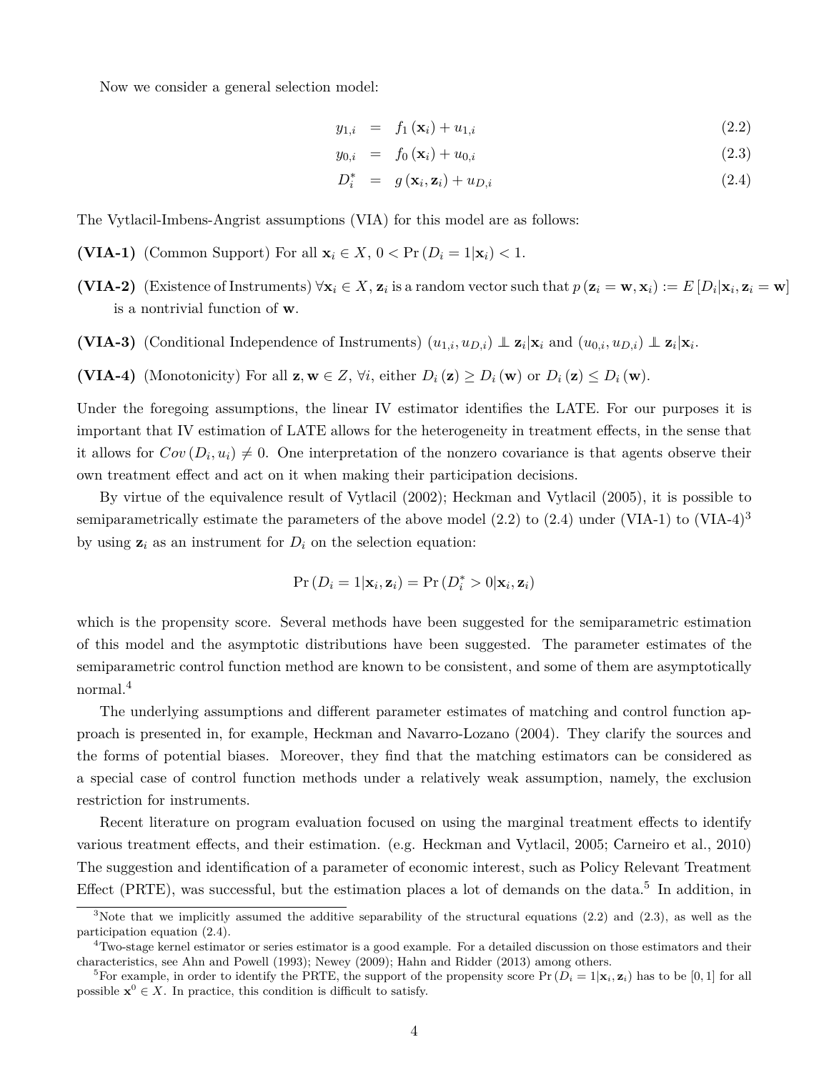Now we consider a general selection model:

$$
\begin{aligned}
y_{1,i} &= f_1(\mathbf{x}_i) + u_{1,i} &\quad (2.2)\\
y_{0,i} &= f_0(\mathbf{x}_i) + u_{0,i} &\quad (2.3)\\
D_i^* &= g(\mathbf{x}_i, \mathbf{z}_i) + u_{D,i} &\quad (2.4)
\end{aligned}
$$

The Vytlacil-Imbens-Angrist assumptions (VIA) for this model are as follows:

**(VIA-1)** (Common Support) For all $\mathbf{x}_i \in X$, $0 < \Pr(D_i = 1|\mathbf{x}_i) < 1$.

**(VIA-2)** (Existence of Instruments) $\forall \mathbf{x}_i \in X$, $\mathbf{z}_i$ is a random vector such that $p(\mathbf{z}_i = \mathbf{w}, \mathbf{x}_i) := E[D_i|\mathbf{x}_i, \mathbf{z}_i = \mathbf{w}]$ is a nontrivial function of $\mathbf{w}$.

**(VIA-3)** (Conditional Independence of Instruments) $(u_{1,i}, u_{D,i}) \perp\!\!\!\perp \mathbf{z}_i|\mathbf{x}_i$ and $(u_{0,i}, u_{D,i}) \perp\!\!\!\perp \mathbf{z}_i|\mathbf{x}_i$.

**(VIA-4)** (Monotonicity) For all $\mathbf{z}, \mathbf{w} \in Z$, $\forall i$, either $D_i(\mathbf{z}) \geq D_i(\mathbf{w})$ or $D_i(\mathbf{z}) \leq D_i(\mathbf{w})$.

Under the foregoing assumptions, the linear IV estimator identifies the LATE. For our purposes it is important that IV estimation of LATE allows for the heterogeneity in treatment effects, in the sense that it allows for $Cov(D_i, u_i) \neq 0$. One interpretation of the nonzero covariance is that agents observe their own treatment effect and act on it when making their participation decisions.

By virtue of the equivalence result of Vytlacil (2002); Heckman and Vytlacil (2005), it is possible to semiparametrically estimate the parameters of the above model (2.2) to (2.4) under (VIA-1) to (VIA-4)[3] by using $\mathbf{z}_i$ as an instrument for $D_i$ on the selection equation:

$$
\Pr(D_i = 1|\mathbf{x}_i, \mathbf{z}_i) = \Pr(D_i^* > 0|\mathbf{x}_i, \mathbf{z}_i)
$$

which is the propensity score. Several methods have been suggested for the semiparametric estimation of this model and the asymptotic distributions have been suggested. The parameter estimates of the semiparametric control function method are known to be consistent, and some of them are asymptotically normal.[4]

The underlying assumptions and different parameter estimates of matching and control function approach is presented in, for example, Heckman and Navarro-Lozano (2004). They clarify the sources and the forms of potential biases. Moreover, they find that the matching estimators can be considered as a special case of control function methods under a relatively weak assumption, namely, the exclusion restriction for instruments.

Recent literature on program evaluation focused on using the marginal treatment effects to identify various treatment effects, and their estimation. (e.g. Heckman and Vytlacil, 2005; Carneiro et al., 2010) The suggestion and identification of a parameter of economic interest, such as Policy Relevant Treatment Effect (PRTE), was successful, but the estimation places a lot of demands on the data.[5] In addition, in

---

[3] Note that we implicitly assumed the additive separability of the structural equations (2.2) and (2.3), as well as the participation equation (2.4).

[4] Two-stage kernel estimator or series estimator is a good example. For a detailed discussion on those estimators and their characteristics, see Ahn and Powell (1993); Newey (2009); Hahn and Ridder (2013) among others.

[5] For example, in order to identify the PRTE, the support of the propensity score $\Pr(D_i = 1|\mathbf{x}_i, \mathbf{z}_i)$ has to be $[0, 1]$ for all possible $\mathbf{x}^0 \in X$. In practice, this condition is difficult to satisfy.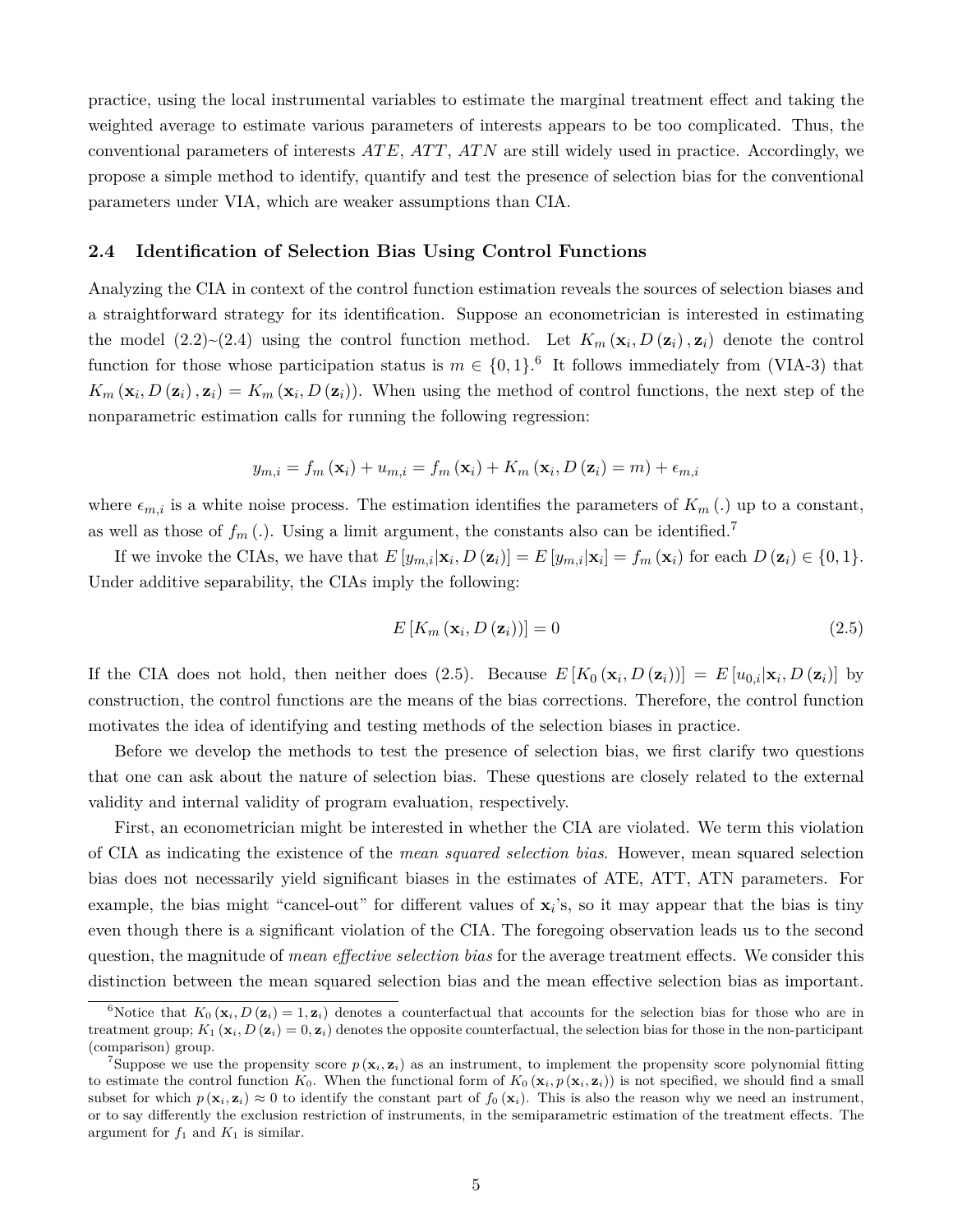practice, using the local instrumental variables to estimate the marginal treatment effect and taking the weighted average to estimate various parameters of interests appears to be too complicated. Thus, the conventional parameters of interests $ATE$, $ATT$, $ATN$ are still widely used in practice. Accordingly, we propose a simple method to identify, quantify and test the presence of selection bias for the conventional parameters under VIA, which are weaker assumptions than CIA.

### 2.4 Identification of Selection Bias Using Control Functions

Analyzing the CIA in context of the control function estimation reveals the sources of selection biases and a straightforward strategy for its identification. Suppose an econometrician is interested in estimating the model (2.2)~(2.4) using the control function method. Let $K_m(\mathbf{x}_i, D(\mathbf{z}_i), \mathbf{z}_i)$ denote the control function for those whose participation status is $m \in \{0, 1\}$.[6] It follows immediately from (VIA-3) that $K_m(\mathbf{x}_i, D(\mathbf{z}_i), \mathbf{z}_i) = K_m(\mathbf{x}_i, D(\mathbf{z}_i))$. When using the method of control functions, the next step of the nonparametric estimation calls for running the following regression:

$$y_{m,i} = f_m(\mathbf{x}_i) + u_{m,i} = f_m(\mathbf{x}_i) + K_m(\mathbf{x}_i, D(\mathbf{z}_i) = m) + \epsilon_{m,i}$$

where $\epsilon_{m,i}$ is a white noise process. The estimation identifies the parameters of $K_m(.)$ up to a constant, as well as those of $f_m(.)$. Using a limit argument, the constants also can be identified.[7]

If we invoke the CIAs, we have that $E[y_{m,i}|\mathbf{x}_i, D(\mathbf{z}_i)] = E[y_{m,i}|\mathbf{x}_i] = f_m(\mathbf{x}_i)$ for each $D(\mathbf{z}_i) \in \{0, 1\}$. Under additive separability, the CIAs imply the following:

$$E[K_m(\mathbf{x}_i, D(\mathbf{z}_i))] = 0 \tag{2.5}$$

If the CIA does not hold, then neither does (2.5). Because $E[K_0(\mathbf{x}_i, D(\mathbf{z}_i))] = E[u_{0,i}|\mathbf{x}_i, D(\mathbf{z}_i)]$ by construction, the control functions are the means of the bias corrections. Therefore, the control function motivates the idea of identifying and testing methods of the selection biases in practice.

Before we develop the methods to test the presence of selection bias, we first clarify two questions that one can ask about the nature of selection bias. These questions are closely related to the external validity and internal validity of program evaluation, respectively.

First, an econometrician might be interested in whether the CIA are violated. We term this violation of CIA as indicating the existence of the *mean squared selection bias*. However, mean squared selection bias does not necessarily yield significant biases in the estimates of ATE, ATT, ATN parameters. For example, the bias might "cancel-out" for different values of $\mathbf{x}_i$'s, so it may appear that the bias is tiny even though there is a significant violation of the CIA. The foregoing observation leads us to the second question, the magnitude of *mean effective selection bias* for the average treatment effects. We consider this distinction between the mean squared selection bias and the mean effective selection bias as important.

---

[6] Notice that $K_0(\mathbf{x}_i, D(\mathbf{z}_i) = 1, \mathbf{z}_i)$ denotes a counterfactual that accounts for the selection bias for those who are in treatment group; $K_1(\mathbf{x}_i, D(\mathbf{z}_i) = 0, \mathbf{z}_i)$ denotes the opposite counterfactual, the selection bias for those in the non-participant (comparison) group.

[7] Suppose we use the propensity score $p(\mathbf{x}_i, \mathbf{z}_i)$ as an instrument, to implement the propensity score polynomial fitting to estimate the control function $K_0$. When the functional form of $K_0(\mathbf{x}_i, p(\mathbf{x}_i, \mathbf{z}_i))$ is not specified, we should find a small subset for which $p(\mathbf{x}_i, \mathbf{z}_i) \approx 0$ to identify the constant part of $f_0(\mathbf{x}_i)$. This is also the reason why we need an instrument, or to say differently the exclusion restriction of instruments, in the semiparametric estimation of the treatment effects. The argument for $f_1$ and $K_1$ is similar.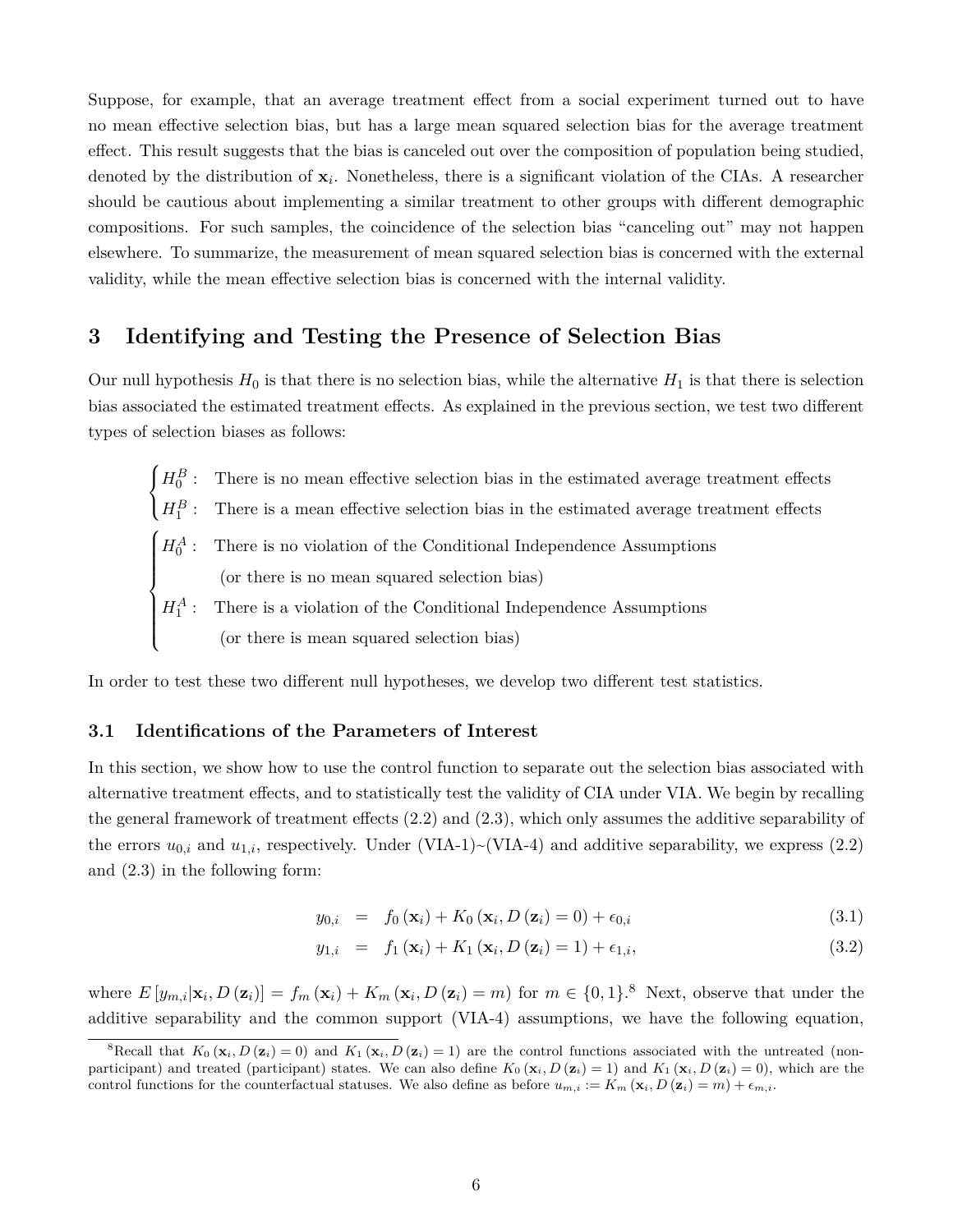Suppose, for example, that an average treatment effect from a social experiment turned out to have no mean effective selection bias, but has a large mean squared selection bias for the average treatment effect. This result suggests that the bias is canceled out over the composition of population being studied, denoted by the distribution of $\mathbf{x}_i$. Nonetheless, there is a significant violation of the CIAs. A researcher should be cautious about implementing a similar treatment to other groups with different demographic compositions. For such samples, the coincidence of the selection bias "canceling out" may not happen elsewhere. To summarize, the measurement of mean squared selection bias is concerned with the external validity, while the mean effective selection bias is concerned with the internal validity.

## 3 Identifying and Testing the Presence of Selection Bias

Our null hypothesis $H_0$ is that there is no selection bias, while the alternative $H_1$ is that there is selection bias associated the estimated treatment effects. As explained in the previous section, we test two different types of selection biases as follows:

$$\begin{cases} H_0^B: & \text{There is no mean effective selection bias in the estimated average treatment effects} \\ H_1^B: & \text{There is a mean effective selection bias in the estimated average treatment effects} \end{cases}$$

$$\begin{cases} H_0^A: & \text{There is no violation of the Conditional Independence Assumptions} \\ & \text{(or there is no mean squared selection bias)} \\ H_1^A: & \text{There is a violation of the Conditional Independence Assumptions} \\ & \text{(or there is mean squared selection bias)} \end{cases}$$

In order to test these two different null hypotheses, we develop two different test statistics.

### 3.1 Identifications of the Parameters of Interest

In this section, we show how to use the control function to separate out the selection bias associated with alternative treatment effects, and to statistically test the validity of CIA under VIA. We begin by recalling the general framework of treatment effects (2.2) and (2.3), which only assumes the additive separability of the errors $u_{0,i}$ and $u_{1,i}$, respectively. Under (VIA-1)~(VIA-4) and additive separability, we express (2.2) and (2.3) in the following form:

$$y_{0,i} = f_0(\mathbf{x}_i) + K_0(\mathbf{x}_i, D(\mathbf{z}_i) = 0) + \epsilon_{0,i} \tag{3.1}$$

$$y_{1,i} = f_1(\mathbf{x}_i) + K_1(\mathbf{x}_i, D(\mathbf{z}_i) = 1) + \epsilon_{1,i}, \tag{3.2}$$

where $E[y_{m,i}|\mathbf{x}_i, D(\mathbf{z}_i)] = f_m(\mathbf{x}_i) + K_m(\mathbf{x}_i, D(\mathbf{z}_i) = m)$ for $m \in \{0, 1\}$.[8] Next, observe that under the additive separability and the common support (VIA-4) assumptions, we have the following equation,

[8] Recall that $K_0(\mathbf{x}_i, D(\mathbf{z}_i) = 0)$ and $K_1(\mathbf{x}_i, D(\mathbf{z}_i) = 1)$ are the control functions associated with the untreated (non-participant) and treated (participant) states. We can also define $K_0(\mathbf{x}_i, D(\mathbf{z}_i) = 1)$ and $K_1(\mathbf{x}_i, D(\mathbf{z}_i) = 0)$, which are the control functions for the counterfactual statuses. We also define as before $u_{m,i} := K_m(\mathbf{x}_i, D(\mathbf{z}_i) = m) + \epsilon_{m,i}$.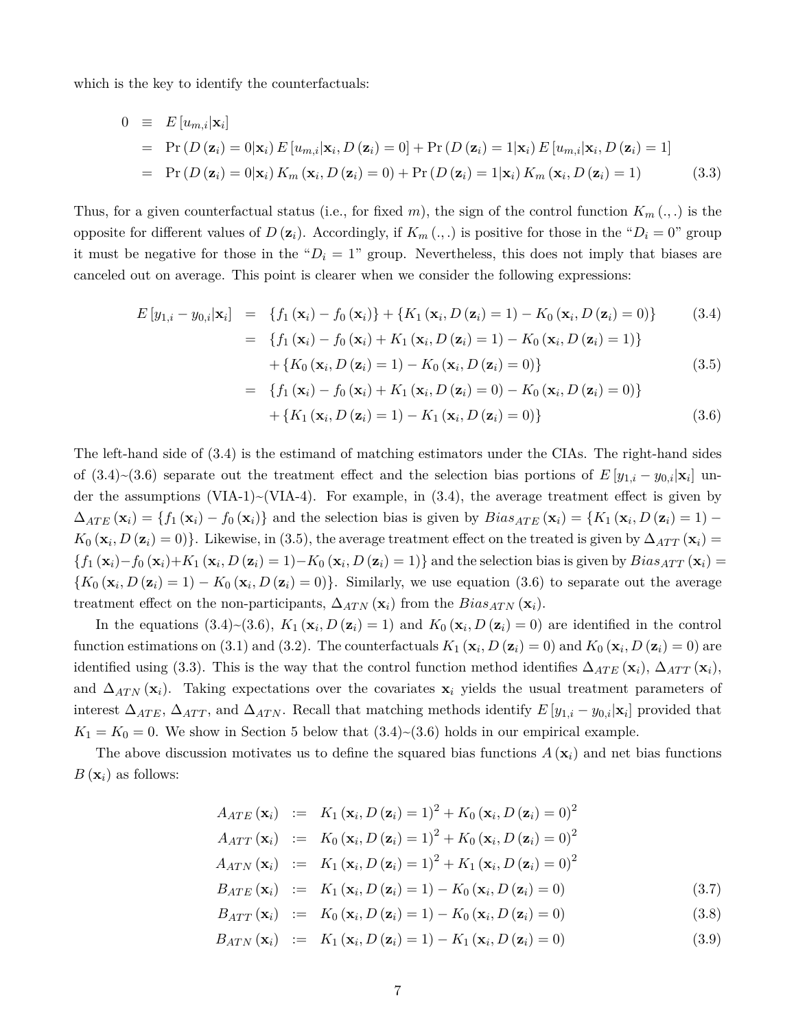which is the key to identify the counterfactuals:

$$
\begin{aligned}
0 &\equiv E\left[u_{m,i}|\mathbf{x}_i\right] \\
&= \Pr\left(D\left(\mathbf{z}_i\right)=0|\mathbf{x}_i\right) E\left[u_{m,i}|\mathbf{x}_i, D\left(\mathbf{z}_i\right)=0\right] + \Pr\left(D\left(\mathbf{z}_i\right)=1|\mathbf{x}_i\right) E\left[u_{m,i}|\mathbf{x}_i, D\left(\mathbf{z}_i\right)=1\right] \\
&= \Pr\left(D\left(\mathbf{z}_i\right)=0|\mathbf{x}_i\right) K_m\left(\mathbf{x}_i, D\left(\mathbf{z}_i\right)=0\right) + \Pr\left(D\left(\mathbf{z}_i\right)=1|\mathbf{x}_i\right) K_m\left(\mathbf{x}_i, D\left(\mathbf{z}_i\right)=1\right) \qquad (3.3)
\end{aligned}
$$

Thus, for a given counterfactual status (i.e., for fixed $m$), the sign of the control function $K_m(.,.)$ is the opposite for different values of $D(\mathbf{z}_i)$. Accordingly, if $K_m(.,.)$ is positive for those in the "$D_i = 0$" group it must be negative for those in the "$D_i = 1$" group. Nevertheless, this does not imply that biases are canceled out on average. This point is clearer when we consider the following expressions:

$$
\begin{aligned}
E\left[y_{1,i} - y_{0,i}|\mathbf{x}_i\right] &= \left\{f_1(\mathbf{x}_i) - f_0(\mathbf{x}_i)\right\} + \left\{K_1\left(\mathbf{x}_i, D\left(\mathbf{z}_i\right)=1\right) - K_0\left(\mathbf{x}_i, D\left(\mathbf{z}_i\right)=0\right)\right\} \qquad (3.4) \\
&= \left\{f_1(\mathbf{x}_i) - f_0(\mathbf{x}_i) + K_1\left(\mathbf{x}_i, D\left(\mathbf{z}_i\right)=1\right) - K_0\left(\mathbf{x}_i, D\left(\mathbf{z}_i\right)=1\right)\right\} \\
&\quad + \left\{K_0\left(\mathbf{x}_i, D\left(\mathbf{z}_i\right)=1\right) - K_0\left(\mathbf{x}_i, D\left(\mathbf{z}_i\right)=0\right)\right\} \qquad (3.5) \\
&= \left\{f_1(\mathbf{x}_i) - f_0(\mathbf{x}_i) + K_1\left(\mathbf{x}_i, D\left(\mathbf{z}_i\right)=0\right) - K_0\left(\mathbf{x}_i, D\left(\mathbf{z}_i\right)=0\right)\right\} \\
&\quad + \left\{K_1\left(\mathbf{x}_i, D\left(\mathbf{z}_i\right)=1\right) - K_1\left(\mathbf{x}_i, D\left(\mathbf{z}_i\right)=0\right)\right\} \qquad (3.6)
\end{aligned}
$$

The left-hand side of (3.4) is the estimand of matching estimators under the CIAs. The right-hand sides of (3.4)~(3.6) separate out the treatment effect and the selection bias portions of $E[y_{1,i} - y_{0,i}|\mathbf{x}_i]$ under the assumptions (VIA-1)~(VIA-4). For example, in (3.4), the average treatment effect is given by $\Delta_{ATE}(\mathbf{x}_i) = \{f_1(\mathbf{x}_i) - f_0(\mathbf{x}_i)\}$ and the selection bias is given by $Bias_{ATE}(\mathbf{x}_i) = \{K_1(\mathbf{x}_i, D(\mathbf{z}_i)=1) - K_0(\mathbf{x}_i, D(\mathbf{z}_i)=0)\}$. Likewise, in (3.5), the average treatment effect on the treated is given by $\Delta_{ATT}(\mathbf{x}_i) = \{f_1(\mathbf{x}_i) - f_0(\mathbf{x}_i) + K_1(\mathbf{x}_i, D(\mathbf{z}_i)=1) - K_0(\mathbf{x}_i, D(\mathbf{z}_i)=1)\}$ and the selection bias is given by $Bias_{ATT}(\mathbf{x}_i) = \{K_0(\mathbf{x}_i, D(\mathbf{z}_i)=1) - K_0(\mathbf{x}_i, D(\mathbf{z}_i)=0)\}$. Similarly, we use equation (3.6) to separate out the average treatment effect on the non-participants, $\Delta_{ATN}(\mathbf{x}_i)$ from the $Bias_{ATN}(\mathbf{x}_i)$.

In the equations (3.4)~(3.6), $K_1(\mathbf{x}_i, D(\mathbf{z}_i)=1)$ and $K_0(\mathbf{x}_i, D(\mathbf{z}_i)=0)$ are identified in the control function estimations on (3.1) and (3.2). The counterfactuals $K_1(\mathbf{x}_i, D(\mathbf{z}_i)=0)$ and $K_0(\mathbf{x}_i, D(\mathbf{z}_i)=0)$ are identified using (3.3). This is the way that the control function method identifies $\Delta_{ATE}(\mathbf{x}_i)$, $\Delta_{ATT}(\mathbf{x}_i)$, and $\Delta_{ATN}(\mathbf{x}_i)$. Taking expectations over the covariates $\mathbf{x}_i$ yields the usual treatment parameters of interest $\Delta_{ATE}$, $\Delta_{ATT}$, and $\Delta_{ATN}$. Recall that matching methods identify $E[y_{1,i} - y_{0,i}|\mathbf{x}_i]$ provided that $K_1 = K_0 = 0$. We show in Section 5 below that (3.4)~(3.6) holds in our empirical example.

The above discussion motivates us to define the squared bias functions $A(\mathbf{x}_i)$ and net bias functions $B(\mathbf{x}_i)$ as follows:

$$
\begin{aligned}
A_{ATE}(\mathbf{x}_i) &:= K_1\left(\mathbf{x}_i, D\left(\mathbf{z}_i\right)=1\right)^2 + K_0\left(\mathbf{x}_i, D\left(\mathbf{z}_i\right)=0\right)^2 \\
A_{ATT}(\mathbf{x}_i) &:= K_0\left(\mathbf{x}_i, D\left(\mathbf{z}_i\right)=1\right)^2 + K_0\left(\mathbf{x}_i, D\left(\mathbf{z}_i\right)=0\right)^2 \\
A_{ATN}(\mathbf{x}_i) &:= K_1\left(\mathbf{x}_i, D\left(\mathbf{z}_i\right)=1\right)^2 + K_1\left(\mathbf{x}_i, D\left(\mathbf{z}_i\right)=0\right)^2 \\
B_{ATE}(\mathbf{x}_i) &:= K_1\left(\mathbf{x}_i, D\left(\mathbf{z}_i\right)=1\right) - K_0\left(\mathbf{x}_i, D\left(\mathbf{z}_i\right)=0\right) \qquad (3.7) \\
B_{ATT}(\mathbf{x}_i) &:= K_0\left(\mathbf{x}_i, D\left(\mathbf{z}_i\right)=1\right) - K_0\left(\mathbf{x}_i, D\left(\mathbf{z}_i\right)=0\right) \qquad (3.8) \\
B_{ATN}(\mathbf{x}_i) &:= K_1\left(\mathbf{x}_i, D\left(\mathbf{z}_i\right)=1\right) - K_1\left(\mathbf{x}_i, D\left(\mathbf{z}_i\right)=0\right) \qquad (3.9)
\end{aligned}
$$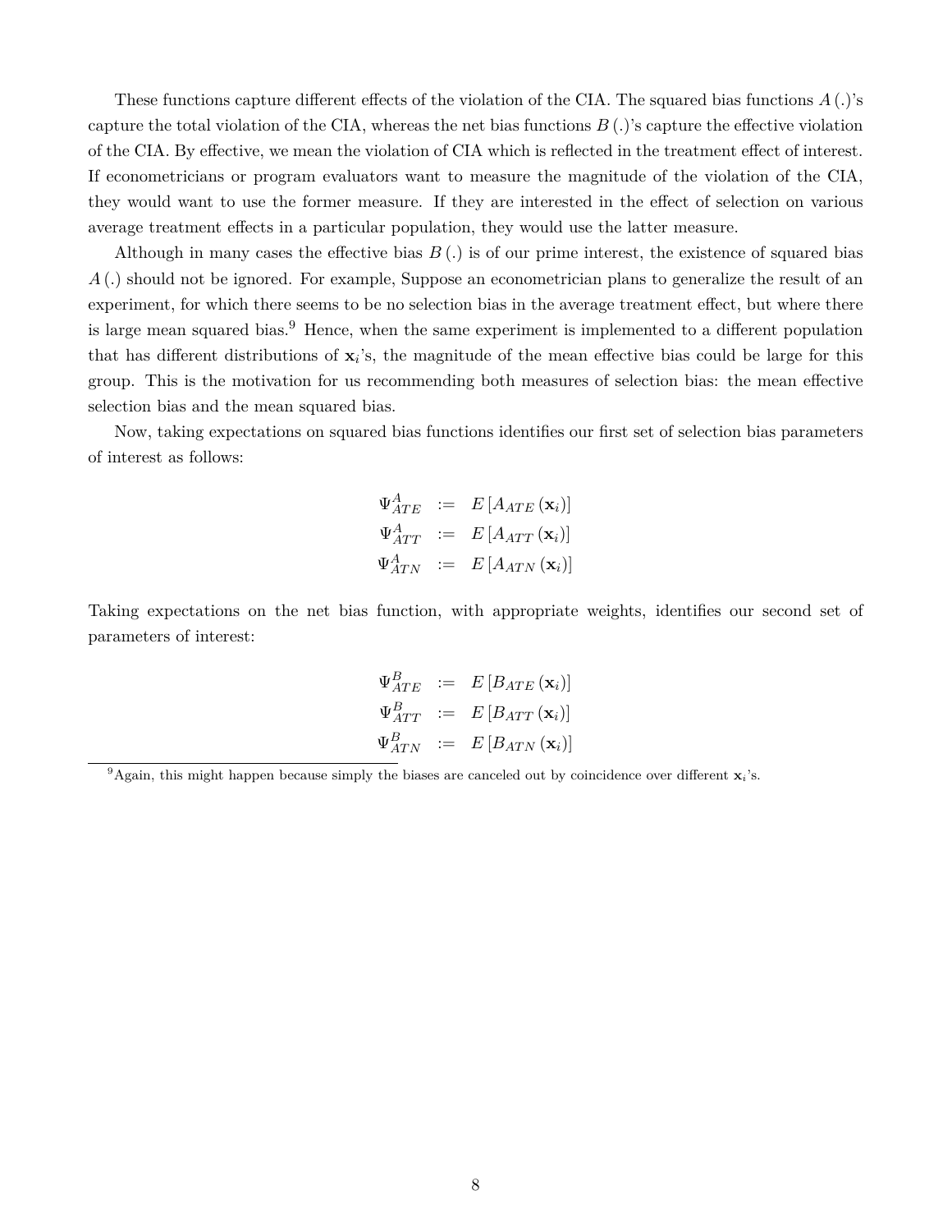These functions capture different effects of the violation of the CIA. The squared bias functions $A(.)$'s capture the total violation of the CIA, whereas the net bias functions $B(.)$'s capture the effective violation of the CIA. By effective, we mean the violation of CIA which is reflected in the treatment effect of interest. If econometricians or program evaluators want to measure the magnitude of the violation of the CIA, they would want to use the former measure. If they are interested in the effect of selection on various average treatment effects in a particular population, they would use the latter measure.

Although in many cases the effective bias $B(.)$ is of our prime interest, the existence of squared bias $A(.)$ should not be ignored. For example, Suppose an econometrician plans to generalize the result of an experiment, for which there seems to be no selection bias in the average treatment effect, but where there is large mean squared bias.[9] Hence, when the same experiment is implemented to a different population that has different distributions of $\mathbf{x}_i$'s, the magnitude of the mean effective bias could be large for this group. This is the motivation for us recommending both measures of selection bias: the mean effective selection bias and the mean squared bias.

Now, taking expectations on squared bias functions identifies our first set of selection bias parameters of interest as follows:

$$
\begin{aligned}
\Psi_{ATE}^{A} &:= E\left[A_{ATE}\left(\mathbf{x}_i\right)\right] \\
\Psi_{ATT}^{A} &:= E\left[A_{ATT}\left(\mathbf{x}_i\right)\right] \\
\Psi_{ATN}^{A} &:= E\left[A_{ATN}\left(\mathbf{x}_i\right)\right]
\end{aligned}
$$

Taking expectations on the net bias function, with appropriate weights, identifies our second set of parameters of interest:

$$
\begin{aligned}
\Psi_{ATE}^{B} &:= E\left[B_{ATE}\left(\mathbf{x}_i\right)\right] \\
\Psi_{ATT}^{B} &:= E\left[B_{ATT}\left(\mathbf{x}_i\right)\right] \\
\Psi_{ATN}^{B} &:= E\left[B_{ATN}\left(\mathbf{x}_i\right)\right]
\end{aligned}
$$

[9] Again, this might happen because simply the biases are canceled out by coincidence over different $\mathbf{x}_i$'s.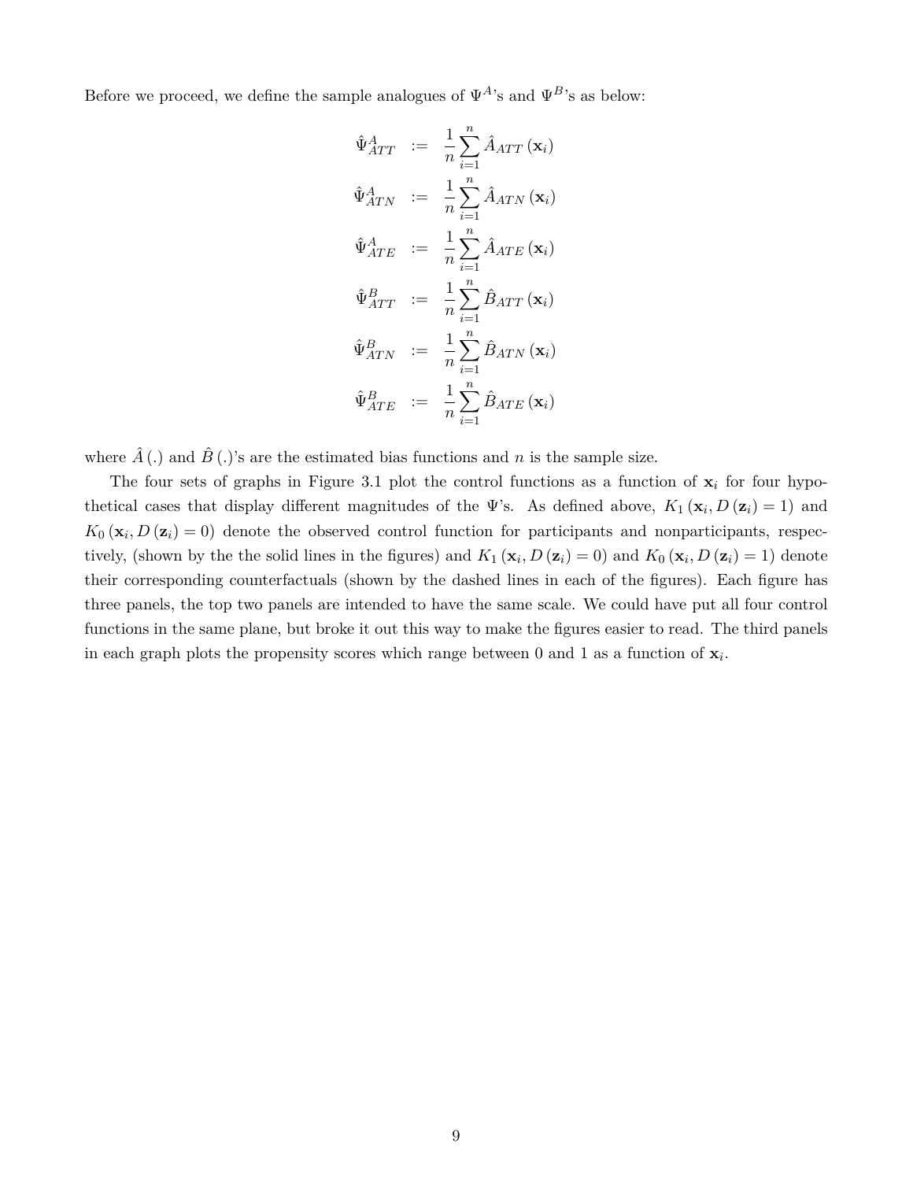Before we proceed, we define the sample analogues of $\Psi^{A}$'s and $\Psi^{B}$'s as below:

$$
\begin{aligned}
\hat{\Psi}^{A}_{ATT} &:= \frac{1}{n}\sum_{i=1}^{n}\hat{A}_{ATT}\left(\mathbf{x}_i\right) \\
\hat{\Psi}^{A}_{ATN} &:= \frac{1}{n}\sum_{i=1}^{n}\hat{A}_{ATN}\left(\mathbf{x}_i\right) \\
\hat{\Psi}^{A}_{ATE} &:= \frac{1}{n}\sum_{i=1}^{n}\hat{A}_{ATE}\left(\mathbf{x}_i\right) \\
\hat{\Psi}^{B}_{ATT} &:= \frac{1}{n}\sum_{i=1}^{n}\hat{B}_{ATT}\left(\mathbf{x}_i\right) \\
\hat{\Psi}^{B}_{ATN} &:= \frac{1}{n}\sum_{i=1}^{n}\hat{B}_{ATN}\left(\mathbf{x}_i\right) \\
\hat{\Psi}^{B}_{ATE} &:= \frac{1}{n}\sum_{i=1}^{n}\hat{B}_{ATE}\left(\mathbf{x}_i\right)
\end{aligned}
$$

where $\hat{A}\left(.\right)$ and $\hat{B}\left(.\right)$'s are the estimated bias functions and $n$ is the sample size.

The four sets of graphs in Figure 3.1 plot the control functions as a function of $\mathbf{x}_i$ for four hypothetical cases that display different magnitudes of the $\Psi$'s. As defined above, $K_1\left(\mathbf{x}_i, D\left(\mathbf{z}_i\right)=1\right)$ and $K_0\left(\mathbf{x}_i, D\left(\mathbf{z}_i\right)=0\right)$ denote the observed control function for participants and nonparticipants, respectively, (shown by the the solid lines in the figures) and $K_1\left(\mathbf{x}_i, D\left(\mathbf{z}_i\right)=0\right)$ and $K_0\left(\mathbf{x}_i, D\left(\mathbf{z}_i\right)=1\right)$ denote their corresponding counterfactuals (shown by the dashed lines in each of the figures). Each figure has three panels, the top two panels are intended to have the same scale. We could have put all four control functions in the same plane, but broke it out this way to make the figures easier to read. The third panels in each graph plots the propensity scores which range between 0 and 1 as a function of $\mathbf{x}_i$.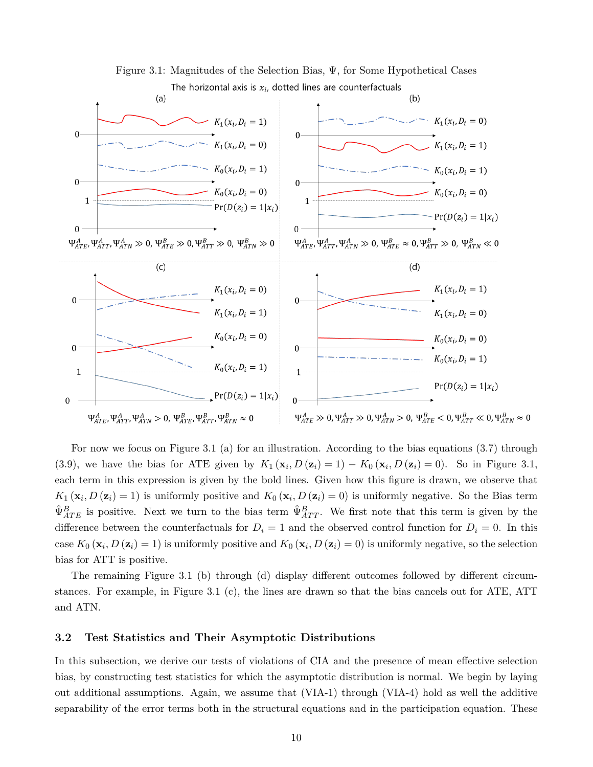Figure 3.1: Magnitudes of the Selection Bias, $\Psi$, for Some Hypothetical Cases

The horizontal axis is $x_i$, dotted lines are counterfactuals

(a) $\Psi^A_{ATE}, \Psi^A_{ATT}, \Psi^A_{ATN} \gg 0$, $\Psi^B_{ATE} \gg 0, \Psi^B_{ATT} \gg 0$, $\Psi^B_{ATN} \gg 0$

(b) $\Psi^A_{ATE}, \Psi^A_{ATT}, \Psi^A_{ATN} \gg 0$, $\Psi^B_{ATE} \approx 0, \Psi^B_{ATT} \gg 0$, $\Psi^B_{ATN} \ll 0$

(c) $\Psi^A_{ATE}, \Psi^A_{ATT}, \Psi^A_{ATN} > 0$, $\Psi^B_{ATE}, \Psi^B_{ATT}, \Psi^B_{ATN} \approx 0$

(d) $\Psi^A_{ATE} \gg 0, \Psi^A_{ATT} \gg 0, \Psi^A_{ATN} > 0$, $\Psi^B_{ATE} < 0, \Psi^B_{ATT} \ll 0, \Psi^B_{ATN} \approx 0$

For now we focus on Figure 3.1 (a) for an illustration. According to the bias equations (3.7) through (3.9), we have the bias for ATE given by $K_1(\mathbf{x}_i, D(\mathbf{z}_i) = 1) - K_0(\mathbf{x}_i, D(\mathbf{z}_i) = 0)$. So in Figure 3.1, each term in this expression is given by the bold lines. Given how this figure is drawn, we observe that $K_1(\mathbf{x}_i, D(\mathbf{z}_i) = 1)$ is uniformly positive and $K_0(\mathbf{x}_i, D(\mathbf{z}_i) = 0)$ is uniformly negative. So the Bias term $\hat{\Psi}^B_{ATE}$ is positive. Next we turn to the bias term $\hat{\Psi}^B_{ATT}$. We first note that this term is given by the difference between the counterfactuals for $D_i = 1$ and the observed control function for $D_i = 0$. In this case $K_0(\mathbf{x}_i, D(\mathbf{z}_i) = 1)$ is uniformly positive and $K_0(\mathbf{x}_i, D(\mathbf{z}_i) = 0)$ is uniformly negative, so the selection bias for ATT is positive.

The remaining Figure 3.1 (b) through (d) display different outcomes followed by different circumstances. For example, in Figure 3.1 (c), the lines are drawn so that the bias cancels out for ATE, ATT and ATN.

## 3.2 Test Statistics and Their Asymptotic Distributions

In this subsection, we derive our tests of violations of CIA and the presence of mean effective selection bias, by constructing test statistics for which the asymptotic distribution is normal. We begin by laying out additional assumptions. Again, we assume that (VIA-1) through (VIA-4) hold as well the additive separability of the error terms both in the structural equations and in the participation equation. These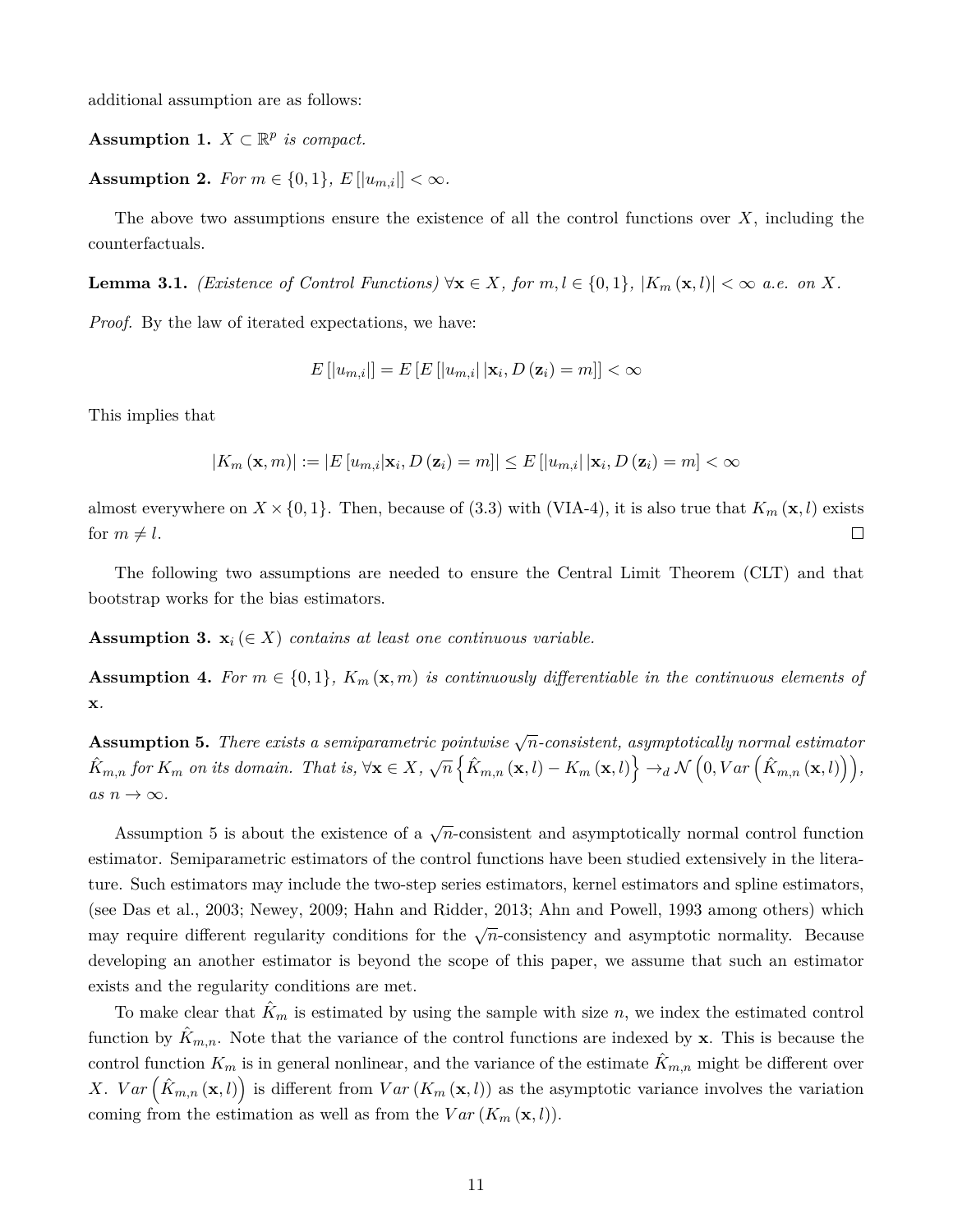additional assumption are as follows:

**Assumption 1.** *$X \subset \mathbb{R}^p$ is compact.*

**Assumption 2.** *For $m \in \{0,1\}$, $E\left[|u_{m,i}|\right] < \infty$.*

The above two assumptions ensure the existence of all the control functions over $X$, including the counterfactuals.

**Lemma 3.1.** *(Existence of Control Functions) $\forall \mathbf{x} \in X$, for $m, l \in \{0,1\}$, $|K_m(\mathbf{x}, l)| < \infty$ a.e. on $X$.*

*Proof.* By the law of iterated expectations, we have:

$$E\left[|u_{m,i}|\right] = E\left[E\left[|u_{m,i}|\,|\mathbf{x}_i, D(\mathbf{z}_i) = m\right]\right] < \infty$$

This implies that

$$|K_m(\mathbf{x}, m)| := \left|E\left[u_{m,i}|\mathbf{x}_i, D(\mathbf{z}_i) = m\right]\right| \leq E\left[|u_{m,i}|\,|\mathbf{x}_i, D(\mathbf{z}_i) = m\right] < \infty$$

almost everywhere on $X \times \{0,1\}$. Then, because of (3.3) with (VIA-4), it is also true that $K_m(\mathbf{x}, l)$ exists for $m \neq l$. $\square$

The following two assumptions are needed to ensure the Central Limit Theorem (CLT) and that bootstrap works for the bias estimators.

**Assumption 3.** *$\mathbf{x}_i \,(\in X)$ contains at least one continuous variable.*

**Assumption 4.** *For $m \in \{0,1\}$, $K_m(\mathbf{x}, m)$ is continuously differentiable in the continuous elements of $\mathbf{x}$.*

**Assumption 5.** *There exists a semiparametric pointwise $\sqrt{n}$-consistent, asymptotically normal estimator $\hat{K}_{m,n}$ for $K_m$ on its domain. That is, $\forall \mathbf{x} \in X$, $\sqrt{n}\left\{\hat{K}_{m,n}(\mathbf{x}, l) - K_m(\mathbf{x}, l)\right\} \to_d \mathcal{N}\left(0, Var\left(\hat{K}_{m,n}(\mathbf{x}, l)\right)\right)$, as $n \to \infty$.*

Assumption 5 is about the existence of a $\sqrt{n}$-consistent and asymptotically normal control function estimator. Semiparametric estimators of the control functions have been studied extensively in the literature. Such estimators may include the two-step series estimators, kernel estimators and spline estimators, (see Das et al., 2003; Newey, 2009; Hahn and Ridder, 2013; Ahn and Powell, 1993 among others) which may require different regularity conditions for the $\sqrt{n}$-consistency and asymptotic normality. Because developing an another estimator is beyond the scope of this paper, we assume that such an estimator exists and the regularity conditions are met.

To make clear that $\hat{K}_m$ is estimated by using the sample with size $n$, we index the estimated control function by $\hat{K}_{m,n}$. Note that the variance of the control functions are indexed by $\mathbf{x}$. This is because the control function $K_m$ is in general nonlinear, and the variance of the estimate $\hat{K}_{m,n}$ might be different over $X$. $Var\left(\hat{K}_{m,n}(\mathbf{x}, l)\right)$ is different from $Var(K_m(\mathbf{x}, l))$ as the asymptotic variance involves the variation coming from the estimation as well as from the $Var(K_m(\mathbf{x}, l))$.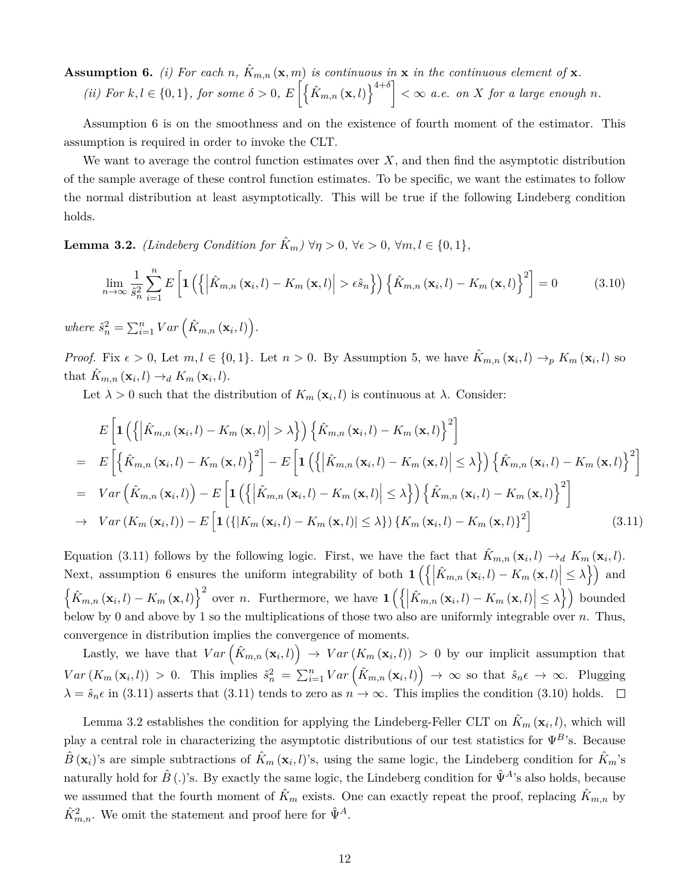**Assumption 6.** *(i) For each n, $\hat{K}_{m,n}(\mathbf{x}, m)$ is continuous in* $\mathbf{x}$ *in the continuous element of* $\mathbf{x}$.

*(ii) For $k, l \in \{0, 1\}$, for some $\delta > 0$, $E\left[\left\{\hat{K}_{m,n}(\mathbf{x}, l)\right\}^{4+\delta}\right] < \infty$ a.e. on $X$ for a large enough $n$.*

Assumption 6 is on the smoothness and on the existence of fourth moment of the estimator. This assumption is required in order to invoke the CLT.

We want to average the control function estimates over $X$, and then find the asymptotic distribution of the sample average of these control function estimates. To be specific, we want the estimates to follow the normal distribution at least asymptotically. This will be true if the following Lindeberg condition holds.

**Lemma 3.2.** *(Lindeberg Condition for $\hat{K}_m$) $\forall \eta > 0$, $\forall \epsilon > 0$, $\forall m, l \in \{0, 1\}$,*

$$\lim_{n\to\infty} \frac{1}{\hat{s}_n^2} \sum_{i=1}^{n} E\left[\mathbf{1}\left(\left\{\left|\hat{K}_{m,n}(\mathbf{x}_i, l) - K_m(\mathbf{x}, l)\right| > \epsilon \hat{s}_n\right\}\right)\left\{\hat{K}_{m,n}(\mathbf{x}_i, l) - K_m(\mathbf{x}, l)\right\}^2\right] = 0 \tag{3.10}$$

*where $\hat{s}_n^2 = \sum_{i=1}^{n} Var\left(\hat{K}_{m,n}(\mathbf{x}_i, l)\right)$.*

*Proof.* Fix $\epsilon > 0$, Let $m, l \in \{0, 1\}$. Let $n > 0$. By Assumption 5, we have $\hat{K}_{m,n}(\mathbf{x}_i, l) \to_p K_m(\mathbf{x}_i, l)$ so that $\hat{K}_{m,n}(\mathbf{x}_i, l) \to_d K_m(\mathbf{x}_i, l)$.

Let $\lambda > 0$ such that the distribution of $K_m(\mathbf{x}_i, l)$ is continuous at $\lambda$. Consider:

$$\begin{aligned}
& E\left[\mathbf{1}\left(\left\{\left|\hat{K}_{m,n}(\mathbf{x}_i, l) - K_m(\mathbf{x}, l)\right| > \lambda\right\}\right)\left\{\hat{K}_{m,n}(\mathbf{x}_i, l) - K_m(\mathbf{x}, l)\right\}^2\right] \\
= \; & E\left[\left\{\hat{K}_{m,n}(\mathbf{x}_i, l) - K_m(\mathbf{x}, l)\right\}^2\right] - E\left[\mathbf{1}\left(\left\{\left|\hat{K}_{m,n}(\mathbf{x}_i, l) - K_m(\mathbf{x}, l)\right| \leq \lambda\right\}\right)\left\{\hat{K}_{m,n}(\mathbf{x}_i, l) - K_m(\mathbf{x}, l)\right\}^2\right] \\
= \; & Var\left(\hat{K}_{m,n}(\mathbf{x}_i, l)\right) - E\left[\mathbf{1}\left(\left\{\left|\hat{K}_{m,n}(\mathbf{x}_i, l) - K_m(\mathbf{x}, l)\right| \leq \lambda\right\}\right)\left\{\hat{K}_{m,n}(\mathbf{x}_i, l) - K_m(\mathbf{x}, l)\right\}^2\right] \\
\to \; & Var(K_m(\mathbf{x}_i, l)) - E\left[\mathbf{1}\left(\left\{\left|K_m(\mathbf{x}_i, l) - K_m(\mathbf{x}, l)\right| \leq \lambda\right\}\right)\left\{K_m(\mathbf{x}_i, l) - K_m(\mathbf{x}, l)\right\}^2\right]
\end{aligned} \tag{3.11}$$

Equation (3.11) follows by the following logic. First, we have the fact that $\hat{K}_{m,n}(\mathbf{x}_i, l) \to_d K_m(\mathbf{x}_i, l)$. Next, assumption 6 ensures the uniform integrability of both $\mathbf{1}\left(\left\{\left|\hat{K}_{m,n}(\mathbf{x}_i, l) - K_m(\mathbf{x}, l)\right| \leq \lambda\right\}\right)$ and $\left\{\hat{K}_{m,n}(\mathbf{x}_i, l) - K_m(\mathbf{x}, l)\right\}^2$ over $n$. Furthermore, we have $\mathbf{1}\left(\left\{\left|\hat{K}_{m,n}(\mathbf{x}_i, l) - K_m(\mathbf{x}, l)\right| \leq \lambda\right\}\right)$ bounded below by 0 and above by 1 so the multiplications of those two also are uniformly integrable over $n$. Thus, convergence in distribution implies the convergence of moments.

Lastly, we have that $Var\left(\hat{K}_{m,n}(\mathbf{x}_i, l)\right) \to Var(K_m(\mathbf{x}_i, l)) > 0$ by our implicit assumption that $Var(K_m(\mathbf{x}_i, l)) > 0$. This implies $\hat{s}_n^2 = \sum_{i=1}^{n} Var\left(\hat{K}_{m,n}(\mathbf{x}_i, l)\right) \to \infty$ so that $\hat{s}_n \epsilon \to \infty$. Plugging $\lambda = \hat{s}_n \epsilon$ in (3.11) asserts that (3.11) tends to zero as $n \to \infty$. This implies the condition (3.10) holds. $\square$

Lemma 3.2 establishes the condition for applying the Lindeberg-Feller CLT on $\hat{K}_m(\mathbf{x}_i, l)$, which will play a central role in characterizing the asymptotic distributions of our test statistics for $\Psi^B$'s. Because $\hat{B}(\mathbf{x}_i)$'s are simple subtractions of $\hat{K}_m(\mathbf{x}_i, l)$'s, using the same logic, the Lindeberg condition for $\hat{K}_m$'s naturally hold for $\hat{B}(.)$'s. By exactly the same logic, the Lindeberg condition for $\hat{\Psi}^A$'s also holds, because we assumed that the fourth moment of $\hat{K}_m$ exists. One can exactly repeat the proof, replacing $\hat{K}_{m,n}$ by $\hat{K}_{m,n}^2$. We omit the statement and proof here for $\hat{\Psi}^A$.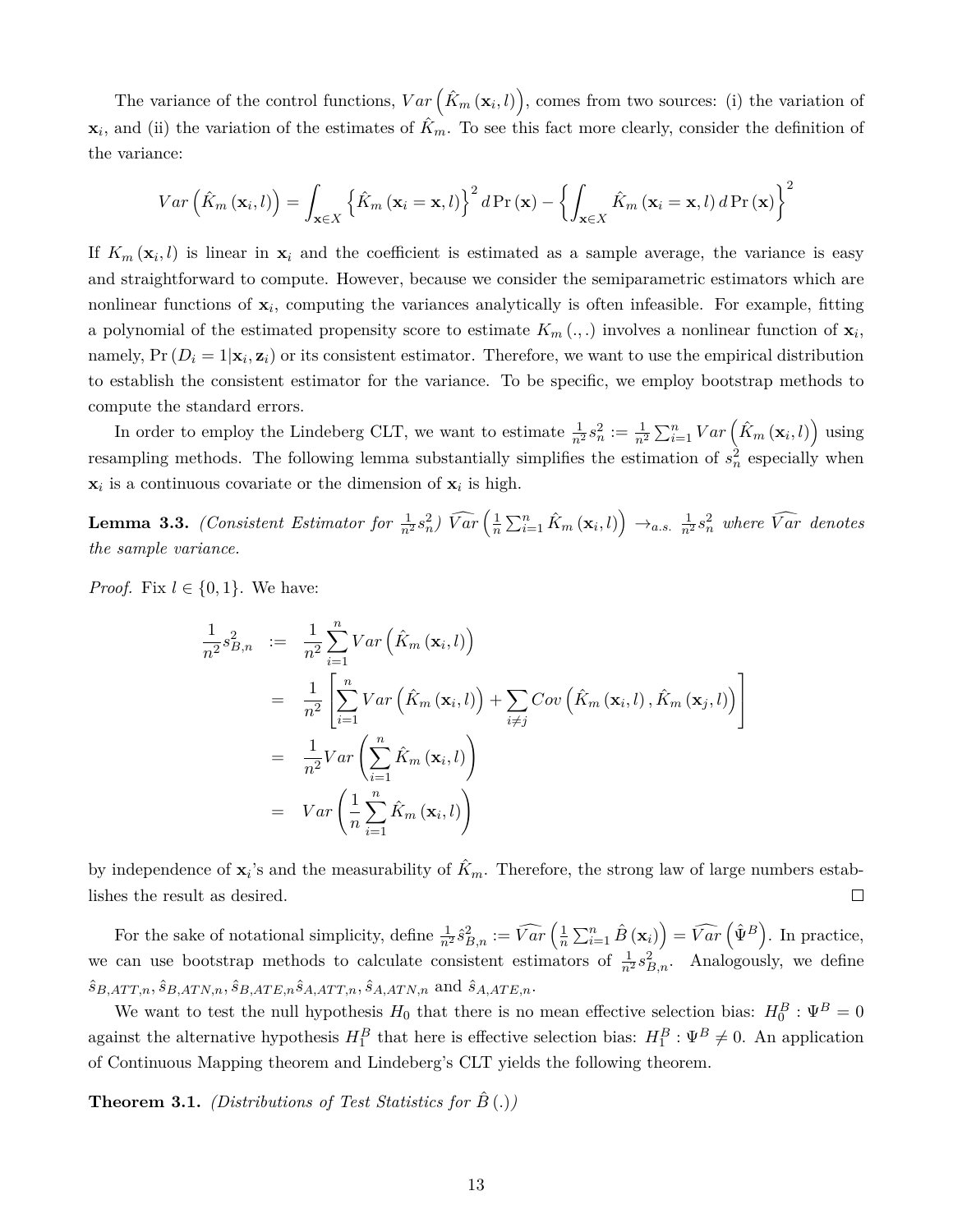The variance of the control functions, $Var\left(\hat{K}_m\left(\mathbf{x}_i, l\right)\right)$, comes from two sources: (i) the variation of $\mathbf{x}_i$, and (ii) the variation of the estimates of $\hat{K}_m$. To see this fact more clearly, consider the definition of the variance:

$$Var\left(\hat{K}_m\left(\mathbf{x}_i, l\right)\right) = \int_{\mathbf{x} \in X} \left\{\hat{K}_m\left(\mathbf{x}_i = \mathbf{x}, l\right)\right\}^2 d\Pr\left(\mathbf{x}\right) - \left\{\int_{\mathbf{x} \in X} \hat{K}_m\left(\mathbf{x}_i = \mathbf{x}, l\right) d\Pr\left(\mathbf{x}\right)\right\}^2$$

If $K_m\left(\mathbf{x}_i, l\right)$ is linear in $\mathbf{x}_i$ and the coefficient is estimated as a sample average, the variance is easy and straightforward to compute. However, because we consider the semiparametric estimators which are nonlinear functions of $\mathbf{x}_i$, computing the variances analytically is often infeasible. For example, fitting a polynomial of the estimated propensity score to estimate $K_m(.,.)$ involves a nonlinear function of $\mathbf{x}_i$, namely, $\Pr\left(D_i = 1|\mathbf{x}_i, \mathbf{z}_i\right)$ or its consistent estimator. Therefore, we want to use the empirical distribution to establish the consistent estimator for the variance. To be specific, we employ bootstrap methods to compute the standard errors.

In order to employ the Lindeberg CLT, we want to estimate $\frac{1}{n^2}s_n^2 := \frac{1}{n^2}\sum_{i=1}^n Var\left(\hat{K}_m\left(\mathbf{x}_i, l\right)\right)$ using resampling methods. The following lemma substantially simplifies the estimation of $s_n^2$ especially when $\mathbf{x}_i$ is a continuous covariate or the dimension of $\mathbf{x}_i$ is high.

**Lemma 3.3.** *(Consistent Estimator for $\frac{1}{n^2}s_n^2$) $\widehat{Var}\left(\frac{1}{n}\sum_{i=1}^n \hat{K}_m\left(\mathbf{x}_i, l\right)\right) \rightarrow_{a.s.} \frac{1}{n^2}s_n^2$ where $\widehat{Var}$ denotes the sample variance.*

*Proof.* Fix $l \in \{0, 1\}$. We have:

$$\begin{aligned}
\frac{1}{n^2}s_{B,n}^2 &:= \frac{1}{n^2}\sum_{i=1}^n Var\left(\hat{K}_m\left(\mathbf{x}_i, l\right)\right) \\
&= \frac{1}{n^2}\left[\sum_{i=1}^n Var\left(\hat{K}_m\left(\mathbf{x}_i, l\right)\right) + \sum_{i \neq j} Cov\left(\hat{K}_m\left(\mathbf{x}_i, l\right), \hat{K}_m\left(\mathbf{x}_j, l\right)\right)\right] \\
&= \frac{1}{n^2}Var\left(\sum_{i=1}^n \hat{K}_m\left(\mathbf{x}_i, l\right)\right) \\
&= Var\left(\frac{1}{n}\sum_{i=1}^n \hat{K}_m\left(\mathbf{x}_i, l\right)\right)
\end{aligned}$$

by independence of $\mathbf{x}_i$'s and the measurability of $\hat{K}_m$. Therefore, the strong law of large numbers establishes the result as desired. □

For the sake of notational simplicity, define $\frac{1}{n^2}\hat{s}_{B,n}^2 := \widehat{Var}\left(\frac{1}{n}\sum_{i=1}^n \hat{B}\left(\mathbf{x}_i\right)\right) = \widehat{Var}\left(\hat{\Psi}^B\right)$. In practice, we can use bootstrap methods to calculate consistent estimators of $\frac{1}{n^2}s_{B,n}^2$. Analogously, we define $\hat{s}_{B,ATT,n}, \hat{s}_{B,ATN,n}, \hat{s}_{B,ATE,n}\hat{s}_{A,ATT,n}, \hat{s}_{A,ATN,n}$ and $\hat{s}_{A,ATE,n}$.

We want to test the null hypothesis $H_0$ that there is no mean effective selection bias: $H_0^B : \Psi^B = 0$ against the alternative hypothesis $H_1^B$ that here is effective selection bias: $H_1^B : \Psi^B \neq 0$. An application of Continuous Mapping theorem and Lindeberg's CLT yields the following theorem.

**Theorem 3.1.** *(Distributions of Test Statistics for $\hat{B}(.)$)*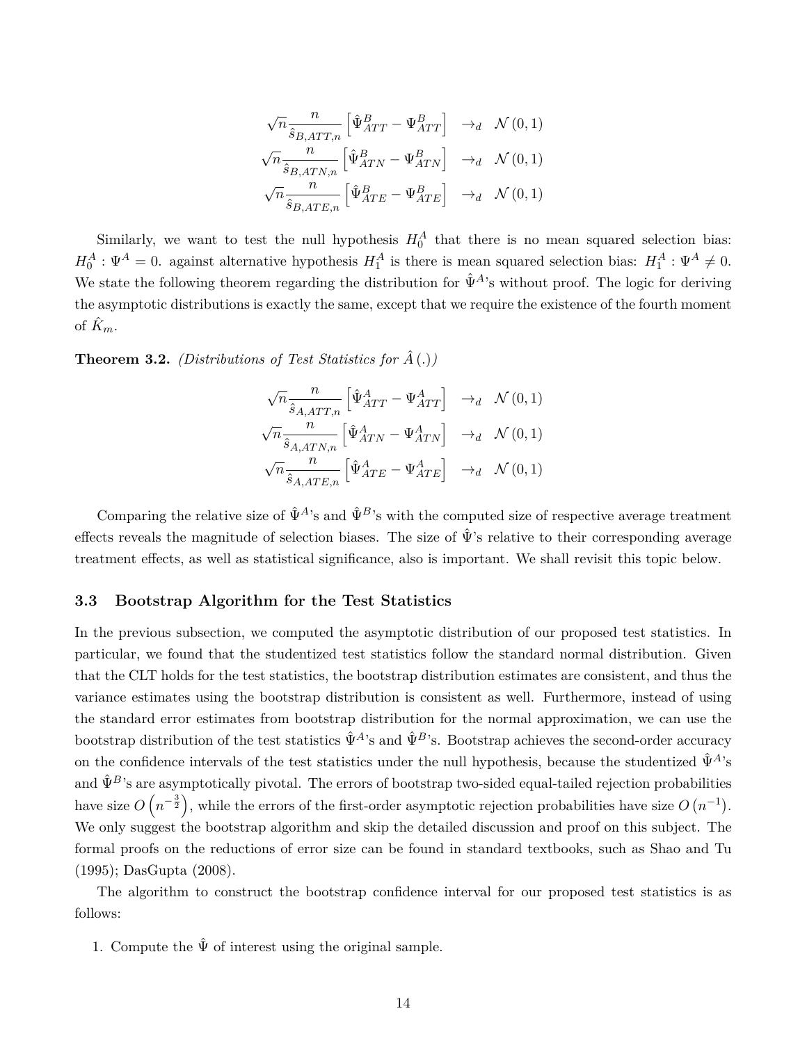$$\sqrt{n}\frac{n}{\hat{s}_{B,ATT,n}}\left[\hat{\Psi}^B_{ATT} - \Psi^B_{ATT}\right] \quad \rightarrow_d \quad \mathcal{N}(0,1)$$
$$\sqrt{n}\frac{n}{\hat{s}_{B,ATN,n}}\left[\hat{\Psi}^B_{ATN} - \Psi^B_{ATN}\right] \quad \rightarrow_d \quad \mathcal{N}(0,1)$$
$$\sqrt{n}\frac{n}{\hat{s}_{B,ATE,n}}\left[\hat{\Psi}^B_{ATE} - \Psi^B_{ATE}\right] \quad \rightarrow_d \quad \mathcal{N}(0,1)$$

Similarly, we want to test the null hypothesis $H_0^A$ that there is no mean squared selection bias: $H_0^A : \Psi^A = 0$. against alternative hypothesis $H_1^A$ is there is mean squared selection bias: $H_1^A : \Psi^A \neq 0$. We state the following theorem regarding the distribution for $\hat{\Psi}^A$'s without proof. The logic for deriving the asymptotic distributions is exactly the same, except that we require the existence of the fourth moment of $\hat{K}_m$.

**Theorem 3.2.** *(Distributions of Test Statistics for $\hat{A}(.)$)*

$$\sqrt{n}\frac{n}{\hat{s}_{A,ATT,n}}\left[\hat{\Psi}^A_{ATT} - \Psi^A_{ATT}\right] \quad \rightarrow_d \quad \mathcal{N}(0,1)$$
$$\sqrt{n}\frac{n}{\hat{s}_{A,ATN,n}}\left[\hat{\Psi}^A_{ATN} - \Psi^A_{ATN}\right] \quad \rightarrow_d \quad \mathcal{N}(0,1)$$
$$\sqrt{n}\frac{n}{\hat{s}_{A,ATE,n}}\left[\hat{\Psi}^A_{ATE} - \Psi^A_{ATE}\right] \quad \rightarrow_d \quad \mathcal{N}(0,1)$$

Comparing the relative size of $\hat{\Psi}^A$'s and $\hat{\Psi}^B$'s with the computed size of respective average treatment effects reveals the magnitude of selection biases. The size of $\hat{\Psi}$'s relative to their corresponding average treatment effects, as well as statistical significance, also is important. We shall revisit this topic below.

### 3.3 Bootstrap Algorithm for the Test Statistics

In the previous subsection, we computed the asymptotic distribution of our proposed test statistics. In particular, we found that the studentized test statistics follow the standard normal distribution. Given that the CLT holds for the test statistics, the bootstrap distribution estimates are consistent, and thus the variance estimates using the bootstrap distribution is consistent as well. Furthermore, instead of using the standard error estimates from bootstrap distribution for the normal approximation, we can use the bootstrap distribution of the test statistics $\hat{\Psi}^A$'s and $\hat{\Psi}^B$'s. Bootstrap achieves the second-order accuracy on the confidence intervals of the test statistics under the null hypothesis, because the studentized $\hat{\Psi}^A$'s and $\hat{\Psi}^B$'s are asymptotically pivotal. The errors of bootstrap two-sided equal-tailed rejection probabilities have size $O\left(n^{-\frac{3}{2}}\right)$, while the errors of the first-order asymptotic rejection probabilities have size $O\left(n^{-1}\right)$. We only suggest the bootstrap algorithm and skip the detailed discussion and proof on this subject. The formal proofs on the reductions of error size can be found in standard textbooks, such as Shao and Tu (1995); DasGupta (2008).

The algorithm to construct the bootstrap confidence interval for our proposed test statistics is as follows:

1. Compute the $\hat{\Psi}$ of interest using the original sample.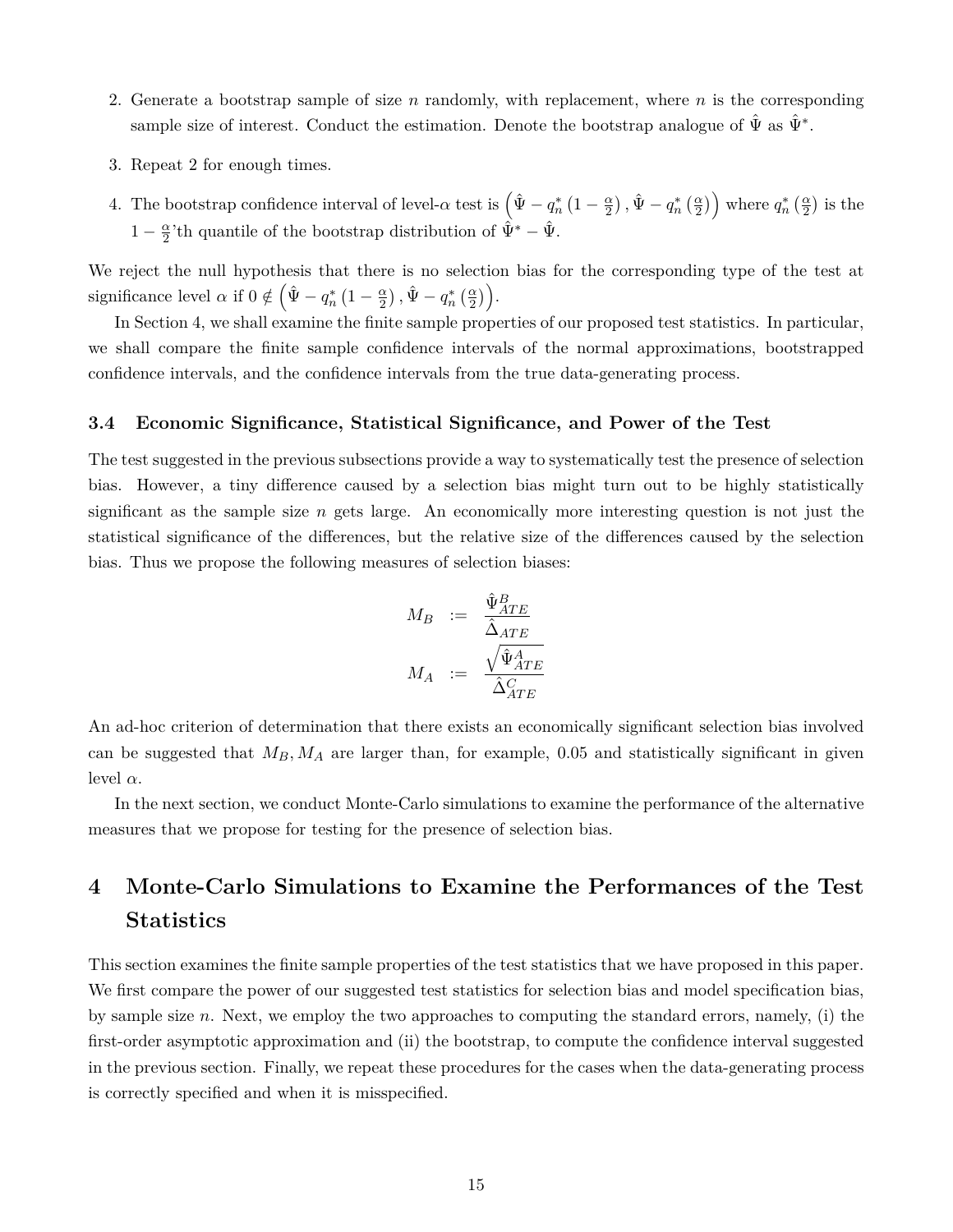2. Generate a bootstrap sample of size $n$ randomly, with replacement, where $n$ is the corresponding sample size of interest. Conduct the estimation. Denote the bootstrap analogue of $\hat{\Psi}$ as $\hat{\Psi}^*$.

3. Repeat 2 for enough times.

4. The bootstrap confidence interval of level-$\alpha$ test is $\left(\hat{\Psi} - q_n^*\left(1-\frac{\alpha}{2}\right), \hat{\Psi} - q_n^*\left(\frac{\alpha}{2}\right)\right)$ where $q_n^*\left(\frac{\alpha}{2}\right)$ is the $1-\frac{\alpha}{2}$'th quantile of the bootstrap distribution of $\hat{\Psi}^* - \hat{\Psi}$.

We reject the null hypothesis that there is no selection bias for the corresponding type of the test at significance level $\alpha$ if $0 \notin \left(\hat{\Psi} - q_n^*\left(1-\frac{\alpha}{2}\right), \hat{\Psi} - q_n^*\left(\frac{\alpha}{2}\right)\right)$.

In Section 4, we shall examine the finite sample properties of our proposed test statistics. In particular, we shall compare the finite sample confidence intervals of the normal approximations, bootstrapped confidence intervals, and the confidence intervals from the true data-generating process.

### 3.4 Economic Significance, Statistical Significance, and Power of the Test

The test suggested in the previous subsections provide a way to systematically test the presence of selection bias. However, a tiny difference caused by a selection bias might turn out to be highly statistically significant as the sample size $n$ gets large. An economically more interesting question is not just the statistical significance of the differences, but the relative size of the differences caused by the selection bias. Thus we propose the following measures of selection biases:

$$
\begin{aligned}
M_B &:= \frac{\hat{\Psi}^B_{ATE}}{\hat{\Delta}_{ATE}} \\
M_A &:= \frac{\sqrt{\hat{\Psi}^A_{ATE}}}{\hat{\Delta}^C_{ATE}}
\end{aligned}
$$

An ad-hoc criterion of determination that there exists an economically significant selection bias involved can be suggested that $M_B, M_A$ are larger than, for example, 0.05 and statistically significant in given level $\alpha$.

In the next section, we conduct Monte-Carlo simulations to examine the performance of the alternative measures that we propose for testing for the presence of selection bias.

## 4 Monte-Carlo Simulations to Examine the Performances of the Test Statistics

This section examines the finite sample properties of the test statistics that we have proposed in this paper. We first compare the power of our suggested test statistics for selection bias and model specification bias, by sample size $n$. Next, we employ the two approaches to computing the standard errors, namely, (i) the first-order asymptotic approximation and (ii) the bootstrap, to compute the confidence interval suggested in the previous section. Finally, we repeat these procedures for the cases when the data-generating process is correctly specified and when it is misspecified.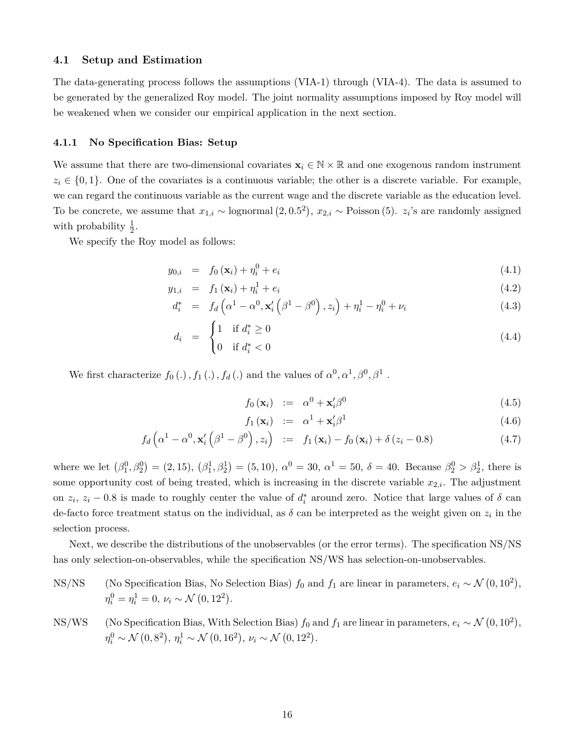### 4.1 Setup and Estimation

The data-generating process follows the assumptions (VIA-1) through (VIA-4). The data is assumed to be generated by the generalized Roy model. The joint normality assumptions imposed by Roy model will be weakened when we consider our empirical application in the next section.

#### 4.1.1 No Specification Bias: Setup

We assume that there are two-dimensional covariates $\mathbf{x}_i \in \mathbb{N} \times \mathbb{R}$ and one exogenous random instrument $z_i \in \{0, 1\}$. One of the covariates is a continuous variable; the other is a discrete variable. For example, we can regard the continuous variable as the current wage and the discrete variable as the education level. To be concrete, we assume that $x_{1,i} \sim \text{lognormal}\left(2, 0.5^2\right)$, $x_{2,i} \sim \text{Poisson}\left(5\right)$. $z_i$'s are randomly assigned with probability $\frac{1}{2}$.

We specify the Roy model as follows:

$$
\begin{aligned}
y_{0,i} &= f_0\left(\mathbf{x}_i\right) + \eta_i^0 + e_i && (4.1)\\
y_{1,i} &= f_1\left(\mathbf{x}_i\right) + \eta_i^1 + e_i && (4.2)\\
d_i^* &= f_d\left(\alpha^1 - \alpha^0, \mathbf{x}_i'\left(\beta^1 - \beta^0\right), z_i\right) + \eta_i^1 - \eta_i^0 + \nu_i && (4.3)\\
d_i &= \begin{cases} 1 & \text{if } d_i^* \geq 0 \\ 0 & \text{if } d_i^* < 0 \end{cases} && (4.4)
\end{aligned}
$$

We first characterize $f_0\left(.\right), f_1\left(.\right), f_d\left(.\right)$ and the values of $\alpha^0, \alpha^1, \beta^0, \beta^1$ .

$$
\begin{aligned}
f_0\left(\mathbf{x}_i\right) &:= \alpha^0 + \mathbf{x}_i'\beta^0 && (4.5)\\
f_1\left(\mathbf{x}_i\right) &:= \alpha^1 + \mathbf{x}_i'\beta^1 && (4.6)\\
f_d\left(\alpha^1 - \alpha^0, \mathbf{x}_i'\left(\beta^1 - \beta^0\right), z_i\right) &:= f_1\left(\mathbf{x}_i\right) - f_0\left(\mathbf{x}_i\right) + \delta\left(z_i - 0.8\right) && (4.7)
\end{aligned}
$$

where we let $\left(\beta_1^0, \beta_2^0\right) = (2, 15)$, $\left(\beta_1^1, \beta_2^1\right) = (5, 10)$, $\alpha^0 = 30$, $\alpha^1 = 50$, $\delta = 40$. Because $\beta_2^0 > \beta_2^1$, there is some opportunity cost of being treated, which is increasing in the discrete variable $x_{2,i}$. The adjustment on $z_i$, $z_i - 0.8$ is made to roughly center the value of $d_i^*$ around zero. Notice that large values of $\delta$ can de-facto force treatment status on the individual, as $\delta$ can be interpreted as the weight given on $z_i$ in the selection process.

Next, we describe the distributions of the unobservables (or the error terms). The specification NS/NS has only selection-on-observables, while the specification NS/WS has selection-on-unobservables.

- NS/NS (No Specification Bias, No Selection Bias) $f_0$ and $f_1$ are linear in parameters, $e_i \sim \mathcal{N}\left(0, 10^2\right)$, $\eta_i^0 = \eta_i^1 = 0$, $\nu_i \sim \mathcal{N}\left(0, 12^2\right)$.

- NS/WS (No Specification Bias, With Selection Bias) $f_0$ and $f_1$ are linear in parameters, $e_i \sim \mathcal{N}\left(0, 10^2\right)$, $\eta_i^0 \sim \mathcal{N}\left(0, 8^2\right)$, $\eta_i^1 \sim \mathcal{N}\left(0, 16^2\right)$, $\nu_i \sim \mathcal{N}\left(0, 12^2\right)$.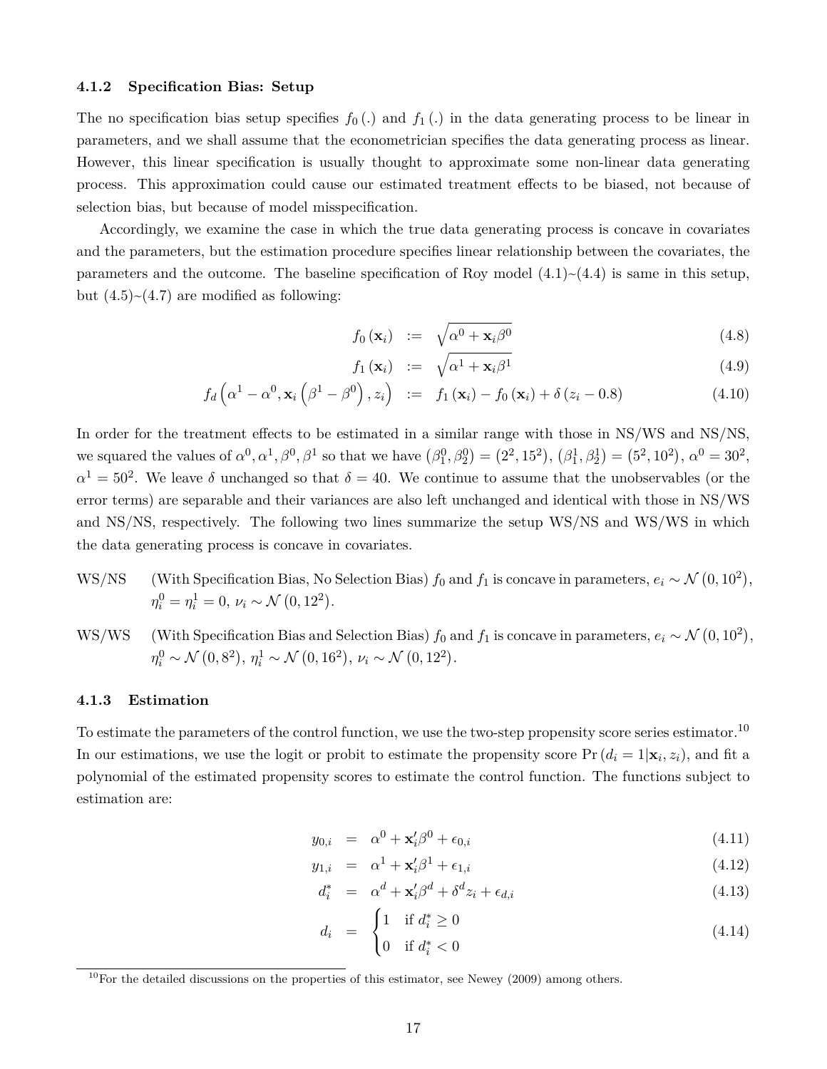### 4.1.2 Specification Bias: Setup

The no specification bias setup specifies $f_0(.)$ and $f_1(.)$ in the data generating process to be linear in parameters, and we shall assume that the econometrician specifies the data generating process as linear. However, this linear specification is usually thought to approximate some non-linear data generating process. This approximation could cause our estimated treatment effects to be biased, not because of selection bias, but because of model misspecification.

Accordingly, we examine the case in which the true data generating process is concave in covariates and the parameters, but the estimation procedure specifies linear relationship between the covariates, the parameters and the outcome. The baseline specification of Roy model (4.1)~(4.4) is same in this setup, but (4.5)~(4.7) are modified as following:

$$f_0(\mathbf{x}_i) := \sqrt{\alpha^0 + \mathbf{x}_i \beta^0} \tag{4.8}$$

$$f_1(\mathbf{x}_i) := \sqrt{\alpha^1 + \mathbf{x}_i \beta^1} \tag{4.9}$$

$$f_d\left(\alpha^1 - \alpha^0, \mathbf{x}_i\left(\beta^1 - \beta^0\right), z_i\right) := f_1(\mathbf{x}_i) - f_0(\mathbf{x}_i) + \delta(z_i - 0.8) \tag{4.10}$$

In order for the treatment effects to be estimated in a similar range with those in NS/WS and NS/NS, we squared the values of $\alpha^0, \alpha^1, \beta^0, \beta^1$ so that we have $(\beta_1^0, \beta_2^0) = (2^2, 15^2)$, $(\beta_1^1, \beta_2^1) = (5^2, 10^2)$, $\alpha^0 = 30^2$, $\alpha^1 = 50^2$. We leave $\delta$ unchanged so that $\delta = 40$. We continue to assume that the unobservables (or the error terms) are separable and their variances are also left unchanged and identical with those in NS/WS and NS/NS, respectively. The following two lines summarize the setup WS/NS and WS/WS in which the data generating process is concave in covariates.

WS/NS (With Specification Bias, No Selection Bias) $f_0$ and $f_1$ is concave in parameters, $e_i \sim \mathcal{N}(0, 10^2)$, $\eta_i^0 = \eta_i^1 = 0$, $\nu_i \sim \mathcal{N}(0, 12^2)$.

WS/WS (With Specification Bias and Selection Bias) $f_0$ and $f_1$ is concave in parameters, $e_i \sim \mathcal{N}(0, 10^2)$, $\eta_i^0 \sim \mathcal{N}(0, 8^2)$, $\eta_i^1 \sim \mathcal{N}(0, 16^2)$, $\nu_i \sim \mathcal{N}(0, 12^2)$.

### 4.1.3 Estimation

To estimate the parameters of the control function, we use the two-step propensity score series estimator.[10] In our estimations, we use the logit or probit to estimate the propensity score $\Pr(d_i = 1|\mathbf{x}_i, z_i)$, and fit a polynomial of the estimated propensity scores to estimate the control function. The functions subject to estimation are:

$$y_{0,i} = \alpha^0 + \mathbf{x}_i'\beta^0 + \epsilon_{0,i} \tag{4.11}$$

$$y_{1,i} = \alpha^1 + \mathbf{x}_i'\beta^1 + \epsilon_{1,i} \tag{4.12}$$

$$d_i^* = \alpha^d + \mathbf{x}_i'\beta^d + \delta^d z_i + \epsilon_{d,i} \tag{4.13}$$

$$d_i = \begin{cases} 1 & \text{if } d_i^* \geq 0 \\ 0 & \text{if } d_i^* < 0 \end{cases} \tag{4.14}$$

[10] For the detailed discussions on the properties of this estimator, see Newey (2009) among others.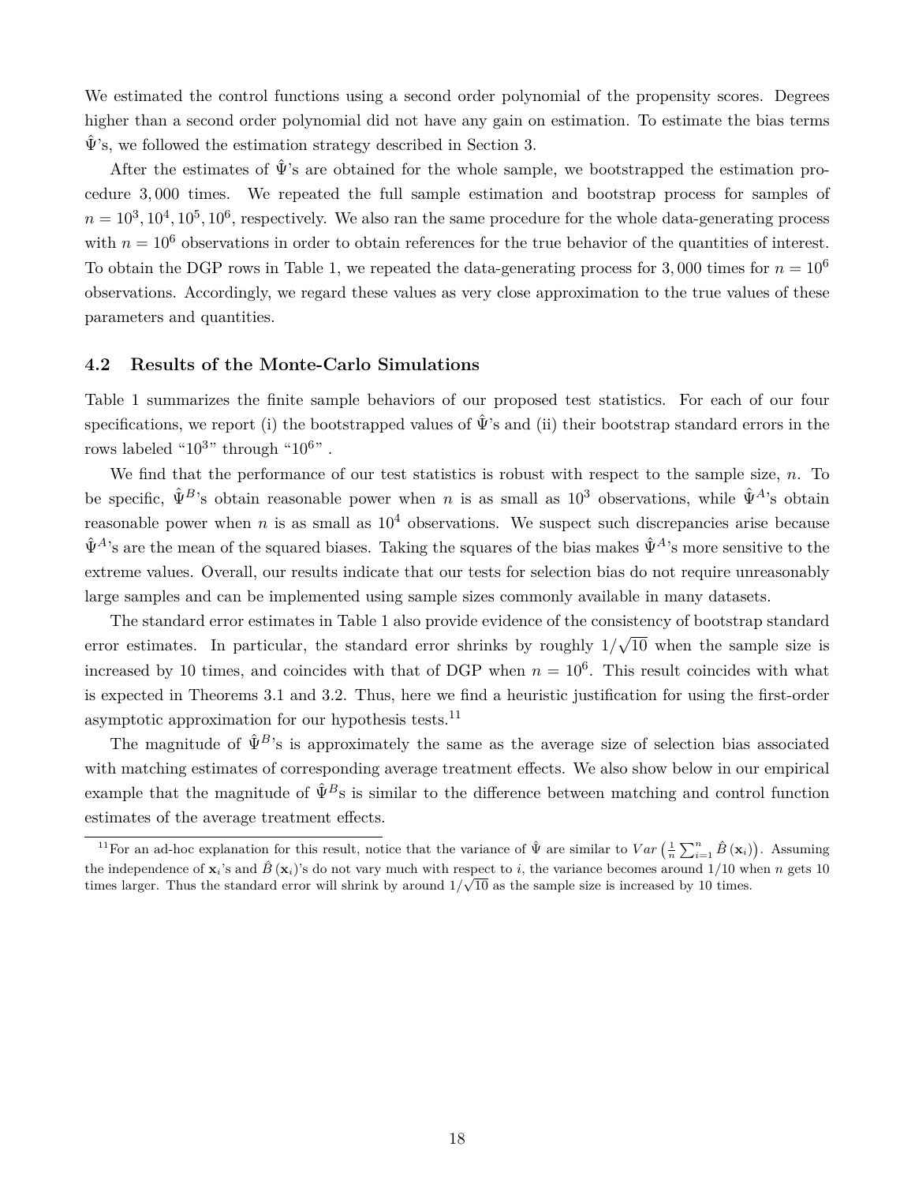We estimated the control functions using a second order polynomial of the propensity scores. Degrees higher than a second order polynomial did not have any gain on estimation. To estimate the bias terms $\hat{\Psi}$'s, we followed the estimation strategy described in Section 3.

After the estimates of $\hat{\Psi}$'s are obtained for the whole sample, we bootstrapped the estimation procedure $3,000$ times. We repeated the full sample estimation and bootstrap process for samples of $n = 10^3, 10^4, 10^5, 10^6$, respectively. We also ran the same procedure for the whole data-generating process with $n = 10^6$ observations in order to obtain references for the true behavior of the quantities of interest. To obtain the DGP rows in Table 1, we repeated the data-generating process for $3,000$ times for $n = 10^6$ observations. Accordingly, we regard these values as very close approximation to the true values of these parameters and quantities.

### 4.2 Results of the Monte-Carlo Simulations

Table 1 summarizes the finite sample behaviors of our proposed test statistics. For each of our four specifications, we report (i) the bootstrapped values of $\hat{\Psi}$'s and (ii) their bootstrap standard errors in the rows labeled "$10^3$" through "$10^6$" .

We find that the performance of our test statistics is robust with respect to the sample size, $n$. To be specific, $\hat{\Psi}^B$'s obtain reasonable power when $n$ is as small as $10^3$ observations, while $\hat{\Psi}^A$'s obtain reasonable power when $n$ is as small as $10^4$ observations. We suspect such discrepancies arise because $\hat{\Psi}^A$'s are the mean of the squared biases. Taking the squares of the bias makes $\hat{\Psi}^A$'s more sensitive to the extreme values. Overall, our results indicate that our tests for selection bias do not require unreasonably large samples and can be implemented using sample sizes commonly available in many datasets.

The standard error estimates in Table 1 also provide evidence of the consistency of bootstrap standard error estimates. In particular, the standard error shrinks by roughly $1/\sqrt{10}$ when the sample size is increased by 10 times, and coincides with that of DGP when $n = 10^6$. This result coincides with what is expected in Theorems 3.1 and 3.2. Thus, here we find a heuristic justification for using the first-order asymptotic approximation for our hypothesis tests.[11]

The magnitude of $\hat{\Psi}^B$'s is approximately the same as the average size of selection bias associated with matching estimates of corresponding average treatment effects. We also show below in our empirical example that the magnitude of $\hat{\Psi}^B$s is similar to the difference between matching and control function estimates of the average treatment effects.

[11] For an ad-hoc explanation for this result, notice that the variance of $\hat{\Psi}$ are similar to $Var\left(\frac{1}{n}\sum_{i=1}^{n}\hat{B}\left(\mathbf{x}_i\right)\right)$. Assuming the independence of $\mathbf{x}_i$'s and $\hat{B}\left(\mathbf{x}_i\right)$'s do not vary much with respect to $i$, the variance becomes around $1/10$ when $n$ gets 10 times larger. Thus the standard error will shrink by around $1/\sqrt{10}$ as the sample size is increased by 10 times.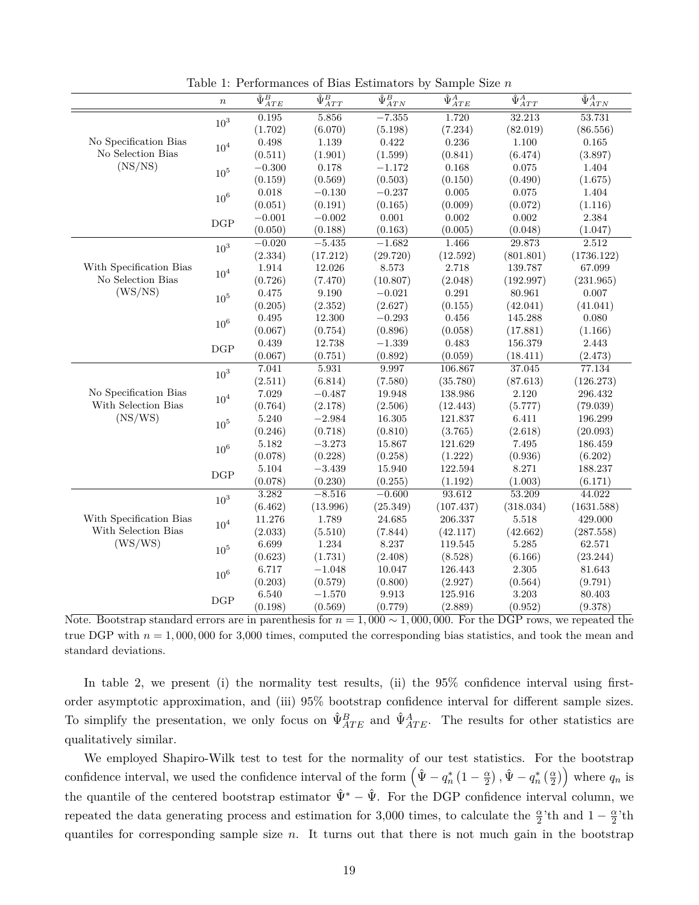Table 1: Performances of Bias Estimators by Sample Size $n$

| | $n$ | $\hat{\Psi}^B_{ATE}$ | $\hat{\Psi}^B_{ATT}$ | $\hat{\Psi}^B_{ATN}$ | $\hat{\Psi}^A_{ATE}$ | $\hat{\Psi}^A_{ATT}$ | $\hat{\Psi}^A_{ATN}$ |
|---|---|---|---|---|---|---|---|
| No Specification Bias No Selection Bias (NS/NS) | $10^3$ | 0.195 | 5.856 | $-7.355$ | 1.720 | 32.213 | 53.731 |
| | | (1.702) | (6.070) | (5.198) | (7.234) | (82.019) | (86.556) |
| | $10^4$ | 0.498 | 1.139 | 0.422 | 0.236 | 1.100 | 0.165 |
| | | (0.511) | (1.901) | (1.599) | (0.841) | (6.474) | (3.897) |
| | $10^5$ | $-0.300$ | 0.178 | $-1.172$ | 0.168 | 0.075 | 1.404 |
| | | (0.159) | (0.569) | (0.503) | (0.150) | (0.490) | (1.675) |
| | $10^6$ | 0.018 | $-0.130$ | $-0.237$ | 0.005 | 0.075 | 1.404 |
| | | (0.051) | (0.191) | (0.165) | (0.009) | (0.072) | (1.116) |
| | DGP | $-0.001$ | $-0.002$ | 0.001 | 0.002 | 0.002 | 2.384 |
| | | (0.050) | (0.188) | (0.163) | (0.005) | (0.048) | (1.047) |
| With Specification Bias No Selection Bias (WS/NS) | $10^3$ | $-0.020$ | $-5.435$ | $-1.682$ | 1.466 | 29.873 | 2.512 |
| | | (2.334) | (17.212) | (29.720) | (12.592) | (801.801) | (1736.122) |
| | $10^4$ | 1.914 | 12.026 | 8.573 | 2.718 | 139.787 | 67.099 |
| | | (0.726) | (7.470) | (10.807) | (2.048) | (192.997) | (231.965) |
| | $10^5$ | 0.475 | 9.190 | $-0.021$ | 0.291 | 80.961 | 0.007 |
| | | (0.205) | (2.352) | (2.627) | (0.155) | (42.041) | (41.041) |
| | $10^6$ | 0.495 | 12.300 | $-0.293$ | 0.456 | 145.288 | 0.080 |
| | | (0.067) | (0.754) | (0.896) | (0.058) | (17.881) | (1.166) |
| | DGP | 0.439 | 12.738 | $-1.339$ | 0.483 | 156.379 | 2.443 |
| | | (0.067) | (0.751) | (0.892) | (0.059) | (18.411) | (2.473) |
| No Specification Bias With Selection Bias (NS/WS) | $10^3$ | 7.041 | 5.931 | 9.997 | 106.867 | 37.045 | 77.134 |
| | | (2.511) | (6.814) | (7.580) | (35.780) | (87.613) | (126.273) |
| | $10^4$ | 7.029 | $-0.487$ | 19.948 | 138.986 | 2.120 | 296.432 |
| | | (0.764) | (2.178) | (2.506) | (12.443) | (5.777) | (79.039) |
| | $10^5$ | 5.240 | $-2.984$ | 16.305 | 121.837 | 6.411 | 196.299 |
| | | (0.246) | (0.718) | (0.810) | (3.765) | (2.618) | (20.093) |
| | $10^6$ | 5.182 | $-3.273$ | 15.867 | 121.629 | 7.495 | 186.459 |
| | | (0.078) | (0.228) | (0.258) | (1.222) | (0.936) | (6.202) |
| | DGP | 5.104 | $-3.439$ | 15.940 | 122.594 | 8.271 | 188.237 |
| | | (0.078) | (0.230) | (0.255) | (1.192) | (1.003) | (6.171) |
| With Specification Bias With Selection Bias (WS/WS) | $10^3$ | 3.282 | $-8.516$ | $-0.600$ | 93.612 | 53.209 | 44.022 |
| | | (6.462) | (13.996) | (25.349) | (107.437) | (318.034) | (1631.588) |
| | $10^4$ | 11.276 | 1.789 | 24.685 | 206.337 | 5.518 | 429.000 |
| | | (2.033) | (5.510) | (7.844) | (42.117) | (42.662) | (287.558) |
| | $10^5$ | 6.699 | 1.234 | 8.237 | 119.545 | 5.285 | 62.571 |
| | | (0.623) | (1.731) | (2.408) | (8.528) | (6.166) | (23.244) |
| | $10^6$ | 6.717 | $-1.048$ | 10.047 | 126.443 | 2.305 | 81.643 |
| | | (0.203) | (0.579) | (0.800) | (2.927) | (0.564) | (9.791) |
| | DGP | 6.540 | $-1.570$ | 9.913 | 125.916 | 3.203 | 80.403 |
| | | (0.198) | (0.569) | (0.779) | (2.889) | (0.952) | (9.378) |

Note. Bootstrap standard errors are in parenthesis for $n = 1,000 \sim 1,000,000$. For the DGP rows, we repeated the true DGP with $n = 1,000,000$ for 3,000 times, computed the corresponding bias statistics, and took the mean and standard deviations.

In table 2, we present (i) the normality test results, (ii) the 95% confidence interval using first-order asymptotic approximation, and (iii) 95% bootstrap confidence interval for different sample sizes. To simplify the presentation, we only focus on $\hat{\Psi}^B_{ATE}$ and $\hat{\Psi}^A_{ATE}$. The results for other statistics are qualitatively similar.

We employed Shapiro-Wilk test to test for the normality of our test statistics. For the bootstrap confidence interval, we used the confidence interval of the form $\left(\hat{\Psi} - q^*_n\left(1 - \frac{\alpha}{2}\right), \hat{\Psi} - q^*_n\left(\frac{\alpha}{2}\right)\right)$ where $q_n$ is the quantile of the centered bootstrap estimator $\hat{\Psi}^* - \hat{\Psi}$. For the DGP confidence interval column, we repeated the data generating process and estimation for 3,000 times, to calculate the $\frac{\alpha}{2}$'th and $1 - \frac{\alpha}{2}$'th quantiles for corresponding sample size $n$. It turns out that there is not much gain in the bootstrap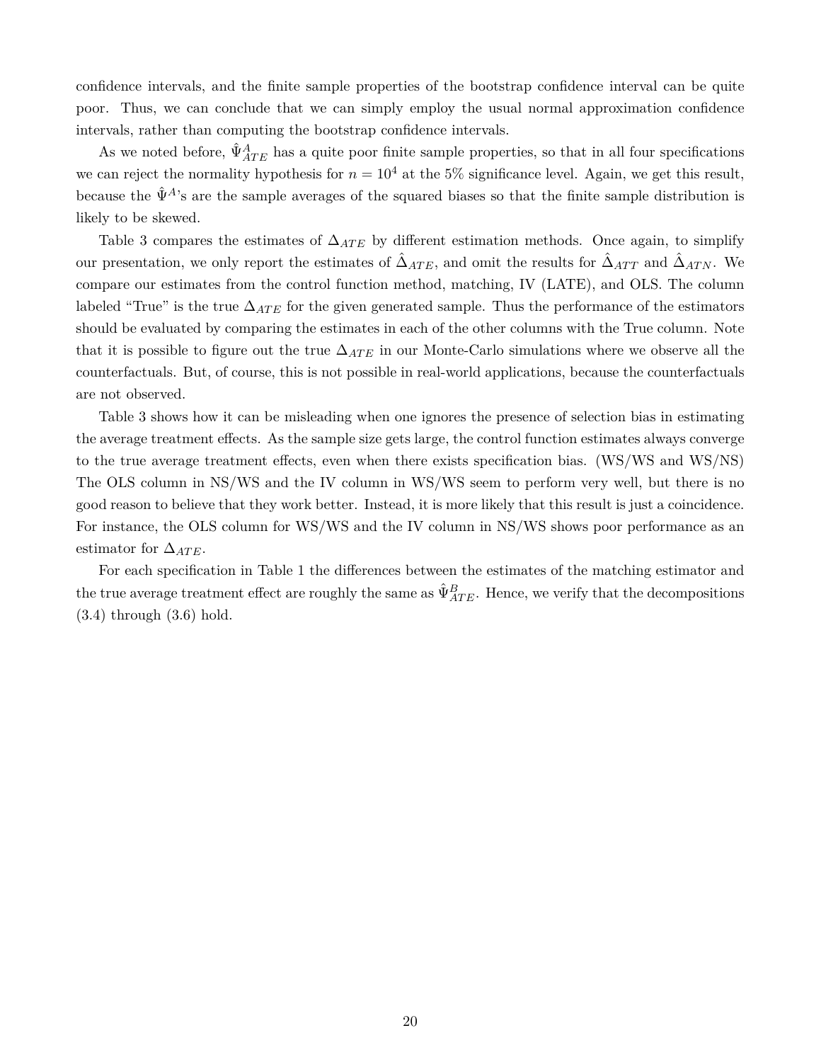confidence intervals, and the finite sample properties of the bootstrap confidence interval can be quite poor. Thus, we can conclude that we can simply employ the usual normal approximation confidence intervals, rather than computing the bootstrap confidence intervals.

As we noted before, $\hat{\Psi}^{A}_{ATE}$ has a quite poor finite sample properties, so that in all four specifications we can reject the normality hypothesis for $n = 10^4$ at the 5% significance level. Again, we get this result, because the $\hat{\Psi}^{A}$'s are the sample averages of the squared biases so that the finite sample distribution is likely to be skewed.

Table 3 compares the estimates of $\Delta_{ATE}$ by different estimation methods. Once again, to simplify our presentation, we only report the estimates of $\hat{\Delta}_{ATE}$, and omit the results for $\hat{\Delta}_{ATT}$ and $\hat{\Delta}_{ATN}$. We compare our estimates from the control function method, matching, IV (LATE), and OLS. The column labeled "True" is the true $\Delta_{ATE}$ for the given generated sample. Thus the performance of the estimators should be evaluated by comparing the estimates in each of the other columns with the True column. Note that it is possible to figure out the true $\Delta_{ATE}$ in our Monte-Carlo simulations where we observe all the counterfactuals. But, of course, this is not possible in real-world applications, because the counterfactuals are not observed.

Table 3 shows how it can be misleading when one ignores the presence of selection bias in estimating the average treatment effects. As the sample size gets large, the control function estimates always converge to the true average treatment effects, even when there exists specification bias. (WS/WS and WS/NS) The OLS column in NS/WS and the IV column in WS/WS seem to perform very well, but there is no good reason to believe that they work better. Instead, it is more likely that this result is just a coincidence. For instance, the OLS column for WS/WS and the IV column in NS/WS shows poor performance as an estimator for $\Delta_{ATE}$.

For each specification in Table 1 the differences between the estimates of the matching estimator and the true average treatment effect are roughly the same as $\hat{\Psi}^{B}_{ATE}$. Hence, we verify that the decompositions (3.4) through (3.6) hold.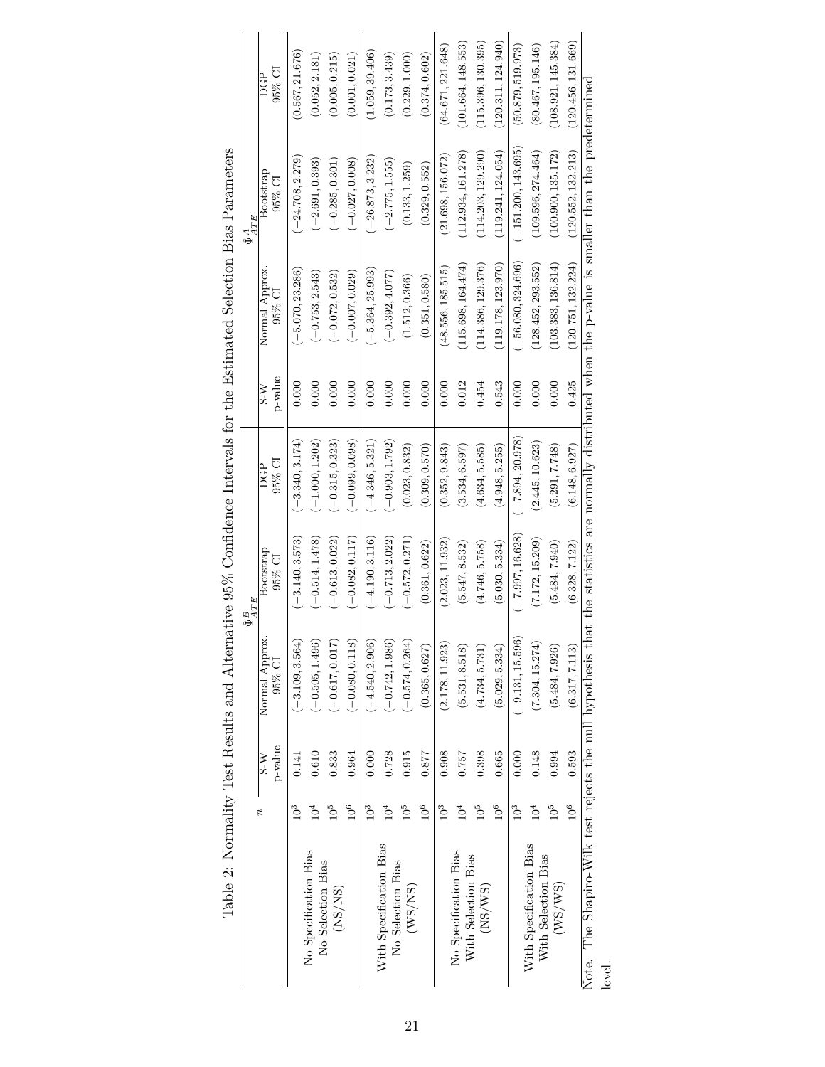Table 2: Normality Test Results and Alternative 95% Confidence Intervals for the Estimated Selection Bias Parameters

| | $n$ | $\hat{\Psi}^B_{ATE}$ | | | | $\hat{\Psi}^A_{ATE}$ | | | |
|---|---|---|---|---|---|---|---|---|---|
| | | S-W p-value | Normal Approx. 95% CI | Bootstrap 95% CI | DGP 95% CI | S-W p-value | Normal Approx. 95% CI | Bootstrap 95% CI | DGP 95% CI |
| No Specification Bias No Selection Bias (NS/NS) | $10^3$ | 0.141 | $(-3.109, 3.564)$ | $(-3.140, 3.573)$ | $(-3.340, 3.174)$ | 0.000 | $(-5.070, 23.286)$ | $(-24.708, 2.279)$ | $(0.567, 21.676)$ |
| | $10^4$ | 0.610 | $(-0.505, 1.496)$ | $(-0.514, 1.478)$ | $(-1.000, 1.202)$ | 0.000 | $(-0.753, 2.543)$ | $(-2.691, 0.393)$ | $(0.052, 2.181)$ |
| | $10^5$ | 0.833 | $(-0.617, 0.017)$ | $(-0.613, 0.022)$ | $(-0.315, 0.323)$ | 0.000 | $(-0.072, 0.532)$ | $(-0.285, 0.301)$ | $(0.005, 0.215)$ |
| | $10^6$ | 0.964 | $(-0.080, 0.118)$ | $(-0.082, 0.117)$ | $(-0.099, 0.098)$ | 0.000 | $(-0.007, 0.029)$ | $(-0.027, 0.008)$ | $(0.001, 0.021)$ |
| With Specification Bias No Selection Bias (WS/NS) | $10^3$ | 0.000 | $(-4.540, 2.906)$ | $(-4.190, 3.116)$ | $(-4.346, 5.321)$ | 0.000 | $(-5.364, 25.993)$ | $(-26.873, 3.232)$ | $(1.059, 39.406)$ |
| | $10^4$ | 0.728 | $(-0.742, 1.986)$ | $(-0.713, 2.022)$ | $(-0.903, 1.792)$ | 0.000 | $(-0.392, 4.077)$ | $(-2.775, 1.555)$ | $(0.173, 3.439)$ |
| | $10^5$ | 0.915 | $(-0.574, 0.264)$ | $(-0.572, 0.271)$ | $(0.023, 0.832)$ | 0.000 | $(1.512, 0.366)$ | $(0.133, 1.259)$ | $(0.229, 1.000)$ |
| | $10^6$ | 0.877 | $(0.365, 0.627)$ | $(0.361, 0.622)$ | $(0.309, 0.570)$ | 0.000 | $(0.351, 0.580)$ | $(0.329, 0.552)$ | $(0.374, 0.602)$ |
| No Specification Bias With Selection Bias (NS/WS) | $10^3$ | 0.908 | $(2.178, 11.923)$ | $(2.023, 11.932)$ | $(0.352, 9.843)$ | 0.000 | $(48.556, 185.515)$ | $(21.698, 156.072)$ | $(64.671, 221.648)$ |
| | $10^4$ | 0.757 | $(5.531, 8.518)$ | $(5.547, 8.532)$ | $(3.534, 6.597)$ | 0.012 | $(115.698, 164.474)$ | $(112.934, 161.278)$ | $(101.664, 148.553)$ |
| | $10^5$ | 0.398 | $(4.734, 5.731)$ | $(4.746, 5.758)$ | $(4.634, 5.585)$ | 0.454 | $(114.386, 129.376)$ | $(114.203, 129.290)$ | $(115.396, 130.395)$ |
| | $10^6$ | 0.665 | $(5.029, 5.334)$ | $(5.030, 5.334)$ | $(4.948, 5.255)$ | 0.543 | $(119.178, 123.970)$ | $(119.241, 124.054)$ | $(120.311, 124.940)$ |
| With Specification Bias With Selection Bias (WS/WS) | $10^3$ | 0.000 | $(-9.131, 15.596)$ | $(-7.997, 16.628)$ | $(-7.894, 20.978)$ | 0.000 | $(-56.080, 324.696)$ | $(-151.200, 143.695)$ | $(50.879, 519.973)$ |
| | $10^4$ | 0.148 | $(7.304, 15.274)$ | $(7.172, 15.209)$ | $(2.445, 10.623)$ | 0.000 | $(128.452, 293.552)$ | $(109.596, 274.464)$ | $(80.467, 195.146)$ |
| | $10^5$ | 0.994 | $(5.484, 7.926)$ | $(5.484, 7.940)$ | $(5.291, 7.748)$ | 0.000 | $(103.383, 136.814)$ | $(100.900, 135.172)$ | $(108.921, 145.384)$ |
| | $10^6$ | 0.593 | $(6.317, 7.113)$ | $(6.328, 7.122)$ | $(6.148, 6.927)$ | 0.425 | $(120.751, 132.224)$ | $(120.552, 132.213)$ | $(120.456, 131.669)$ |

Note. The Shapiro-Wilk test rejects the null hypothesis that the statistics are normally distributed when the p-value is smaller than the predetermined level.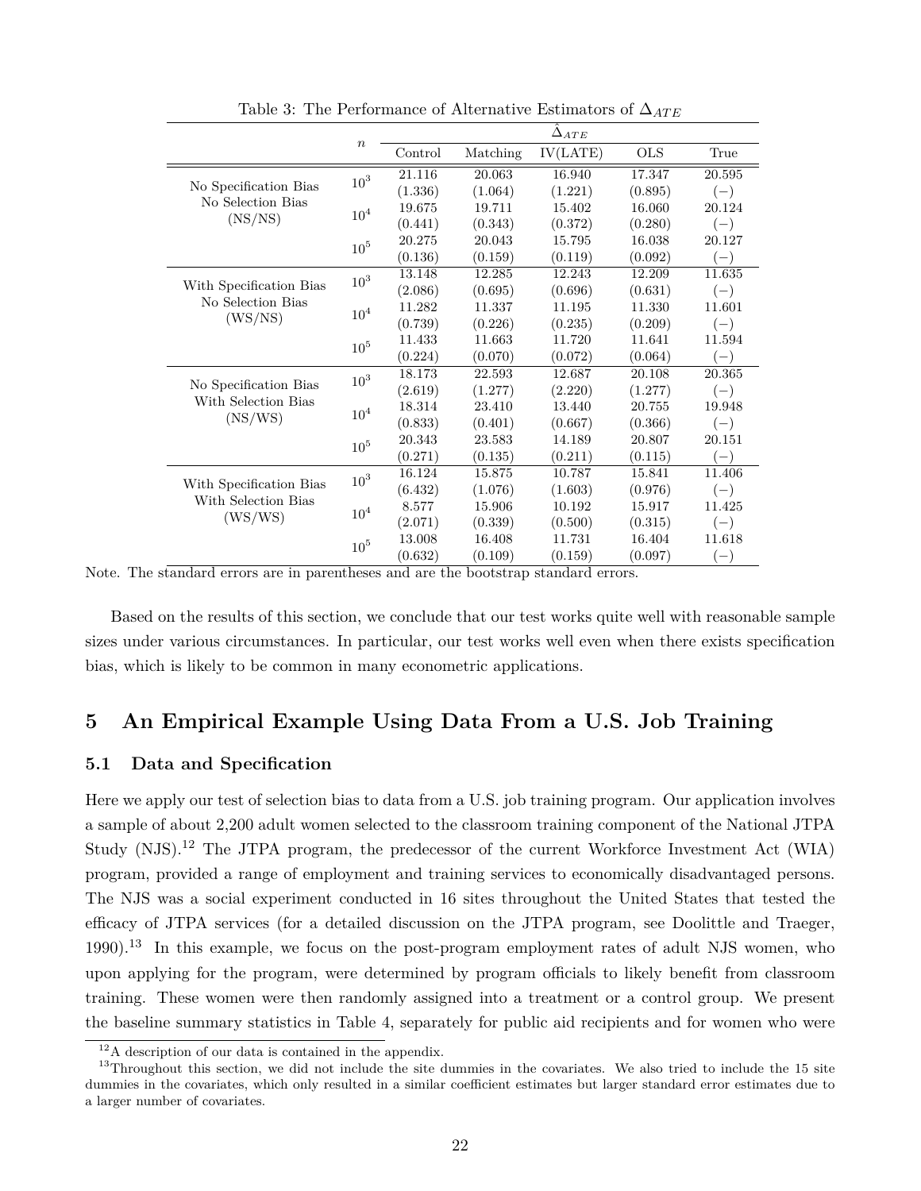Table 3: The Performance of Alternative Estimators of $\Delta_{ATE}$

| | $n$ | $\hat{\Delta}_{ATE}$ | | | | |
|---|---|---|---|---|---|---|
| | | Control | Matching | IV(LATE) | OLS | True |
| No Specification Bias No Selection Bias (NS/NS) | $10^3$ | 21.116 | 20.063 | 16.940 | 17.347 | 20.595 |
| | | (1.336) | (1.064) | (1.221) | (0.895) | $(-)$ |
| | $10^4$ | 19.675 | 19.711 | 15.402 | 16.060 | 20.124 |
| | | (0.441) | (0.343) | (0.372) | (0.280) | $(-)$ |
| | $10^5$ | 20.275 | 20.043 | 15.795 | 16.038 | 20.127 |
| | | (0.136) | (0.159) | (0.119) | (0.092) | $(-)$ |
| With Specification Bias No Selection Bias (WS/NS) | $10^3$ | 13.148 | 12.285 | 12.243 | 12.209 | 11.635 |
| | | (2.086) | (0.695) | (0.696) | (0.631) | $(-)$ |
| | $10^4$ | 11.282 | 11.337 | 11.195 | 11.330 | 11.601 |
| | | (0.739) | (0.226) | (0.235) | (0.209) | $(-)$ |
| | $10^5$ | 11.433 | 11.663 | 11.720 | 11.641 | 11.594 |
| | | (0.224) | (0.070) | (0.072) | (0.064) | $(-)$ |
| No Specification Bias With Selection Bias (NS/WS) | $10^3$ | 18.173 | 22.593 | 12.687 | 20.108 | 20.365 |
| | | (2.619) | (1.277) | (2.220) | (1.277) | $(-)$ |
| | $10^4$ | 18.314 | 23.410 | 13.440 | 20.755 | 19.948 |
| | | (0.833) | (0.401) | (0.667) | (0.366) | $(-)$ |
| | $10^5$ | 20.343 | 23.583 | 14.189 | 20.807 | 20.151 |
| | | (0.271) | (0.135) | (0.211) | (0.115) | $(-)$ |
| With Specification Bias With Selection Bias (WS/WS) | $10^3$ | 16.124 | 15.875 | 10.787 | 15.841 | 11.406 |
| | | (6.432) | (1.076) | (1.603) | (0.976) | $(-)$ |
| | $10^4$ | 8.577 | 15.906 | 10.192 | 15.917 | 11.425 |
| | | (2.071) | (0.339) | (0.500) | (0.315) | $(-)$ |
| | $10^5$ | 13.008 | 16.408 | 11.731 | 16.404 | 11.618 |
| | | (0.632) | (0.109) | (0.159) | (0.097) | $(-)$ |

Note. The standard errors are in parentheses and are the bootstrap standard errors.

Based on the results of this section, we conclude that our test works quite well with reasonable sample sizes under various circumstances. In particular, our test works well even when there exists specification bias, which is likely to be common in many econometric applications.

# 5 An Empirical Example Using Data From a U.S. Job Training

## 5.1 Data and Specification

Here we apply our test of selection bias to data from a U.S. job training program. Our application involves a sample of about 2,200 adult women selected to the classroom training component of the National JTPA Study (NJS).[12] The JTPA program, the predecessor of the current Workforce Investment Act (WIA) program, provided a range of employment and training services to economically disadvantaged persons. The NJS was a social experiment conducted in 16 sites throughout the United States that tested the efficacy of JTPA services (for a detailed discussion on the JTPA program, see Doolittle and Traeger, 1990).[13] In this example, we focus on the post-program employment rates of adult NJS women, who upon applying for the program, were determined by program officials to likely benefit from classroom training. These women were then randomly assigned into a treatment or a control group. We present the baseline summary statistics in Table 4, separately for public aid recipients and for women who were

[12] A description of our data is contained in the appendix.

[13] Throughout this section, we did not include the site dummies in the covariates. We also tried to include the 15 site dummies in the covariates, which only resulted in a similar coefficient estimates but larger standard error estimates due to a larger number of covariates.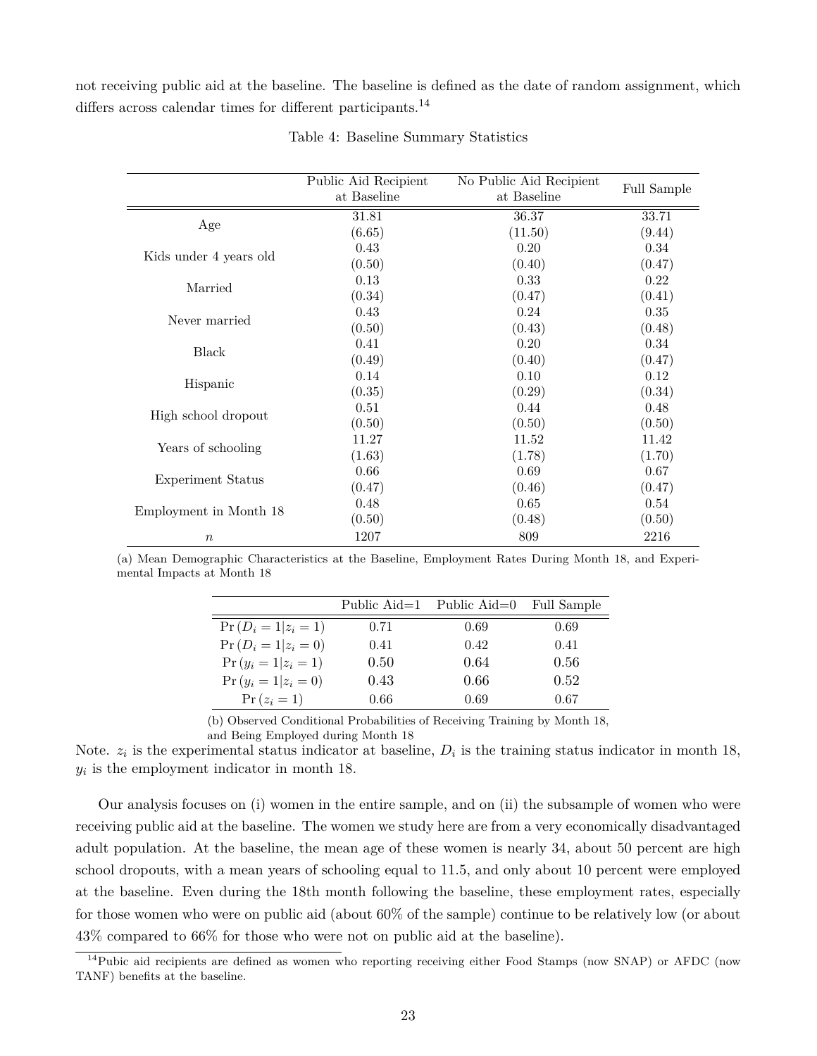not receiving public aid at the baseline. The baseline is defined as the date of random assignment, which differs across calendar times for different participants.[14]

Table 4: Baseline Summary Statistics

| | Public Aid Recipient at Baseline | No Public Aid Recipient at Baseline | Full Sample |
|---|---|---|---|
| Age | 31.81 | 36.37 | 33.71 |
| | (6.65) | (11.50) | (9.44) |
| Kids under 4 years old | 0.43 | 0.20 | 0.34 |
| | (0.50) | (0.40) | (0.47) |
| Married | 0.13 | 0.33 | 0.22 |
| | (0.34) | (0.47) | (0.41) |
| Never married | 0.43 | 0.24 | 0.35 |
| | (0.50) | (0.43) | (0.48) |
| Black | 0.41 | 0.20 | 0.34 |
| | (0.49) | (0.40) | (0.47) |
| Hispanic | 0.14 | 0.10 | 0.12 |
| | (0.35) | (0.29) | (0.34) |
| High school dropout | 0.51 | 0.44 | 0.48 |
| | (0.50) | (0.50) | (0.50) |
| Years of schooling | 11.27 | 11.52 | 11.42 |
| | (1.63) | (1.78) | (1.70) |
| Experiment Status | 0.66 | 0.69 | 0.67 |
| | (0.47) | (0.46) | (0.47) |
| Employment in Month 18 | 0.48 | 0.65 | 0.54 |
| | (0.50) | (0.48) | (0.50) |
| $n$ | 1207 | 809 | 2216 |

(a) Mean Demographic Characteristics at the Baseline, Employment Rates During Month 18, and Experimental Impacts at Month 18

| | Public Aid=1 | Public Aid=0 | Full Sample |
|---|---|---|---|
| $\Pr(D_i = 1 \mid z_i = 1)$ | 0.71 | 0.69 | 0.69 |
| $\Pr(D_i = 1 \mid z_i = 0)$ | 0.41 | 0.42 | 0.41 |
| $\Pr(y_i = 1 \mid z_i = 1)$ | 0.50 | 0.64 | 0.56 |
| $\Pr(y_i = 1 \mid z_i = 0)$ | 0.43 | 0.66 | 0.52 |
| $\Pr(z_i = 1)$ | 0.66 | 0.69 | 0.67 |

(b) Observed Conditional Probabilities of Receiving Training by Month 18, and Being Employed during Month 18

Note. $z_i$ is the experimental status indicator at baseline, $D_i$ is the training status indicator in month 18, $y_i$ is the employment indicator in month 18.

Our analysis focuses on (i) women in the entire sample, and on (ii) the subsample of women who were receiving public aid at the baseline. The women we study here are from a very economically disadvantaged adult population. At the baseline, the mean age of these women is nearly 34, about 50 percent are high school dropouts, with a mean years of schooling equal to 11.5, and only about 10 percent were employed at the baseline. Even during the 18th month following the baseline, these employment rates, especially for those women who were on public aid (about 60% of the sample) continue to be relatively low (or about 43% compared to 66% for those who were not on public aid at the baseline).

[14] Pubic aid recipients are defined as women who reporting receiving either Food Stamps (now SNAP) or AFDC (now TANF) benefits at the baseline.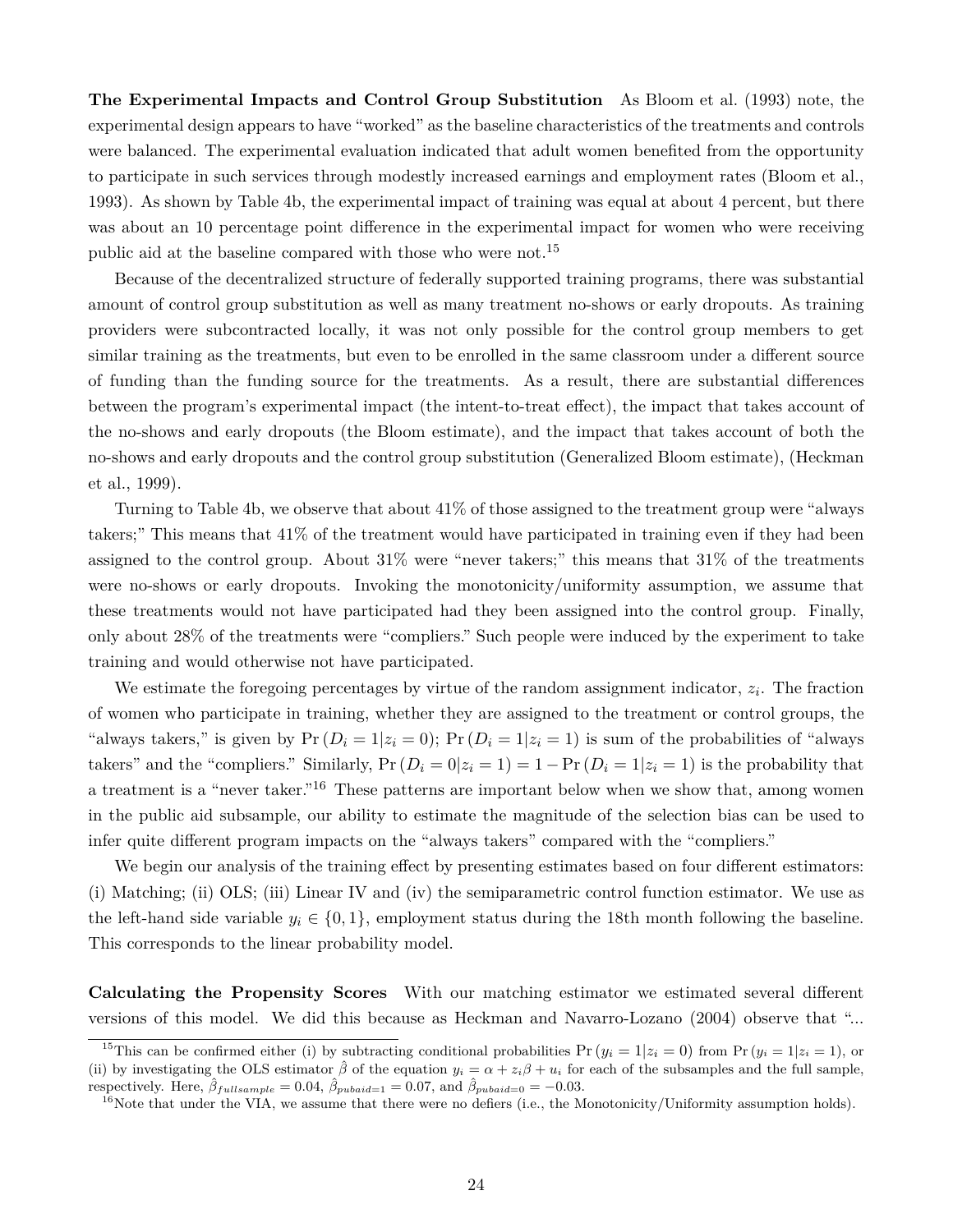**The Experimental Impacts and Control Group Substitution** As Bloom et al. (1993) note, the experimental design appears to have "worked" as the baseline characteristics of the treatments and controls were balanced. The experimental evaluation indicated that adult women benefited from the opportunity to participate in such services through modestly increased earnings and employment rates (Bloom et al., 1993). As shown by Table 4b, the experimental impact of training was equal at about 4 percent, but there was about an 10 percentage point difference in the experimental impact for women who were receiving public aid at the baseline compared with those who were not.[15]

Because of the decentralized structure of federally supported training programs, there was substantial amount of control group substitution as well as many treatment no-shows or early dropouts. As training providers were subcontracted locally, it was not only possible for the control group members to get similar training as the treatments, but even to be enrolled in the same classroom under a different source of funding than the funding source for the treatments. As a result, there are substantial differences between the program's experimental impact (the intent-to-treat effect), the impact that takes account of the no-shows and early dropouts (the Bloom estimate), and the impact that takes account of both the no-shows and early dropouts and the control group substitution (Generalized Bloom estimate), (Heckman et al., 1999).

Turning to Table 4b, we observe that about 41% of those assigned to the treatment group were "always takers;" This means that 41% of the treatment would have participated in training even if they had been assigned to the control group. About 31% were "never takers;" this means that 31% of the treatments were no-shows or early dropouts. Invoking the monotonicity/uniformity assumption, we assume that these treatments would not have participated had they been assigned into the control group. Finally, only about 28% of the treatments were "compliers." Such people were induced by the experiment to take training and would otherwise not have participated.

We estimate the foregoing percentages by virtue of the random assignment indicator, $z_i$. The fraction of women who participate in training, whether they are assigned to the treatment or control groups, the "always takers," is given by $\Pr(D_i = 1|z_i = 0)$; $\Pr(D_i = 1|z_i = 1)$ is sum of the probabilities of "always takers" and the "compliers." Similarly, $\Pr(D_i = 0|z_i = 1) = 1 - \Pr(D_i = 1|z_i = 1)$ is the probability that a treatment is a "never taker."[16] These patterns are important below when we show that, among women in the public aid subsample, our ability to estimate the magnitude of the selection bias can be used to infer quite different program impacts on the "always takers" compared with the "compliers."

We begin our analysis of the training effect by presenting estimates based on four different estimators: (i) Matching; (ii) OLS; (iii) Linear IV and (iv) the semiparametric control function estimator. We use as the left-hand side variable $y_i \in \{0, 1\}$, employment status during the 18th month following the baseline. This corresponds to the linear probability model.

**Calculating the Propensity Scores** With our matching estimator we estimated several different versions of this model. We did this because as Heckman and Navarro-Lozano (2004) observe that "...

[15] This can be confirmed either (i) by subtracting conditional probabilities $\Pr(y_i = 1|z_i = 0)$ from $\Pr(y_i = 1|z_i = 1)$, or (ii) by investigating the OLS estimator $\hat{\beta}$ of the equation $y_i = \alpha + z_i\beta + u_i$ for each of the subsamples and the full sample, respectively. Here, $\hat{\beta}_{fullsample} = 0.04$, $\hat{\beta}_{pubaid=1} = 0.07$, and $\hat{\beta}_{pubaid=0} = -0.03$.

[16] Note that under the VIA, we assume that there were no defiers (i.e., the Monotonicity/Uniformity assumption holds).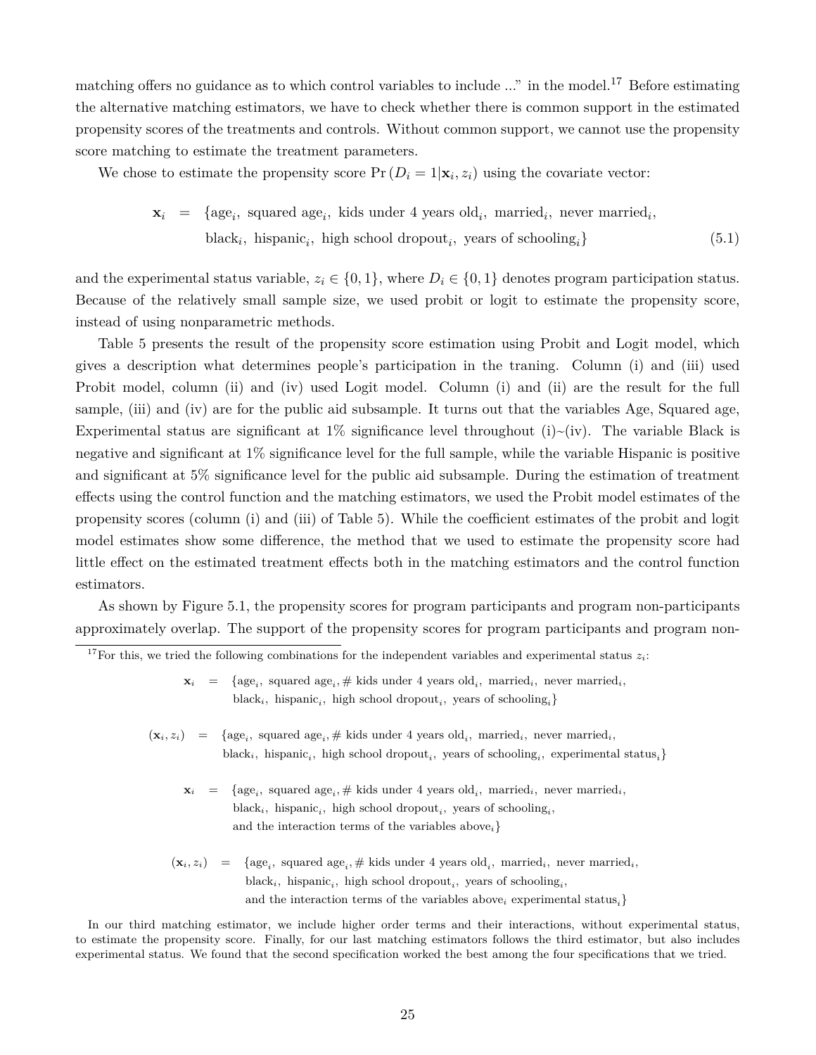matching offers no guidance as to which control variables to include ..." in the model.[17] Before estimating the alternative matching estimators, we have to check whether there is common support in the estimated propensity scores of the treatments and controls. Without common support, we cannot use the propensity score matching to estimate the treatment parameters.

We chose to estimate the propensity score $\Pr(D_i = 1|\mathbf{x}_i, z_i)$ using the covariate vector:

$$\mathbf{x}_i = \{\text{age}_i,\ \text{squared age}_i,\ \text{kids under 4 years old}_i,\ \text{married}_i,\ \text{never married}_i,\ \text{black}_i,\ \text{hispanic}_i,\ \text{high school dropout}_i,\ \text{years of schooling}_i\} \tag{5.1}$$

and the experimental status variable, $z_i \in \{0, 1\}$, where $D_i \in \{0, 1\}$ denotes program participation status. Because of the relatively small sample size, we used probit or logit to estimate the propensity score, instead of using nonparametric methods.

Table 5 presents the result of the propensity score estimation using Probit and Logit model, which gives a description what determines people's participation in the traning. Column (i) and (iii) used Probit model, column (ii) and (iv) used Logit model. Column (i) and (ii) are the result for the full sample, (iii) and (iv) are for the public aid subsample. It turns out that the variables Age, Squared age, Experimental status are significant at 1% significance level throughout (i)~(iv). The variable Black is negative and significant at 1% significance level for the full sample, while the variable Hispanic is positive and significant at 5% significance level for the public aid subsample. During the estimation of treatment effects using the control function and the matching estimators, we used the Probit model estimates of the propensity scores (column (i) and (iii) of Table 5). While the coefficient estimates of the probit and logit model estimates show some difference, the method that we used to estimate the propensity score had little effect on the estimated treatment effects both in the matching estimators and the control function estimators.

As shown by Figure 5.1, the propensity scores for program participants and program non-participants approximately overlap. The support of the propensity scores for program participants and program non-

[17] For this, we tried the following combinations for the independent variables and experimental status $z_i$:

$$\mathbf{x}_i = \{\text{age}_i,\ \text{squared age}_i, \#\ \text{kids under 4 years old}_i,\ \text{married}_i,\ \text{never married}_i,\ \text{black}_i,\ \text{hispanic}_i,\ \text{high school dropout}_i,\ \text{years of schooling}_i\}$$

$$(\mathbf{x}_i, z_i) = \{\text{age}_i,\ \text{squared age}_i, \#\ \text{kids under 4 years old}_i,\ \text{married}_i,\ \text{never married}_i,\ \text{black}_i,\ \text{hispanic}_i,\ \text{high school dropout}_i,\ \text{years of schooling}_i,\ \text{experimental status}_i\}$$

$$\mathbf{x}_i = \{\text{age}_i,\ \text{squared age}_i, \#\ \text{kids under 4 years old}_i,\ \text{married}_i,\ \text{never married}_i,\ \text{black}_i,\ \text{hispanic}_i,\ \text{high school dropout}_i,\ \text{years of schooling}_i,\ \text{and the interaction terms of the variables above}_i\}$$

$$(\mathbf{x}_i, z_i) = \{\text{age}_i,\ \text{squared age}_i, \#\ \text{kids under 4 years old}_i,\ \text{married}_i,\ \text{never married}_i,\ \text{black}_i,\ \text{hispanic}_i,\ \text{high school dropout}_i,\ \text{years of schooling}_i,\ \text{and the interaction terms of the variables above}_i\ \text{experimental status}_i\}$$

In our third matching estimator, we include higher order terms and their interactions, without experimental status, to estimate the propensity score. Finally, for our last matching estimators follows the third estimator, but also includes experimental status. We found that the second specification worked the best among the four specifications that we tried.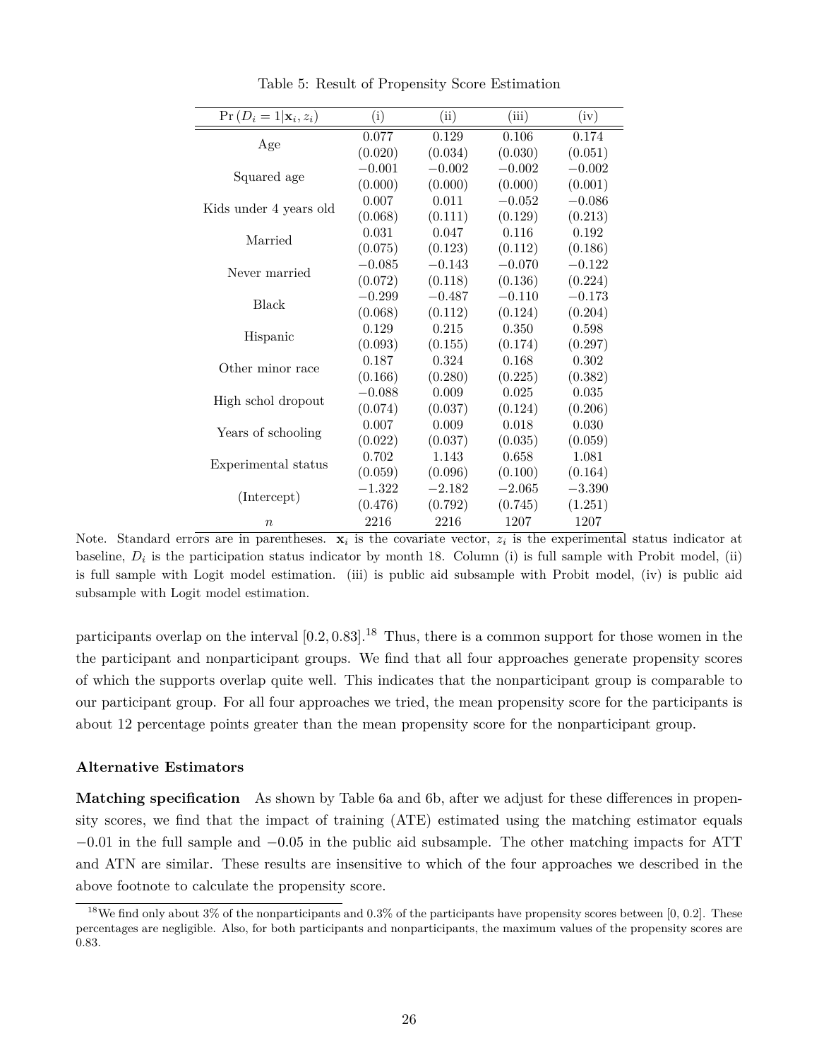Table 5: Result of Propensity Score Estimation

| $\Pr(D_i = 1 \mid \mathbf{x}_i, z_i)$ | (i) | (ii) | (iii) | (iv) |
|---|---|---|---|---|
| Age | 0.077 | 0.129 | 0.106 | 0.174 |
| | (0.020) | (0.034) | (0.030) | (0.051) |
| Squared age | −0.001 | −0.002 | −0.002 | −0.002 |
| | (0.000) | (0.000) | (0.000) | (0.001) |
| Kids under 4 years old | 0.007 | 0.011 | −0.052 | −0.086 |
| | (0.068) | (0.111) | (0.129) | (0.213) |
| Married | 0.031 | 0.047 | 0.116 | 0.192 |
| | (0.075) | (0.123) | (0.112) | (0.186) |
| Never married | −0.085 | −0.143 | −0.070 | −0.122 |
| | (0.072) | (0.118) | (0.136) | (0.224) |
| Black | −0.299 | −0.487 | −0.110 | −0.173 |
| | (0.068) | (0.112) | (0.124) | (0.204) |
| Hispanic | 0.129 | 0.215 | 0.350 | 0.598 |
| | (0.093) | (0.155) | (0.174) | (0.297) |
| Other minor race | 0.187 | 0.324 | 0.168 | 0.302 |
| | (0.166) | (0.280) | (0.225) | (0.382) |
| High schol dropout | −0.088 | 0.009 | 0.025 | 0.035 |
| | (0.074) | (0.037) | (0.124) | (0.206) |
| Years of schooling | 0.007 | 0.009 | 0.018 | 0.030 |
| | (0.022) | (0.037) | (0.035) | (0.059) |
| Experimental status | 0.702 | 1.143 | 0.658 | 1.081 |
| | (0.059) | (0.096) | (0.100) | (0.164) |
| (Intercept) | −1.322 | −2.182 | −2.065 | −3.390 |
| | (0.476) | (0.792) | (0.745) | (1.251) |
| $n$ | 2216 | 2216 | 1207 | 1207 |

Note. Standard errors are in parentheses. $\mathbf{x}_i$ is the covariate vector, $z_i$ is the experimental status indicator at baseline, $D_i$ is the participation status indicator by month 18. Column (i) is full sample with Probit model, (ii) is full sample with Logit model estimation. (iii) is public aid subsample with Probit model, (iv) is public aid subsample with Logit model estimation.

participants overlap on the interval $[0.2, 0.83]$.[18] Thus, there is a common support for those women in the the participant and nonparticipant groups. We find that all four approaches generate propensity scores of which the supports overlap quite well. This indicates that the nonparticipant group is comparable to our participant group. For all four approaches we tried, the mean propensity score for the participants is about 12 percentage points greater than the mean propensity score for the nonparticipant group.

**Alternative Estimators**

**Matching specification** As shown by Table 6a and 6b, after we adjust for these differences in propensity scores, we find that the impact of training (ATE) estimated using the matching estimator equals $-0.01$ in the full sample and $-0.05$ in the public aid subsample. The other matching impacts for ATT and ATN are similar. These results are insensitive to which of the four approaches we described in the above footnote to calculate the propensity score.

[18] We find only about 3% of the nonparticipants and 0.3% of the participants have propensity scores between [0, 0.2]. These percentages are negligible. Also, for both participants and nonparticipants, the maximum values of the propensity scores are 0.83.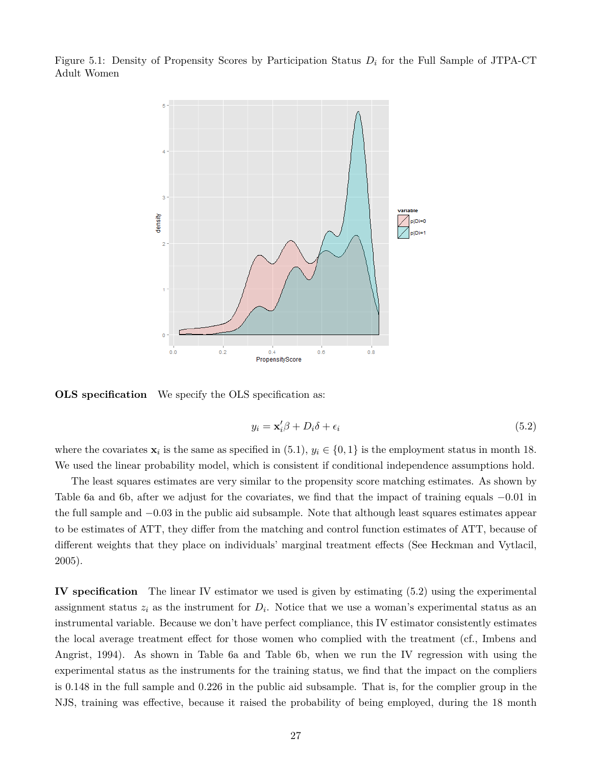Figure 5.1: Density of Propensity Scores by Participation Status $D_i$ for the Full Sample of JTPA-CT Adult Women

**OLS specification** We specify the OLS specification as:

$$y_i = \mathbf{x}_i'\beta + D_i\delta + \epsilon_i \tag{5.2}$$

where the covariates $\mathbf{x}_i$ is the same as specified in (5.1), $y_i \in \{0, 1\}$ is the employment status in month 18. We used the linear probability model, which is consistent if conditional independence assumptions hold.

The least squares estimates are very similar to the propensity score matching estimates. As shown by Table 6a and 6b, after we adjust for the covariates, we find that the impact of training equals $-0.01$ in the full sample and $-0.03$ in the public aid subsample. Note that although least squares estimates appear to be estimates of ATT, they differ from the matching and control function estimates of ATT, because of different weights that they place on individuals' marginal treatment effects (See Heckman and Vytlacil, 2005).

**IV specification** The linear IV estimator we used is given by estimating (5.2) using the experimental assignment status $z_i$ as the instrument for $D_i$. Notice that we use a woman's experimental status as an instrumental variable. Because we don't have perfect compliance, this IV estimator consistently estimates the local average treatment effect for those women who complied with the treatment (cf., Imbens and Angrist, 1994). As shown in Table 6a and Table 6b, when we run the IV regression with using the experimental status as the instruments for the training status, we find that the impact on the compliers is 0.148 in the full sample and 0.226 in the public aid subsample. That is, for the complier group in the NJS, training was effective, because it raised the probability of being employed, during the 18 month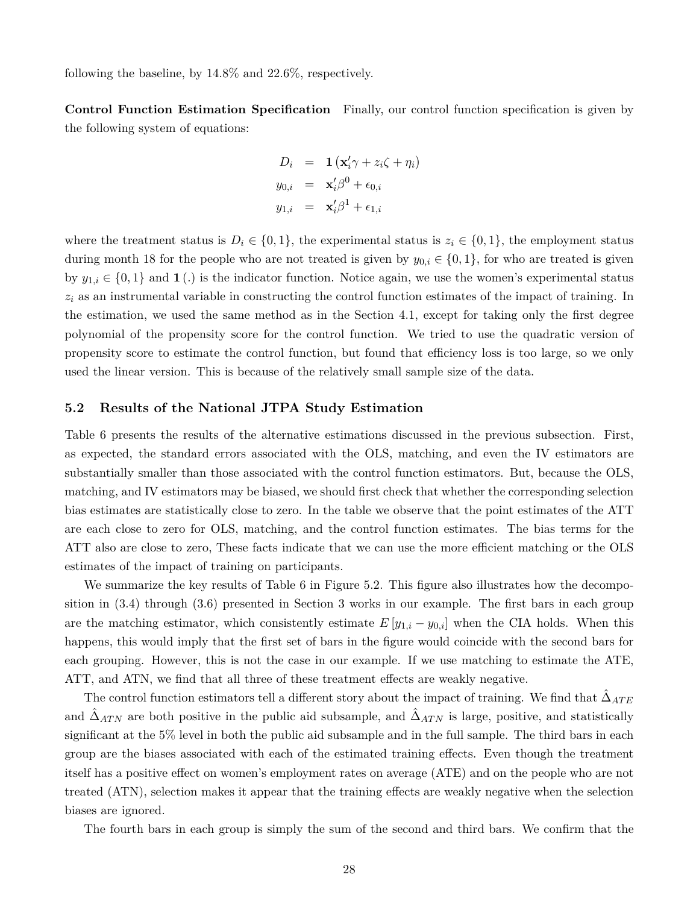following the baseline, by 14.8% and 22.6%, respectively.

**Control Function Estimation Specification** Finally, our control function specification is given by the following system of equations:

$$
\begin{aligned}
D_i &= \mathbf{1}\left(\mathbf{x}_i'\gamma + z_i\zeta + \eta_i\right) \\
y_{0,i} &= \mathbf{x}_i'\beta^0 + \epsilon_{0,i} \\
y_{1,i} &= \mathbf{x}_i'\beta^1 + \epsilon_{1,i}
\end{aligned}
$$

where the treatment status is $D_i \in \{0,1\}$, the experimental status is $z_i \in \{0,1\}$, the employment status during month 18 for the people who are not treated is given by $y_{0,i} \in \{0,1\}$, for who are treated is given by $y_{1,i} \in \{0,1\}$ and $\mathbf{1}(.)$ is the indicator function. Notice again, we use the women's experimental status $z_i$ as an instrumental variable in constructing the control function estimates of the impact of training. In the estimation, we used the same method as in the Section 4.1, except for taking only the first degree polynomial of the propensity score for the control function. We tried to use the quadratic version of propensity score to estimate the control function, but found that efficiency loss is too large, so we only used the linear version. This is because of the relatively small sample size of the data.

## 5.2 Results of the National JTPA Study Estimation

Table 6 presents the results of the alternative estimations discussed in the previous subsection. First, as expected, the standard errors associated with the OLS, matching, and even the IV estimators are substantially smaller than those associated with the control function estimators. But, because the OLS, matching, and IV estimators may be biased, we should first check that whether the corresponding selection bias estimates are statistically close to zero. In the table we observe that the point estimates of the ATT are each close to zero for OLS, matching, and the control function estimates. The bias terms for the ATT also are close to zero, These facts indicate that we can use the more efficient matching or the OLS estimates of the impact of training on participants.

We summarize the key results of Table 6 in Figure 5.2. This figure also illustrates how the decomposition in (3.4) through (3.6) presented in Section 3 works in our example. The first bars in each group are the matching estimator, which consistently estimate $E\left[y_{1,i} - y_{0,i}\right]$ when the CIA holds. When this happens, this would imply that the first set of bars in the figure would coincide with the second bars for each grouping. However, this is not the case in our example. If we use matching to estimate the ATE, ATT, and ATN, we find that all three of these treatment effects are weakly negative.

The control function estimators tell a different story about the impact of training. We find that $\hat{\Delta}_{ATE}$ and $\hat{\Delta}_{ATN}$ are both positive in the public aid subsample, and $\hat{\Delta}_{ATN}$ is large, positive, and statistically significant at the 5% level in both the public aid subsample and in the full sample. The third bars in each group are the biases associated with each of the estimated training effects. Even though the treatment itself has a positive effect on women's employment rates on average (ATE) and on the people who are not treated (ATN), selection makes it appear that the training effects are weakly negative when the selection biases are ignored.

The fourth bars in each group is simply the sum of the second and third bars. We confirm that the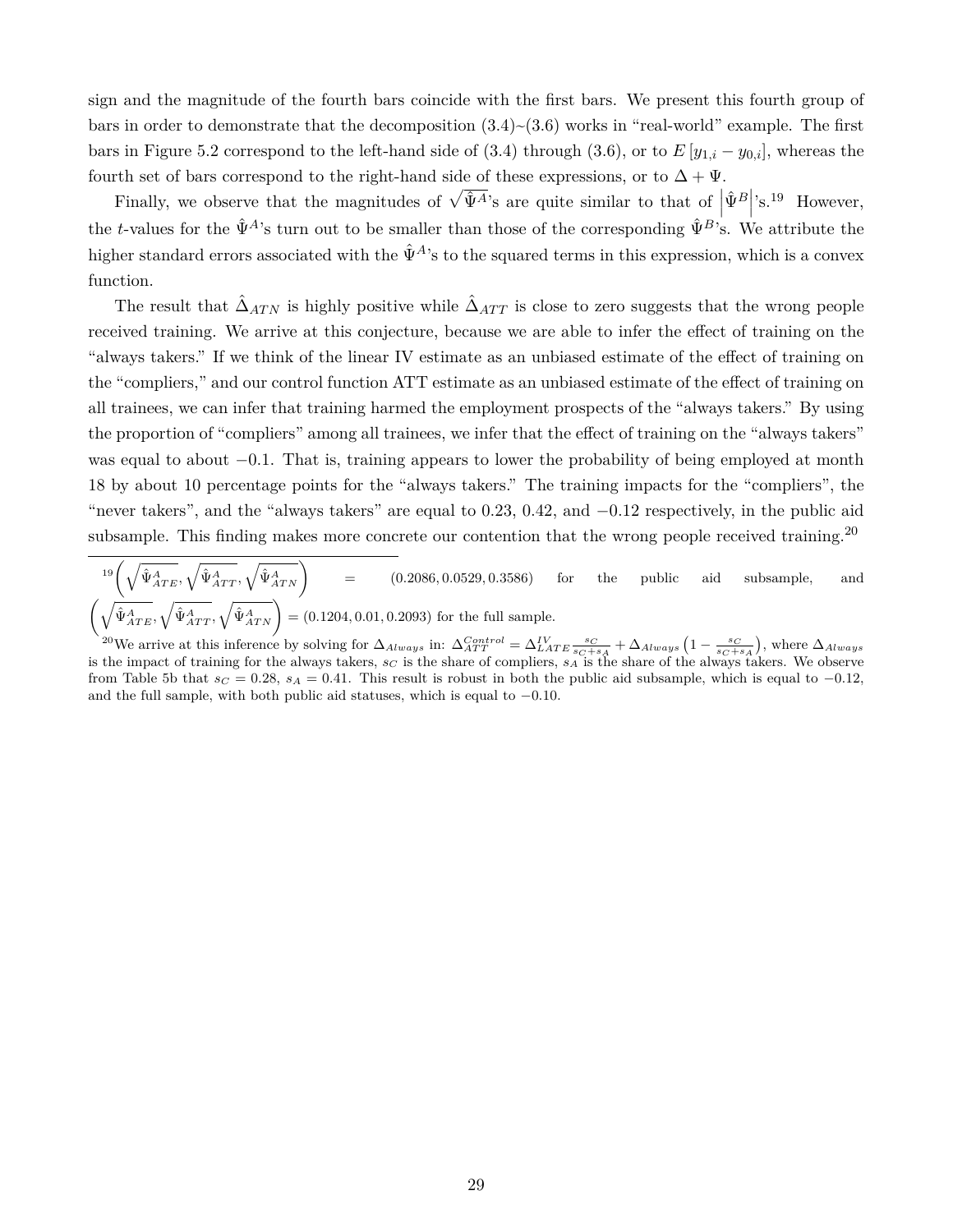sign and the magnitude of the fourth bars coincide with the first bars. We present this fourth group of bars in order to demonstrate that the decomposition (3.4)~(3.6) works in "real-world" example. The first bars in Figure 5.2 correspond to the left-hand side of (3.4) through (3.6), or to $E[y_{1,i} - y_{0,i}]$, whereas the fourth set of bars correspond to the right-hand side of these expressions, or to $\Delta + \Psi$.

Finally, we observe that the magnitudes of $\sqrt{\hat{\Psi}^A}$'s are quite similar to that of $\left|\hat{\Psi}^B\right|$'s.[19] However, the $t$-values for the $\hat{\Psi}^A$'s turn out to be smaller than those of the corresponding $\hat{\Psi}^B$'s. We attribute the higher standard errors associated with the $\hat{\Psi}^A$'s to the squared terms in this expression, which is a convex function.

The result that $\hat{\Delta}_{ATN}$ is highly positive while $\hat{\Delta}_{ATT}$ is close to zero suggests that the wrong people received training. We arrive at this conjecture, because we are able to infer the effect of training on the "always takers." If we think of the linear IV estimate as an unbiased estimate of the effect of training on the "compliers," and our control function ATT estimate as an unbiased estimate of the effect of training on all trainees, we can infer that training harmed the employment prospects of the "always takers." By using the proportion of "compliers" among all trainees, we infer that the effect of training on the "always takers" was equal to about $-0.1$. That is, training appears to lower the probability of being employed at month 18 by about 10 percentage points for the "always takers." The training impacts for the "compliers", the "never takers", and the "always takers" are equal to 0.23, 0.42, and $-0.12$ respectively, in the public aid subsample. This finding makes more concrete our contention that the wrong people received training.[20]

---

[19] $\left(\sqrt{\hat{\Psi}^A_{ATE}}, \sqrt{\hat{\Psi}^A_{ATT}}, \sqrt{\hat{\Psi}^A_{ATN}}\right) = (0.2086, 0.0529, 0.3586)$ for the public aid subsample, and $\left(\sqrt{\hat{\Psi}^A_{ATE}}, \sqrt{\hat{\Psi}^A_{ATT}}, \sqrt{\hat{\Psi}^A_{ATN}}\right) = (0.1204, 0.01, 0.2093)$ for the full sample.

[20] We arrive at this inference by solving for $\Delta_{Always}$ in: $\Delta^{Control}_{ATT} = \Delta^{IV}_{LATE}\frac{s_C}{s_C+s_A} + \Delta_{Always}\left(1 - \frac{s_C}{s_C+s_A}\right)$, where $\Delta_{Always}$ is the impact of training for the always takers, $s_C$ is the share of compliers, $s_A$ is the share of the always takers. We observe from Table 5b that $s_C = 0.28$, $s_A = 0.41$. This result is robust in both the public aid subsample, which is equal to $-0.12$, and the full sample, with both public aid statuses, which is equal to $-0.10$.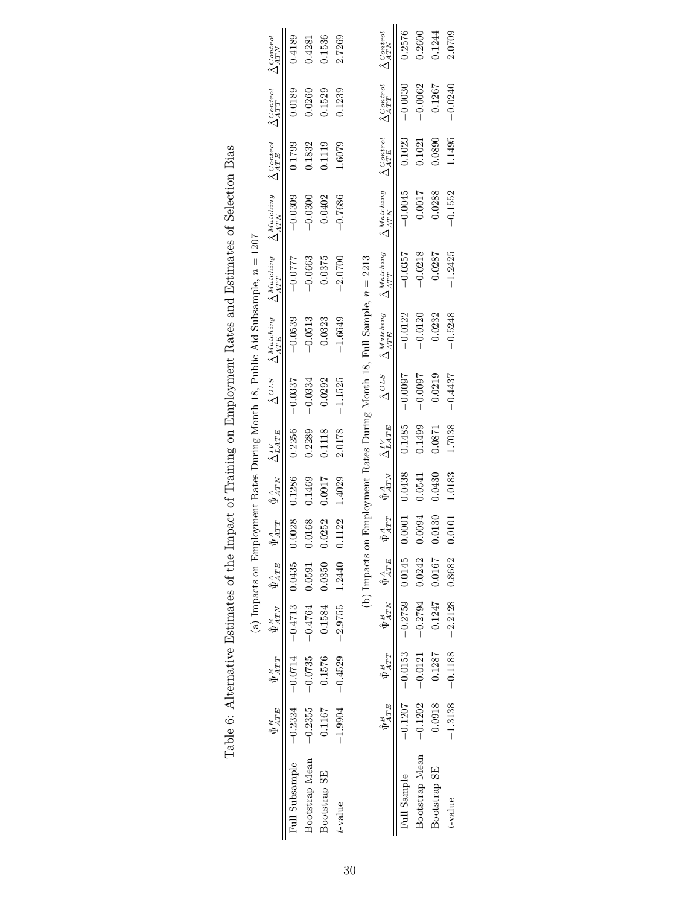Table 6: Alternative Estimates of the Impact of Training on Employment Rates and Estimates of Selection Bias

(a) Impacts on Employment Rates During Month 18, Public Aid Subsample, $n = 1207$

| | $\hat{\Psi}^{B}_{ATE}$ | $\hat{\Psi}^{B}_{ATT}$ | $\hat{\Psi}^{B}_{ATN}$ | $\hat{\Psi}^{A}_{ATE}$ | $\hat{\Psi}^{A}_{ATT}$ | $\hat{\Psi}^{A}_{ATN}$ | $\hat{\Delta}^{IV}_{LATE}$ | $\hat{\Delta}^{OLS}$ | $\hat{\Delta}^{Matching}_{ATE}$ | $\hat{\Delta}^{Matching}_{ATT}$ | $\hat{\Delta}^{Matching}_{ATN}$ | $\hat{\Delta}^{Control}_{ATE}$ | $\hat{\Delta}^{Control}_{ATT}$ | $\hat{\Delta}^{Control}_{ATN}$ |
|---|---|---|---|---|---|---|---|---|---|---|---|---|---|---|
| Full Subsample | −0.2324 | −0.0714 | −0.4713 | 0.0435 | 0.0028 | 0.1286 | 0.2256 | −0.0337 | −0.0539 | −0.0777 | −0.0309 | 0.1799 | 0.0189 | 0.4189 |
| Bootstrap Mean | −0.2355 | −0.0735 | −0.4764 | 0.0591 | 0.0168 | 0.1469 | 0.2289 | −0.0334 | −0.0513 | −0.0663 | −0.0300 | 0.1832 | 0.0260 | 0.4281 |
| Bootstrap SE | 0.1167 | 0.1576 | 0.1584 | 0.0350 | 0.0252 | 0.0917 | 0.1118 | 0.0292 | 0.0323 | 0.0375 | 0.0402 | 0.1119 | 0.1529 | 0.1536 |
| $t$-value | −1.9904 | −0.4529 | −2.9755 | 1.2440 | 0.1122 | 1.4029 | 2.0178 | −1.1525 | −1.6649 | −2.0700 | −0.7686 | 1.6079 | 0.1239 | 2.7269 |

(b) Impacts on Employment Rates During Month 18, Full Sample, $n = 2213$

| | $\hat{\Psi}^{B}_{ATE}$ | $\hat{\Psi}^{B}_{ATT}$ | $\hat{\Psi}^{B}_{ATN}$ | $\hat{\Psi}^{A}_{ATE}$ | $\hat{\Psi}^{A}_{ATT}$ | $\hat{\Psi}^{A}_{ATN}$ | $\hat{\Delta}^{IV}_{LATE}$ | $\hat{\Delta}^{OLS}$ | $\hat{\Delta}^{Matching}_{ATE}$ | $\hat{\Delta}^{Matching}_{ATT}$ | $\hat{\Delta}^{Matching}_{ATN}$ | $\hat{\Delta}^{Control}_{ATE}$ | $\hat{\Delta}^{Control}_{ATT}$ | $\hat{\Delta}^{Control}_{ATN}$ |
|---|---|---|---|---|---|---|---|---|---|---|---|---|---|---|
| Full Sample | −0.1207 | −0.0153 | −0.2759 | 0.0145 | 0.0001 | 0.0438 | 0.1485 | −0.0097 | −0.0122 | −0.0357 | −0.0045 | 0.1023 | −0.0030 | 0.2576 |
| Bootstrap Mean | −0.1202 | −0.0121 | −0.2794 | 0.0242 | 0.0094 | 0.0541 | 0.1499 | −0.0097 | −0.0120 | −0.0218 | 0.0017 | 0.1021 | −0.0062 | 0.2600 |
| Bootstrap SE | 0.0918 | 0.1287 | 0.1247 | 0.0167 | 0.0130 | 0.0430 | 0.0871 | 0.0219 | 0.0232 | 0.0287 | 0.0288 | 0.0890 | 0.1267 | 0.1244 |
| $t$-value | −1.3138 | −0.1188 | −2.2128 | 0.8682 | 0.0101 | 1.0183 | 1.7038 | −0.4437 | −0.5248 | −1.2425 | −0.1552 | 1.1495 | −0.0240 | 2.0709 |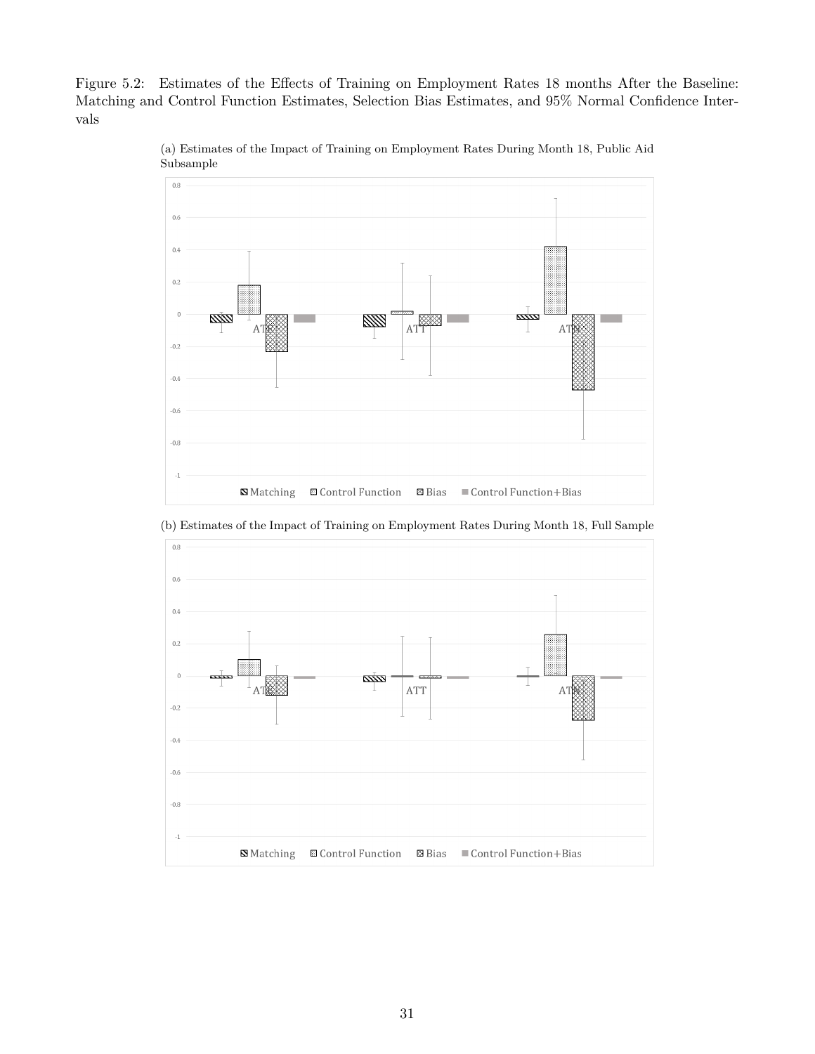Figure 5.2: Estimates of the Effects of Training on Employment Rates 18 months After the Baseline: Matching and Control Function Estimates, Selection Bias Estimates, and 95% Normal Confidence Intervals

(a) Estimates of the Impact of Training on Employment Rates During Month 18, Public Aid Subsample

(b) Estimates of the Impact of Training on Employment Rates During Month 18, Full Sample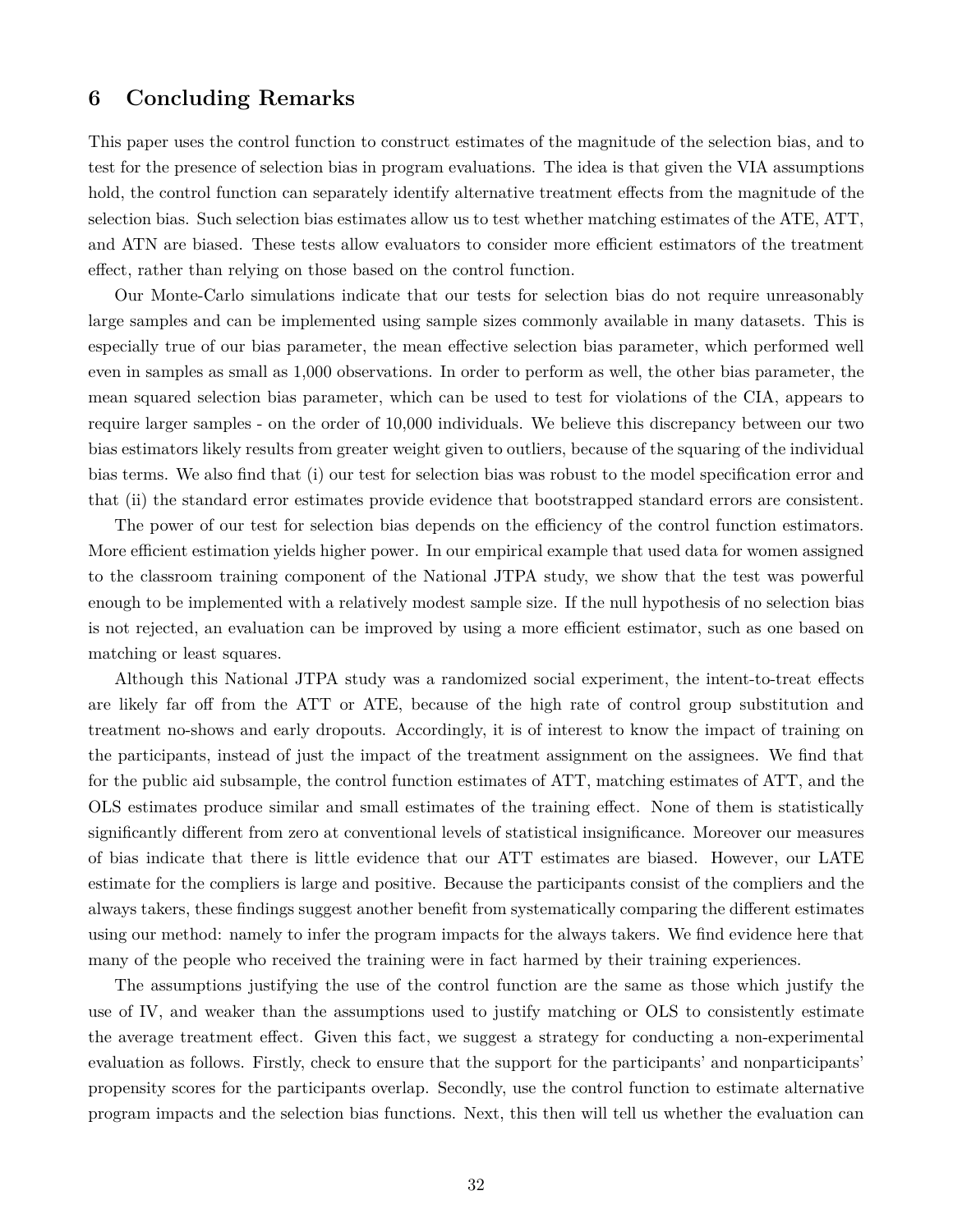## 6 Concluding Remarks

This paper uses the control function to construct estimates of the magnitude of the selection bias, and to test for the presence of selection bias in program evaluations. The idea is that given the VIA assumptions hold, the control function can separately identify alternative treatment effects from the magnitude of the selection bias. Such selection bias estimates allow us to test whether matching estimates of the ATE, ATT, and ATN are biased. These tests allow evaluators to consider more efficient estimators of the treatment effect, rather than relying on those based on the control function.

Our Monte-Carlo simulations indicate that our tests for selection bias do not require unreasonably large samples and can be implemented using sample sizes commonly available in many datasets. This is especially true of our bias parameter, the mean effective selection bias parameter, which performed well even in samples as small as 1,000 observations. In order to perform as well, the other bias parameter, the mean squared selection bias parameter, which can be used to test for violations of the CIA, appears to require larger samples - on the order of 10,000 individuals. We believe this discrepancy between our two bias estimators likely results from greater weight given to outliers, because of the squaring of the individual bias terms. We also find that (i) our test for selection bias was robust to the model specification error and that (ii) the standard error estimates provide evidence that bootstrapped standard errors are consistent.

The power of our test for selection bias depends on the efficiency of the control function estimators. More efficient estimation yields higher power. In our empirical example that used data for women assigned to the classroom training component of the National JTPA study, we show that the test was powerful enough to be implemented with a relatively modest sample size. If the null hypothesis of no selection bias is not rejected, an evaluation can be improved by using a more efficient estimator, such as one based on matching or least squares.

Although this National JTPA study was a randomized social experiment, the intent-to-treat effects are likely far off from the ATT or ATE, because of the high rate of control group substitution and treatment no-shows and early dropouts. Accordingly, it is of interest to know the impact of training on the participants, instead of just the impact of the treatment assignment on the assignees. We find that for the public aid subsample, the control function estimates of ATT, matching estimates of ATT, and the OLS estimates produce similar and small estimates of the training effect. None of them is statistically significantly different from zero at conventional levels of statistical insignificance. Moreover our measures of bias indicate that there is little evidence that our ATT estimates are biased. However, our LATE estimate for the compliers is large and positive. Because the participants consist of the compliers and the always takers, these findings suggest another benefit from systematically comparing the different estimates using our method: namely to infer the program impacts for the always takers. We find evidence here that many of the people who received the training were in fact harmed by their training experiences.

The assumptions justifying the use of the control function are the same as those which justify the use of IV, and weaker than the assumptions used to justify matching or OLS to consistently estimate the average treatment effect. Given this fact, we suggest a strategy for conducting a non-experimental evaluation as follows. Firstly, check to ensure that the support for the participants' and nonparticipants' propensity scores for the participants overlap. Secondly, use the control function to estimate alternative program impacts and the selection bias functions. Next, this then will tell us whether the evaluation can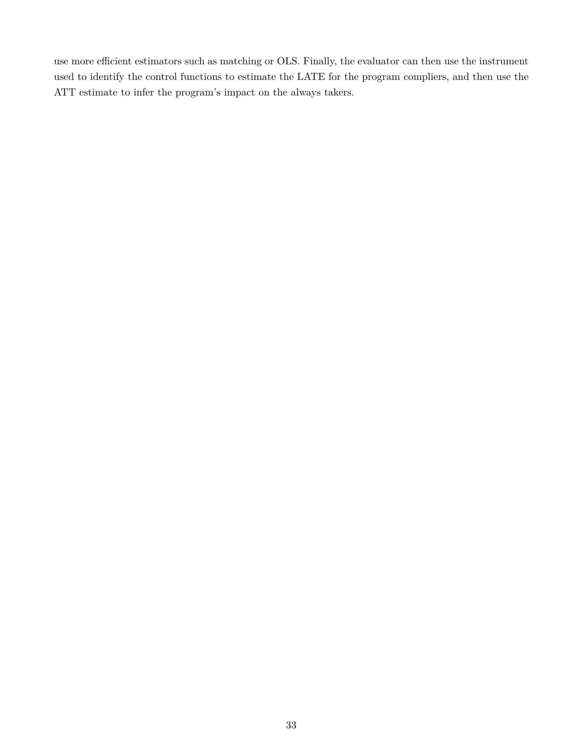use more efficient estimators such as matching or OLS. Finally, the evaluator can then use the instrument used to identify the control functions to estimate the LATE for the program compliers, and then use the ATT estimate to infer the program's impact on the always takers.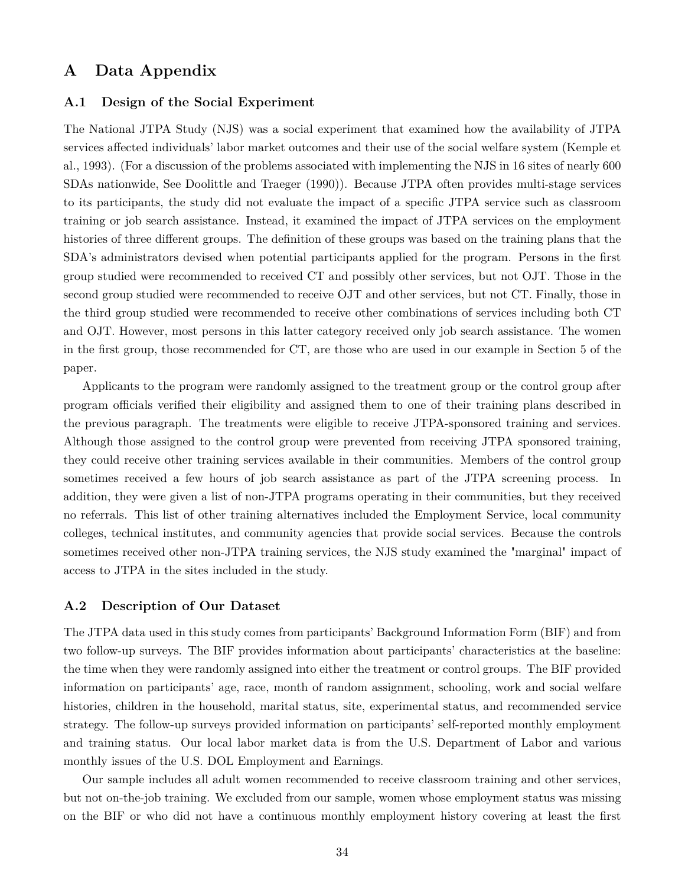# A Data Appendix

## A.1 Design of the Social Experiment

The National JTPA Study (NJS) was a social experiment that examined how the availability of JTPA services affected individuals' labor market outcomes and their use of the social welfare system (Kemple et al., 1993). (For a discussion of the problems associated with implementing the NJS in 16 sites of nearly 600 SDAs nationwide, See Doolittle and Traeger (1990)). Because JTPA often provides multi-stage services to its participants, the study did not evaluate the impact of a specific JTPA service such as classroom training or job search assistance. Instead, it examined the impact of JTPA services on the employment histories of three different groups. The definition of these groups was based on the training plans that the SDA's administrators devised when potential participants applied for the program. Persons in the first group studied were recommended to received CT and possibly other services, but not OJT. Those in the second group studied were recommended to receive OJT and other services, but not CT. Finally, those in the third group studied were recommended to receive other combinations of services including both CT and OJT. However, most persons in this latter category received only job search assistance. The women in the first group, those recommended for CT, are those who are used in our example in Section 5 of the paper.

Applicants to the program were randomly assigned to the treatment group or the control group after program officials verified their eligibility and assigned them to one of their training plans described in the previous paragraph. The treatments were eligible to receive JTPA-sponsored training and services. Although those assigned to the control group were prevented from receiving JTPA sponsored training, they could receive other training services available in their communities. Members of the control group sometimes received a few hours of job search assistance as part of the JTPA screening process. In addition, they were given a list of non-JTPA programs operating in their communities, but they received no referrals. This list of other training alternatives included the Employment Service, local community colleges, technical institutes, and community agencies that provide social services. Because the controls sometimes received other non-JTPA training services, the NJS study examined the "marginal" impact of access to JTPA in the sites included in the study.

## A.2 Description of Our Dataset

The JTPA data used in this study comes from participants' Background Information Form (BIF) and from two follow-up surveys. The BIF provides information about participants' characteristics at the baseline: the time when they were randomly assigned into either the treatment or control groups. The BIF provided information on participants' age, race, month of random assignment, schooling, work and social welfare histories, children in the household, marital status, site, experimental status, and recommended service strategy. The follow-up surveys provided information on participants' self-reported monthly employment and training status. Our local labor market data is from the U.S. Department of Labor and various monthly issues of the U.S. DOL Employment and Earnings.

Our sample includes all adult women recommended to receive classroom training and other services, but not on-the-job training. We excluded from our sample, women whose employment status was missing on the BIF or who did not have a continuous monthly employment history covering at least the first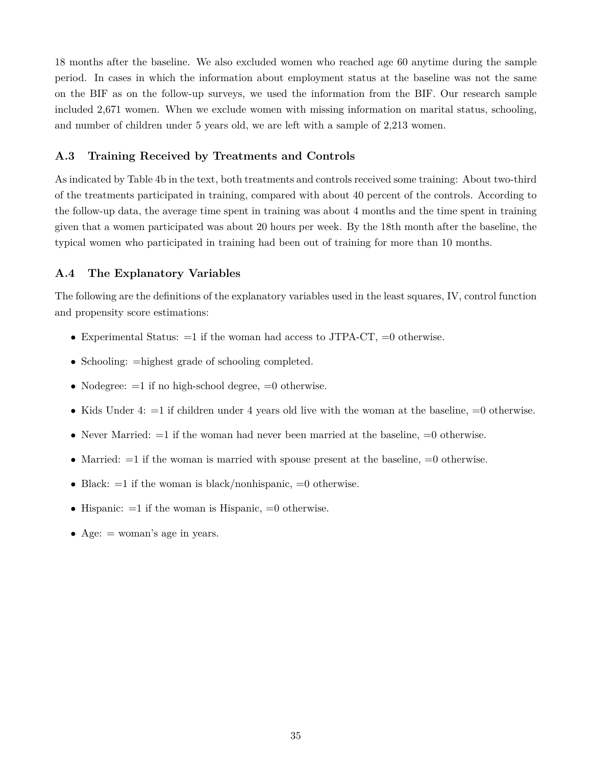18 months after the baseline. We also excluded women who reached age 60 anytime during the sample period. In cases in which the information about employment status at the baseline was not the same on the BIF as on the follow-up surveys, we used the information from the BIF. Our research sample included 2,671 women. When we exclude women with missing information on marital status, schooling, and number of children under 5 years old, we are left with a sample of 2,213 women.

### A.3 Training Received by Treatments and Controls

As indicated by Table 4b in the text, both treatments and controls received some training: About two-third of the treatments participated in training, compared with about 40 percent of the controls. According to the follow-up data, the average time spent in training was about 4 months and the time spent in training given that a women participated was about 20 hours per week. By the 18th month after the baseline, the typical women who participated in training had been out of training for more than 10 months.

### A.4 The Explanatory Variables

The following are the definitions of the explanatory variables used in the least squares, IV, control function and propensity score estimations:

- Experimental Status: =1 if the woman had access to JTPA-CT, =0 otherwise.
- Schooling: =highest grade of schooling completed.
- Nodegree: =1 if no high-school degree, =0 otherwise.
- Kids Under 4: =1 if children under 4 years old live with the woman at the baseline, =0 otherwise.
- Never Married: =1 if the woman had never been married at the baseline, =0 otherwise.
- Married: =1 if the woman is married with spouse present at the baseline, =0 otherwise.
- Black: =1 if the woman is black/nonhispanic, =0 otherwise.
- Hispanic: =1 if the woman is Hispanic, =0 otherwise.
- Age: = woman's age in years.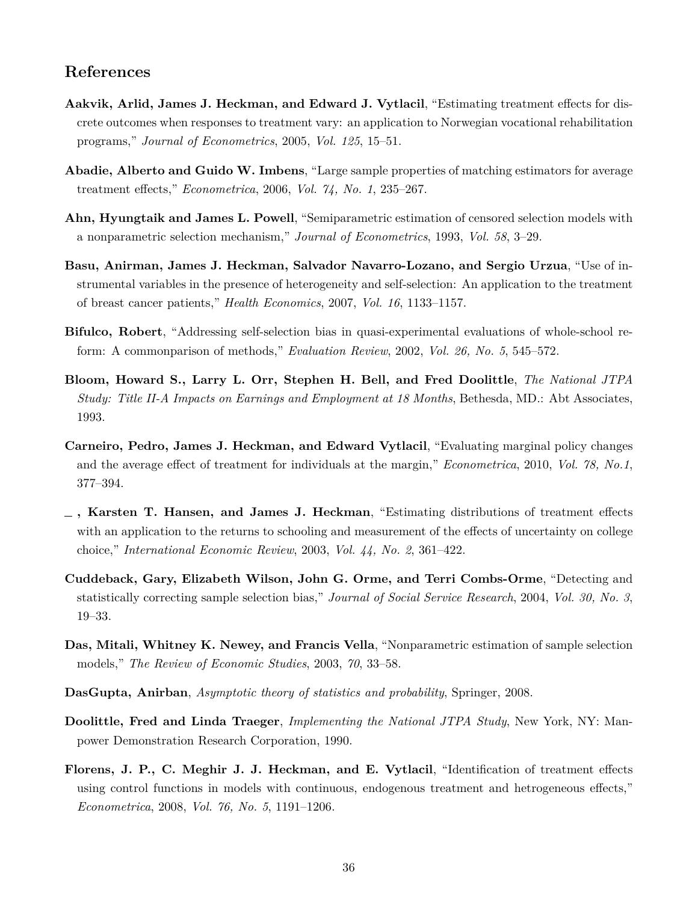## References

**Aakvik, Arlid, James J. Heckman, and Edward J. Vytlacil**, "Estimating treatment effects for discrete outcomes when responses to treatment vary: an application to Norwegian vocational rehabilitation programs," *Journal of Econometrics*, 2005, *Vol. 125*, 15–51.

**Abadie, Alberto and Guido W. Imbens**, "Large sample properties of matching estimators for average treatment effects," *Econometrica*, 2006, *Vol. 74, No. 1*, 235–267.

**Ahn, Hyungtaik and James L. Powell**, "Semiparametric estimation of censored selection models with a nonparametric selection mechanism," *Journal of Econometrics*, 1993, *Vol. 58*, 3–29.

**Basu, Anirman, James J. Heckman, Salvador Navarro-Lozano, and Sergio Urzua**, "Use of instrumental variables in the presence of heterogeneity and self-selection: An application to the treatment of breast cancer patients," *Health Economics*, 2007, *Vol. 16*, 1133–1157.

**Bifulco, Robert**, "Addressing self-selection bias in quasi-experimental evaluations of whole-school reform: A commonparison of methods," *Evaluation Review*, 2002, *Vol. 26, No. 5*, 545–572.

**Bloom, Howard S., Larry L. Orr, Stephen H. Bell, and Fred Doolittle**, *The National JTPA Study: Title II-A Impacts on Earnings and Employment at 18 Months*, Bethesda, MD.: Abt Associates, 1993.

**Carneiro, Pedro, James J. Heckman, and Edward Vytlacil**, "Evaluating marginal policy changes and the average effect of treatment for individuals at the margin," *Econometrica*, 2010, *Vol. 78, No.1*, 377–394.

**_ , Karsten T. Hansen, and James J. Heckman**, "Estimating distributions of treatment effects with an application to the returns to schooling and measurement of the effects of uncertainty on college choice," *International Economic Review*, 2003, *Vol. 44, No. 2*, 361–422.

**Cuddeback, Gary, Elizabeth Wilson, John G. Orme, and Terri Combs-Orme**, "Detecting and statistically correcting sample selection bias," *Journal of Social Service Research*, 2004, *Vol. 30, No. 3*, 19–33.

**Das, Mitali, Whitney K. Newey, and Francis Vella**, "Nonparametric estimation of sample selection models," *The Review of Economic Studies*, 2003, *70*, 33–58.

**DasGupta, Anirban**, *Asymptotic theory of statistics and probability*, Springer, 2008.

**Doolittle, Fred and Linda Traeger**, *Implementing the National JTPA Study*, New York, NY: Manpower Demonstration Research Corporation, 1990.

**Florens, J. P., C. Meghir J. J. Heckman, and E. Vytlacil**, "Identification of treatment effects using control functions in models with continuous, endogenous treatment and hetrogeneous effects," *Econometrica*, 2008, *Vol. 76, No. 5*, 1191–1206.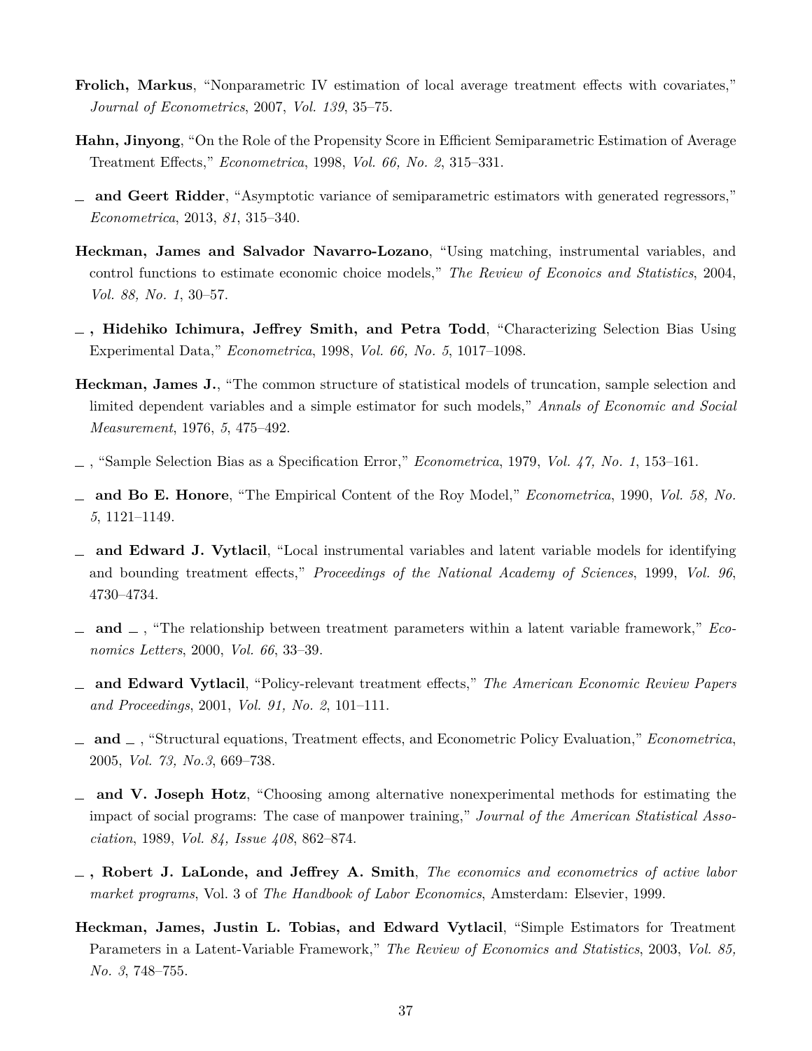**Frolich, Markus**, "Nonparametric IV estimation of local average treatment effects with covariates," *Journal of Econometrics*, 2007, *Vol. 139*, 35–75.

**Hahn, Jinyong**, "On the Role of the Propensity Score in Efficient Semiparametric Estimation of Average Treatment Effects," *Econometrica*, 1998, *Vol. 66, No. 2*, 315–331.

_ **and Geert Ridder**, "Asymptotic variance of semiparametric estimators with generated regressors," *Econometrica*, 2013, *81*, 315–340.

**Heckman, James and Salvador Navarro-Lozano**, "Using matching, instrumental variables, and control functions to estimate economic choice models," *The Review of Econoics and Statistics*, 2004, *Vol. 88, No. 1*, 30–57.

_ **, Hidehiko Ichimura, Jeffrey Smith, and Petra Todd**, "Characterizing Selection Bias Using Experimental Data," *Econometrica*, 1998, *Vol. 66, No. 5*, 1017–1098.

**Heckman, James J.**, "The common structure of statistical models of truncation, sample selection and limited dependent variables and a simple estimator for such models," *Annals of Economic and Social Measurement*, 1976, *5*, 475–492.

_ , "Sample Selection Bias as a Specification Error," *Econometrica*, 1979, *Vol. 47, No. 1*, 153–161.

_ **and Bo E. Honore**, "The Empirical Content of the Roy Model," *Econometrica*, 1990, *Vol. 58, No. 5*, 1121–1149.

_ **and Edward J. Vytlacil**, "Local instrumental variables and latent variable models for identifying and bounding treatment effects," *Proceedings of the National Academy of Sciences*, 1999, *Vol. 96*, 4730–4734.

_ **and** _ , "The relationship between treatment parameters within a latent variable framework," *Economics Letters*, 2000, *Vol. 66*, 33–39.

_ **and Edward Vytlacil**, "Policy-relevant treatment effects," *The American Economic Review Papers and Proceedings*, 2001, *Vol. 91, No. 2*, 101–111.

_ **and** _ , "Structural equations, Treatment effects, and Econometric Policy Evaluation," *Econometrica*, 2005, *Vol. 73, No.3*, 669–738.

_ **and V. Joseph Hotz**, "Choosing among alternative nonexperimental methods for estimating the impact of social programs: The case of manpower training," *Journal of the American Statistical Association*, 1989, *Vol. 84, Issue 408*, 862–874.

_ **, Robert J. LaLonde, and Jeffrey A. Smith**, *The economics and econometrics of active labor market programs*, Vol. 3 of *The Handbook of Labor Economics*, Amsterdam: Elsevier, 1999.

**Heckman, James, Justin L. Tobias, and Edward Vytlacil**, "Simple Estimators for Treatment Parameters in a Latent-Variable Framework," *The Review of Economics and Statistics*, 2003, *Vol. 85, No. 3*, 748–755.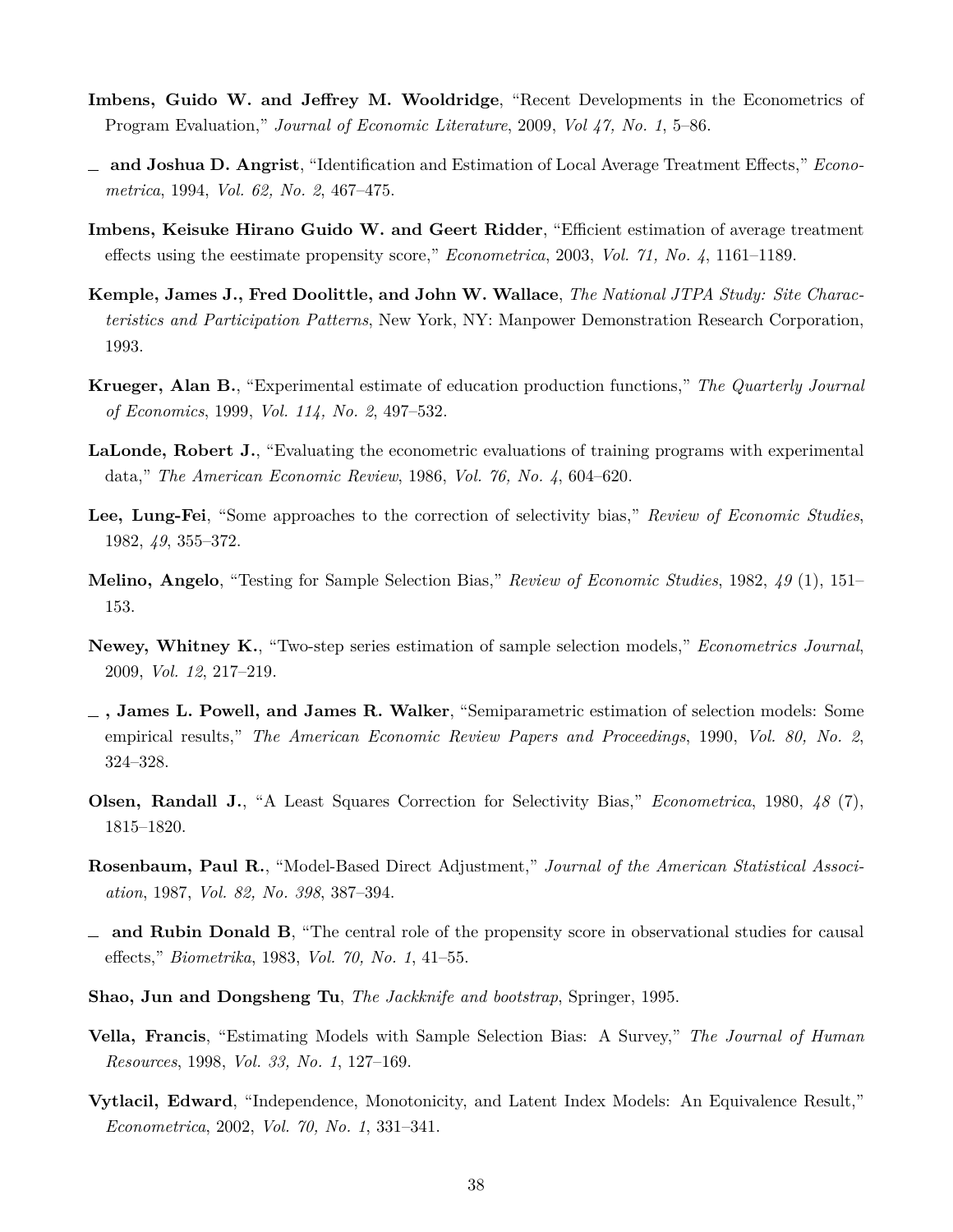**Imbens, Guido W. and Jeffrey M. Wooldridge**, "Recent Developments in the Econometrics of Program Evaluation," *Journal of Economic Literature*, 2009, *Vol 47, No. 1*, 5–86.

_ **and Joshua D. Angrist**, "Identification and Estimation of Local Average Treatment Effects," *Econometrica*, 1994, *Vol. 62, No. 2*, 467–475.

**Imbens, Keisuke Hirano Guido W. and Geert Ridder**, "Efficient estimation of average treatment effects using the eestimate propensity score," *Econometrica*, 2003, *Vol. 71, No. 4*, 1161–1189.

**Kemple, James J., Fred Doolittle, and John W. Wallace**, *The National JTPA Study: Site Characteristics and Participation Patterns*, New York, NY: Manpower Demonstration Research Corporation, 1993.

**Krueger, Alan B.**, "Experimental estimate of education production functions," *The Quarterly Journal of Economics*, 1999, *Vol. 114, No. 2*, 497–532.

**LaLonde, Robert J.**, "Evaluating the econometric evaluations of training programs with experimental data," *The American Economic Review*, 1986, *Vol. 76, No. 4*, 604–620.

**Lee, Lung-Fei**, "Some approaches to the correction of selectivity bias," *Review of Economic Studies*, 1982, *49*, 355–372.

**Melino, Angelo**, "Testing for Sample Selection Bias," *Review of Economic Studies*, 1982, *49* (1), 151–153.

**Newey, Whitney K.**, "Two-step series estimation of sample selection models," *Econometrics Journal*, 2009, *Vol. 12*, 217–219.

_ **, James L. Powell, and James R. Walker**, "Semiparametric estimation of selection models: Some empirical results," *The American Economic Review Papers and Proceedings*, 1990, *Vol. 80, No. 2*, 324–328.

**Olsen, Randall J.**, "A Least Squares Correction for Selectivity Bias," *Econometrica*, 1980, *48* (7), 1815–1820.

**Rosenbaum, Paul R.**, "Model-Based Direct Adjustment," *Journal of the American Statistical Association*, 1987, *Vol. 82, No. 398*, 387–394.

_ **and Rubin Donald B**, "The central role of the propensity score in observational studies for causal effects," *Biometrika*, 1983, *Vol. 70, No. 1*, 41–55.

**Shao, Jun and Dongsheng Tu**, *The Jackknife and bootstrap*, Springer, 1995.

**Vella, Francis**, "Estimating Models with Sample Selection Bias: A Survey," *The Journal of Human Resources*, 1998, *Vol. 33, No. 1*, 127–169.

**Vytlacil, Edward**, "Independence, Monotonicity, and Latent Index Models: An Equivalence Result," *Econometrica*, 2002, *Vol. 70, No. 1*, 331–341.